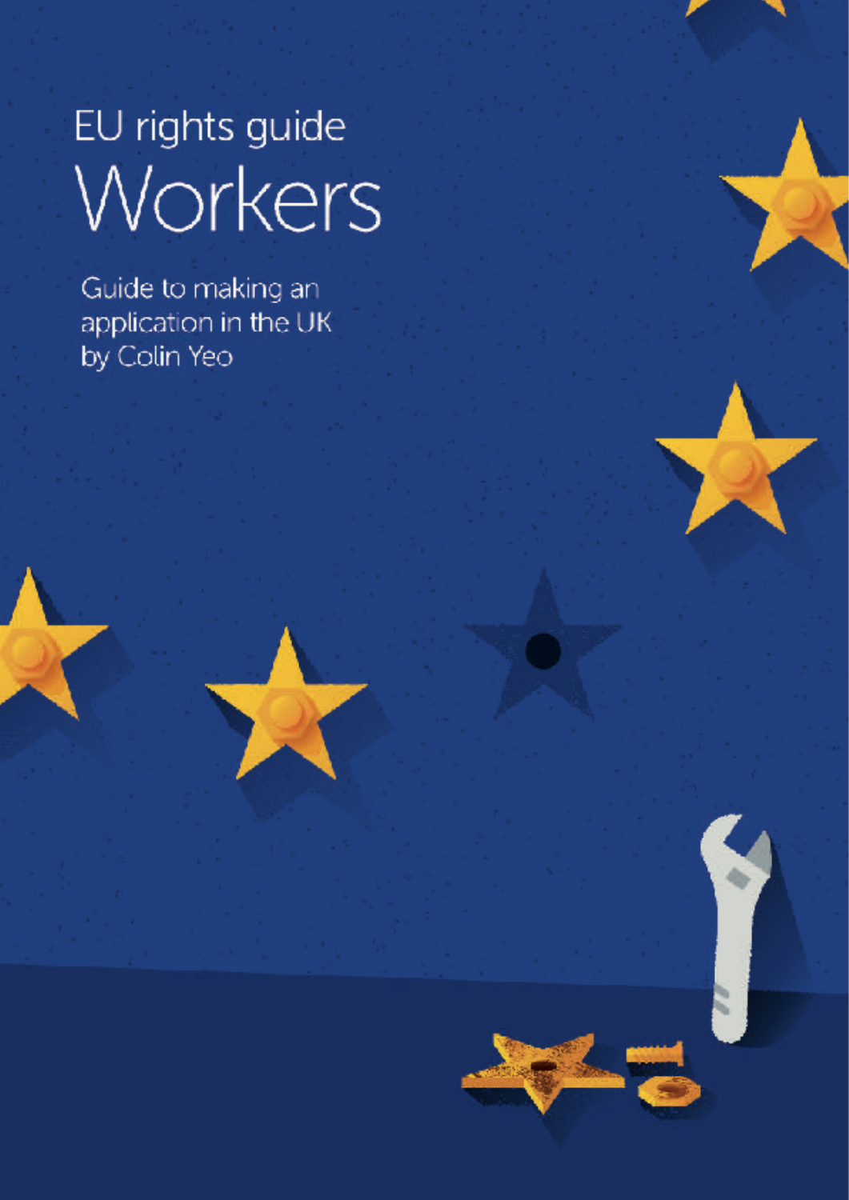# EU rights guide
# Workers

Guide to making an application in the UK by Colin Yeo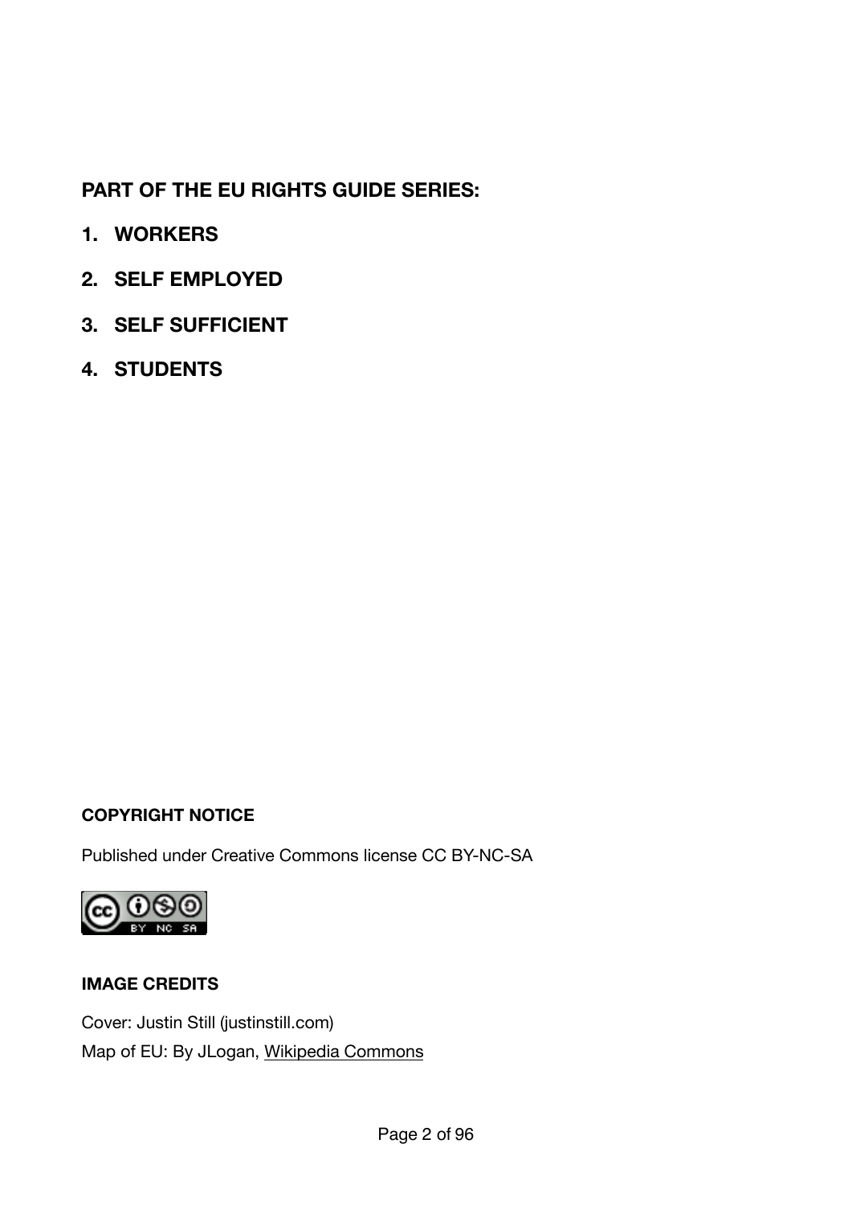**PART OF THE EU RIGHTS GUIDE SERIES:**

1. **WORKERS**
2. **SELF EMPLOYED**
3. **SELF SUFFICIENT**
4. **STUDENTS**

**COPYRIGHT NOTICE**

Published under Creative Commons license CC BY-NC-SA

**IMAGE CREDITS**

Cover: Justin Still (justinstill.com)
Map of EU: By JLogan, Wikipedia Commons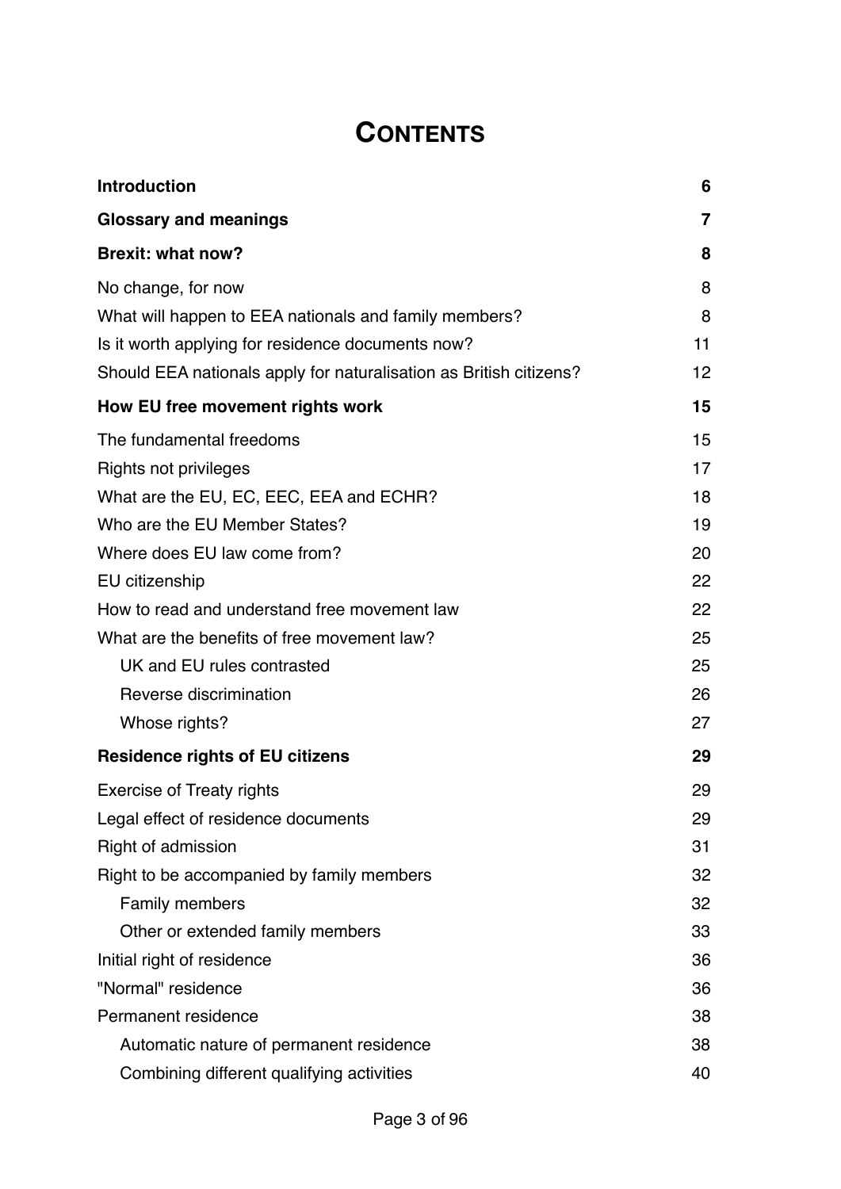# CONTENTS

| | |
|---|---|
| **Introduction** | **6** |
| **Glossary and meanings** | **7** |
| **Brexit: what now?** | **8** |
| No change, for now | 8 |
| What will happen to EEA nationals and family members? | 8 |
| Is it worth applying for residence documents now? | 11 |
| Should EEA nationals apply for naturalisation as British citizens? | 12 |
| **How EU free movement rights work** | **15** |
| The fundamental freedoms | 15 |
| Rights not privileges | 17 |
| What are the EU, EC, EEC, EEA and ECHR? | 18 |
| Who are the EU Member States? | 19 |
| Where does EU law come from? | 20 |
| EU citizenship | 22 |
| How to read and understand free movement law | 22 |
| What are the benefits of free movement law? | 25 |
| &nbsp;&nbsp;&nbsp;&nbsp;UK and EU rules contrasted | 25 |
| &nbsp;&nbsp;&nbsp;&nbsp;Reverse discrimination | 26 |
| &nbsp;&nbsp;&nbsp;&nbsp;Whose rights? | 27 |
| **Residence rights of EU citizens** | **29** |
| Exercise of Treaty rights | 29 |
| Legal effect of residence documents | 29 |
| Right of admission | 31 |
| Right to be accompanied by family members | 32 |
| &nbsp;&nbsp;&nbsp;&nbsp;Family members | 32 |
| &nbsp;&nbsp;&nbsp;&nbsp;Other or extended family members | 33 |
| Initial right of residence | 36 |
| "Normal" residence | 36 |
| Permanent residence | 38 |
| &nbsp;&nbsp;&nbsp;&nbsp;Automatic nature of permanent residence | 38 |
| &nbsp;&nbsp;&nbsp;&nbsp;Combining different qualifying activities | 40 |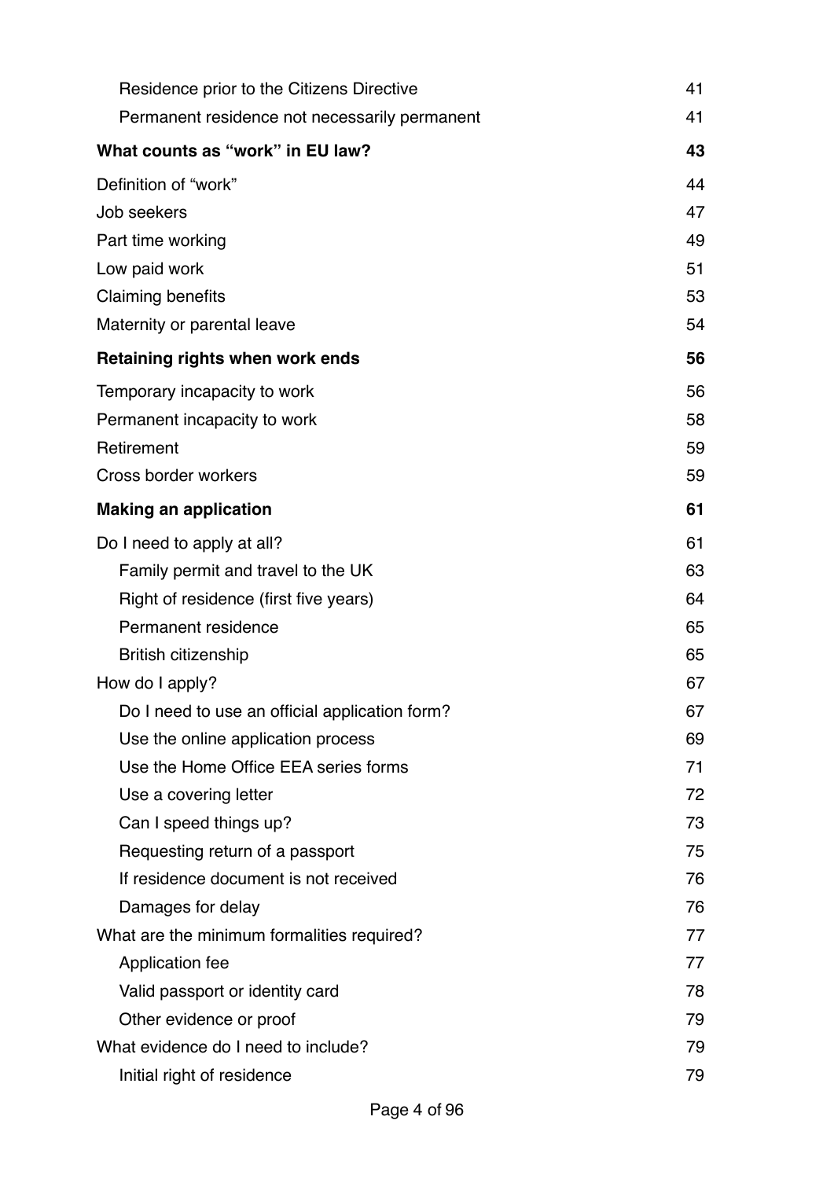| | |
|---|---|
| Residence prior to the Citizens Directive | 41 |
| Permanent residence not necessarily permanent | 41 |
| **What counts as “work” in EU law?** | **43** |
| Definition of “work” | 44 |
| Job seekers | 47 |
| Part time working | 49 |
| Low paid work | 51 |
| Claiming benefits | 53 |
| Maternity or parental leave | 54 |
| **Retaining rights when work ends** | **56** |
| Temporary incapacity to work | 56 |
| Permanent incapacity to work | 58 |
| Retirement | 59 |
| Cross border workers | 59 |
| **Making an application** | **61** |
| Do I need to apply at all? | 61 |
| Family permit and travel to the UK | 63 |
| Right of residence (first five years) | 64 |
| Permanent residence | 65 |
| British citizenship | 65 |
| How do I apply? | 67 |
| Do I need to use an official application form? | 67 |
| Use the online application process | 69 |
| Use the Home Office EEA series forms | 71 |
| Use a covering letter | 72 |
| Can I speed things up? | 73 |
| Requesting return of a passport | 75 |
| If residence document is not received | 76 |
| Damages for delay | 76 |
| What are the minimum formalities required? | 77 |
| Application fee | 77 |
| Valid passport or identity card | 78 |
| Other evidence or proof | 79 |
| What evidence do I need to include? | 79 |
| Initial right of residence | 79 |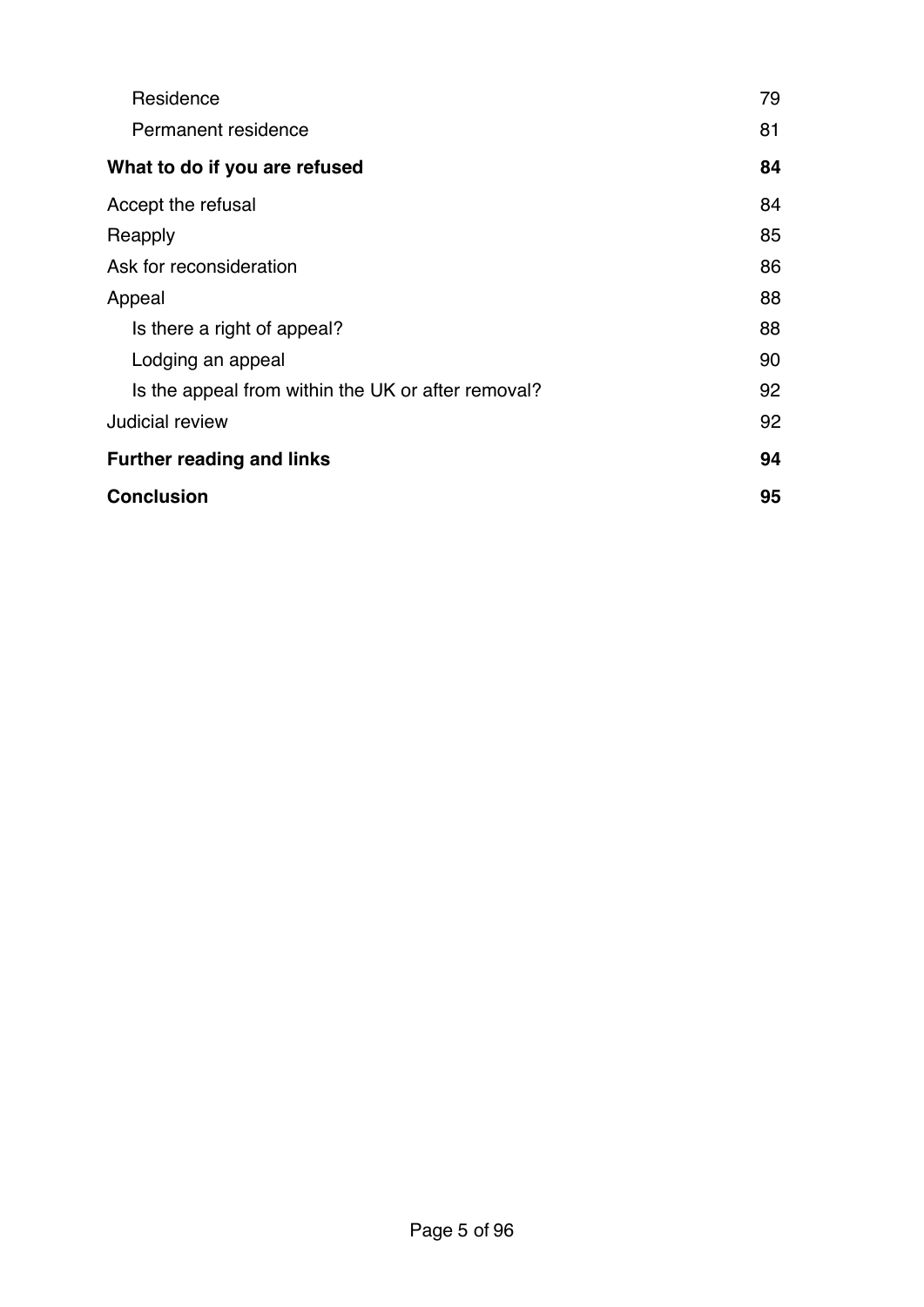| | |
|---|---|
| &nbsp;&nbsp;&nbsp;&nbsp;Residence | 79 |
| &nbsp;&nbsp;&nbsp;&nbsp;Permanent residence | 81 |
| **What to do if you are refused** | **84** |
| Accept the refusal | 84 |
| Reapply | 85 |
| Ask for reconsideration | 86 |
| Appeal | 88 |
| &nbsp;&nbsp;&nbsp;&nbsp;Is there a right of appeal? | 88 |
| &nbsp;&nbsp;&nbsp;&nbsp;Lodging an appeal | 90 |
| &nbsp;&nbsp;&nbsp;&nbsp;Is the appeal from within the UK or after removal? | 92 |
| Judicial review | 92 |
| **Further reading and links** | **94** |
| **Conclusion** | **95** |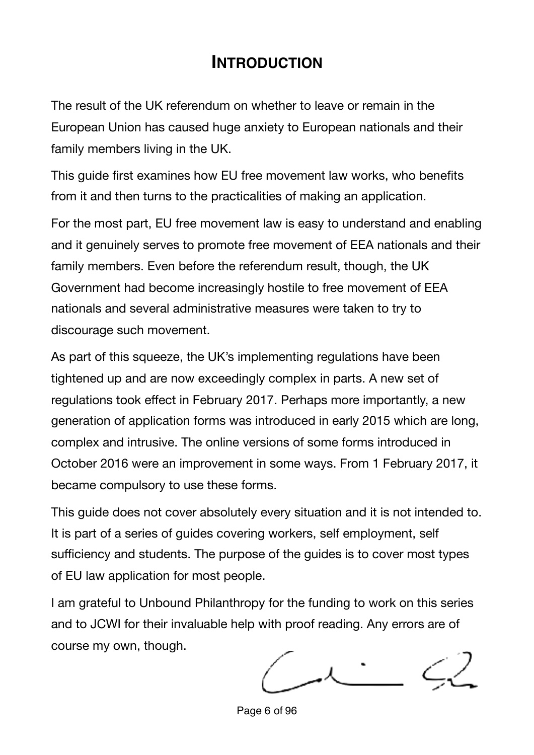# INTRODUCTION

The result of the UK referendum on whether to leave or remain in the European Union has caused huge anxiety to European nationals and their family members living in the UK.

This guide first examines how EU free movement law works, who benefits from it and then turns to the practicalities of making an application.

For the most part, EU free movement law is easy to understand and enabling and it genuinely serves to promote free movement of EEA nationals and their family members. Even before the referendum result, though, the UK Government had become increasingly hostile to free movement of EEA nationals and several administrative measures were taken to try to discourage such movement.

As part of this squeeze, the UK's implementing regulations have been tightened up and are now exceedingly complex in parts. A new set of regulations took effect in February 2017. Perhaps more importantly, a new generation of application forms was introduced in early 2015 which are long, complex and intrusive. The online versions of some forms introduced in October 2016 were an improvement in some ways. From 1 February 2017, it became compulsory to use these forms.

This guide does not cover absolutely every situation and it is not intended to. It is part of a series of guides covering workers, self employment, self sufficiency and students. The purpose of the guides is to cover most types of EU law application for most people.

I am grateful to Unbound Philanthropy for the funding to work on this series and to JCWI for their invaluable help with proof reading. Any errors are of course my own, though.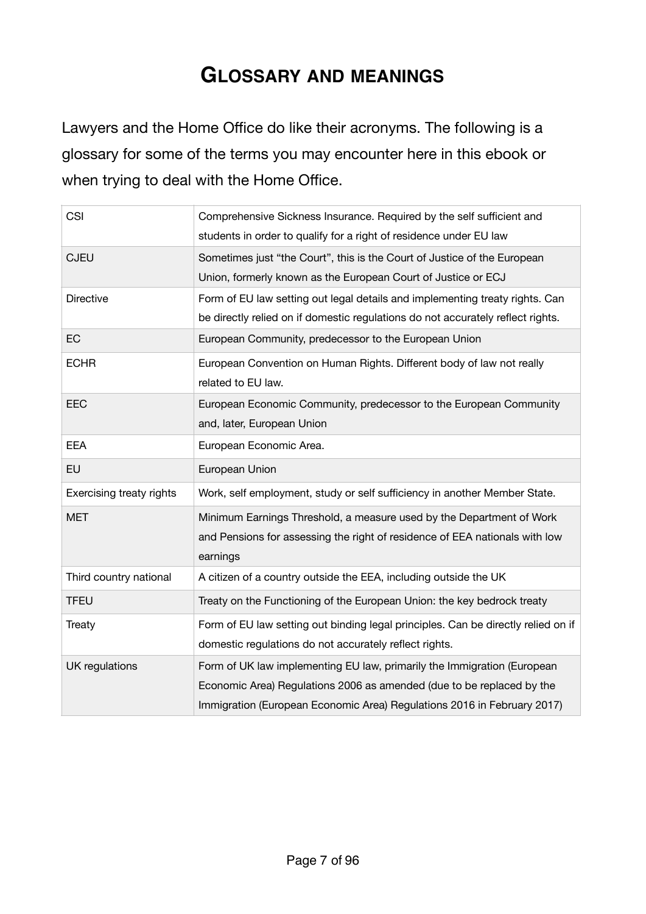# Glossary and meanings

Lawyers and the Home Office do like their acronyms. The following is a glossary for some of the terms you may encounter here in this ebook or when trying to deal with the Home Office.

| | |
|---|---|
| CSI | Comprehensive Sickness Insurance. Required by the self sufficient and students in order to qualify for a right of residence under EU law |
| CJEU | Sometimes just "the Court", this is the Court of Justice of the European Union, formerly known as the European Court of Justice or ECJ |
| Directive | Form of EU law setting out legal details and implementing treaty rights. Can be directly relied on if domestic regulations do not accurately reflect rights. |
| EC | European Community, predecessor to the European Union |
| ECHR | European Convention on Human Rights. Different body of law not really related to EU law. |
| EEC | European Economic Community, predecessor to the European Community and, later, European Union |
| EEA | European Economic Area. |
| EU | European Union |
| Exercising treaty rights | Work, self employment, study or self sufficiency in another Member State. |
| MET | Minimum Earnings Threshold, a measure used by the Department of Work and Pensions for assessing the right of residence of EEA nationals with low earnings |
| Third country national | A citizen of a country outside the EEA, including outside the UK |
| TFEU | Treaty on the Functioning of the European Union: the key bedrock treaty |
| Treaty | Form of EU law setting out binding legal principles. Can be directly relied on if domestic regulations do not accurately reflect rights. |
| UK regulations | Form of UK law implementing EU law, primarily the Immigration (European Economic Area) Regulations 2006 as amended (due to be replaced by the Immigration (European Economic Area) Regulations 2016 in February 2017) |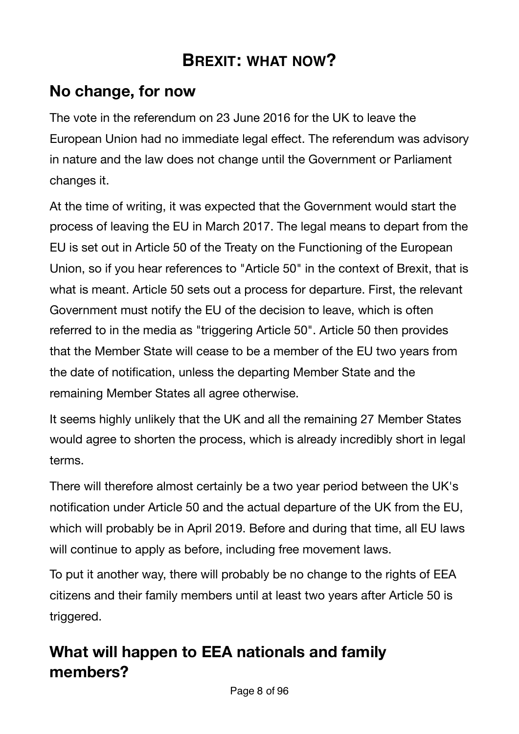# BREXIT: WHAT NOW?

## No change, for now

The vote in the referendum on 23 June 2016 for the UK to leave the European Union had no immediate legal effect. The referendum was advisory in nature and the law does not change until the Government or Parliament changes it.

At the time of writing, it was expected that the Government would start the process of leaving the EU in March 2017. The legal means to depart from the EU is set out in Article 50 of the Treaty on the Functioning of the European Union, so if you hear references to "Article 50" in the context of Brexit, that is what is meant. Article 50 sets out a process for departure. First, the relevant Government must notify the EU of the decision to leave, which is often referred to in the media as "triggering Article 50". Article 50 then provides that the Member State will cease to be a member of the EU two years from the date of notification, unless the departing Member State and the remaining Member States all agree otherwise.

It seems highly unlikely that the UK and all the remaining 27 Member States would agree to shorten the process, which is already incredibly short in legal terms.

There will therefore almost certainly be a two year period between the UK's notification under Article 50 and the actual departure of the UK from the EU, which will probably be in April 2019. Before and during that time, all EU laws will continue to apply as before, including free movement laws.

To put it another way, there will probably be no change to the rights of EEA citizens and their family members until at least two years after Article 50 is triggered.

## What will happen to EEA nationals and family members?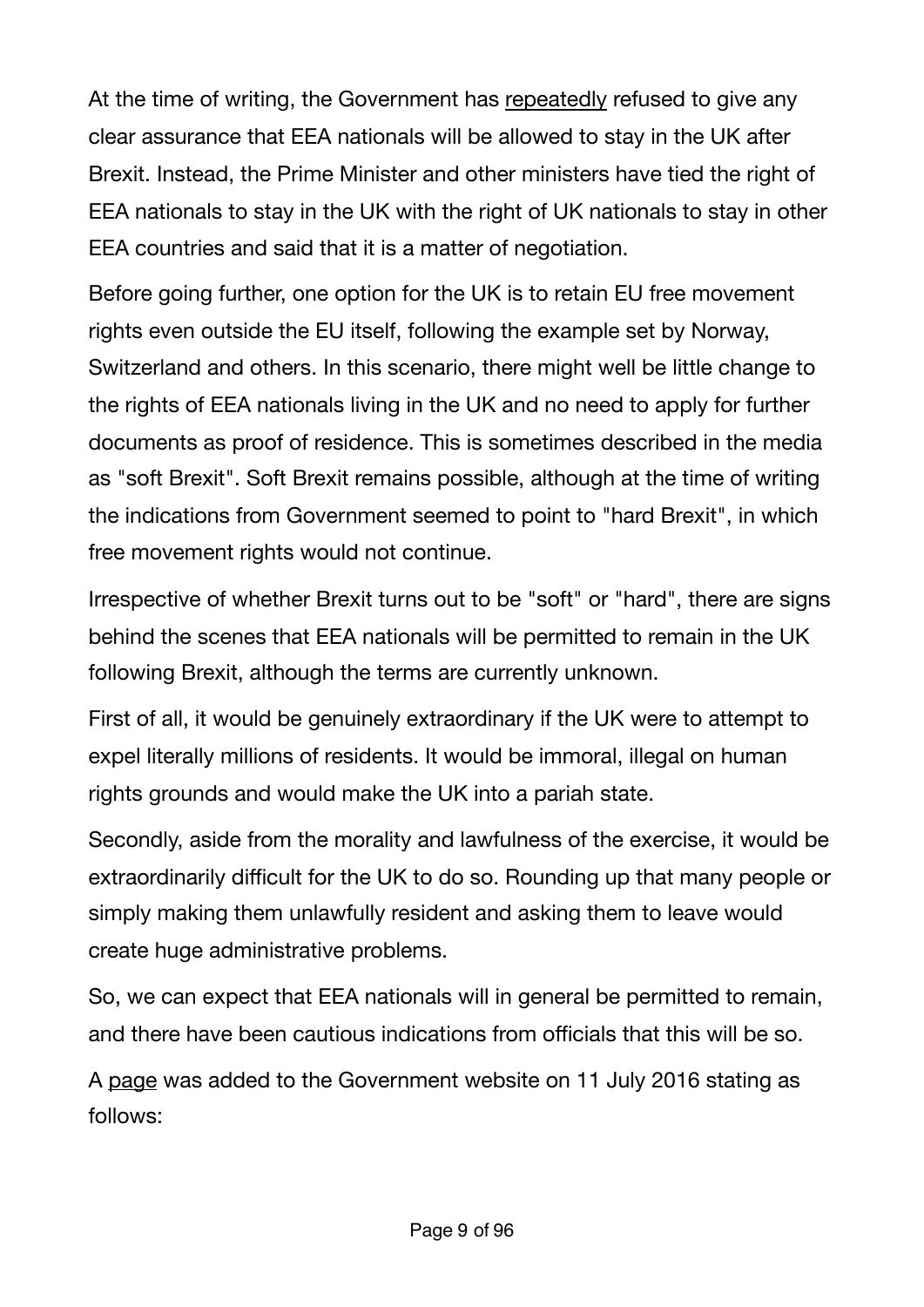At the time of writing, the Government has repeatedly refused to give any clear assurance that EEA nationals will be allowed to stay in the UK after Brexit. Instead, the Prime Minister and other ministers have tied the right of EEA nationals to stay in the UK with the right of UK nationals to stay in other EEA countries and said that it is a matter of negotiation.

Before going further, one option for the UK is to retain EU free movement rights even outside the EU itself, following the example set by Norway, Switzerland and others. In this scenario, there might well be little change to the rights of EEA nationals living in the UK and no need to apply for further documents as proof of residence. This is sometimes described in the media as "soft Brexit". Soft Brexit remains possible, although at the time of writing the indications from Government seemed to point to "hard Brexit", in which free movement rights would not continue.

Irrespective of whether Brexit turns out to be "soft" or "hard", there are signs behind the scenes that EEA nationals will be permitted to remain in the UK following Brexit, although the terms are currently unknown.

First of all, it would be genuinely extraordinary if the UK were to attempt to expel literally millions of residents. It would be immoral, illegal on human rights grounds and would make the UK into a pariah state.

Secondly, aside from the morality and lawfulness of the exercise, it would be extraordinarily difficult for the UK to do so. Rounding up that many people or simply making them unlawfully resident and asking them to leave would create huge administrative problems.

So, we can expect that EEA nationals will in general be permitted to remain, and there have been cautious indications from officials that this will be so.

A page was added to the Government website on 11 July 2016 stating as follows: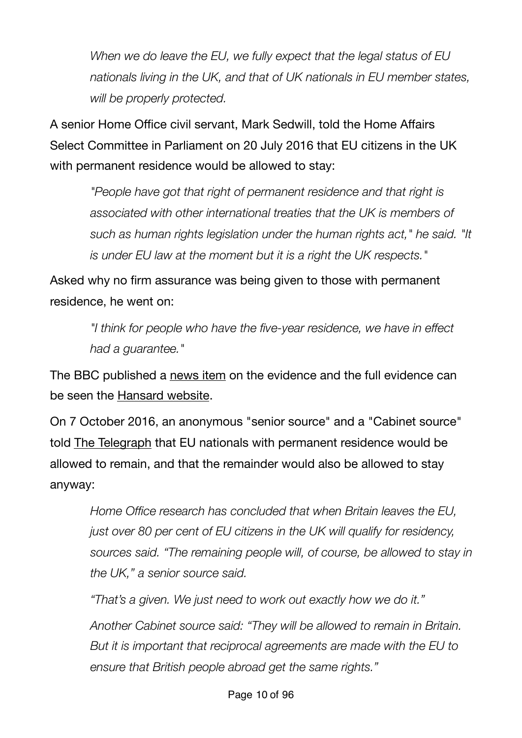> *When we do leave the EU, we fully expect that the legal status of EU nationals living in the UK, and that of UK nationals in EU member states, will be properly protected.*

A senior Home Office civil servant, Mark Sedwill, told the Home Affairs Select Committee in Parliament on 20 July 2016 that EU citizens in the UK with permanent residence would be allowed to stay:

> *"People have got that right of permanent residence and that right is associated with other international treaties that the UK is members of such as human rights legislation under the human rights act," he said. "It is under EU law at the moment but it is a right the UK respects."*

Asked why no firm assurance was being given to those with permanent residence, he went on:

> *"I think for people who have the five-year residence, we have in effect had a guarantee."*

The BBC published a news item on the evidence and the full evidence can be seen the Hansard website.

On 7 October 2016, an anonymous "senior source" and a "Cabinet source" told The Telegraph that EU nationals with permanent residence would be allowed to remain, and that the remainder would also be allowed to stay anyway:

> *Home Office research has concluded that when Britain leaves the EU, just over 80 per cent of EU citizens in the UK will qualify for residency, sources said. "The remaining people will, of course, be allowed to stay in the UK," a senior source said.*
>
> *"That's a given. We just need to work out exactly how we do it."*
>
> *Another Cabinet source said: "They will be allowed to remain in Britain. But it is important that reciprocal agreements are made with the EU to ensure that British people abroad get the same rights."*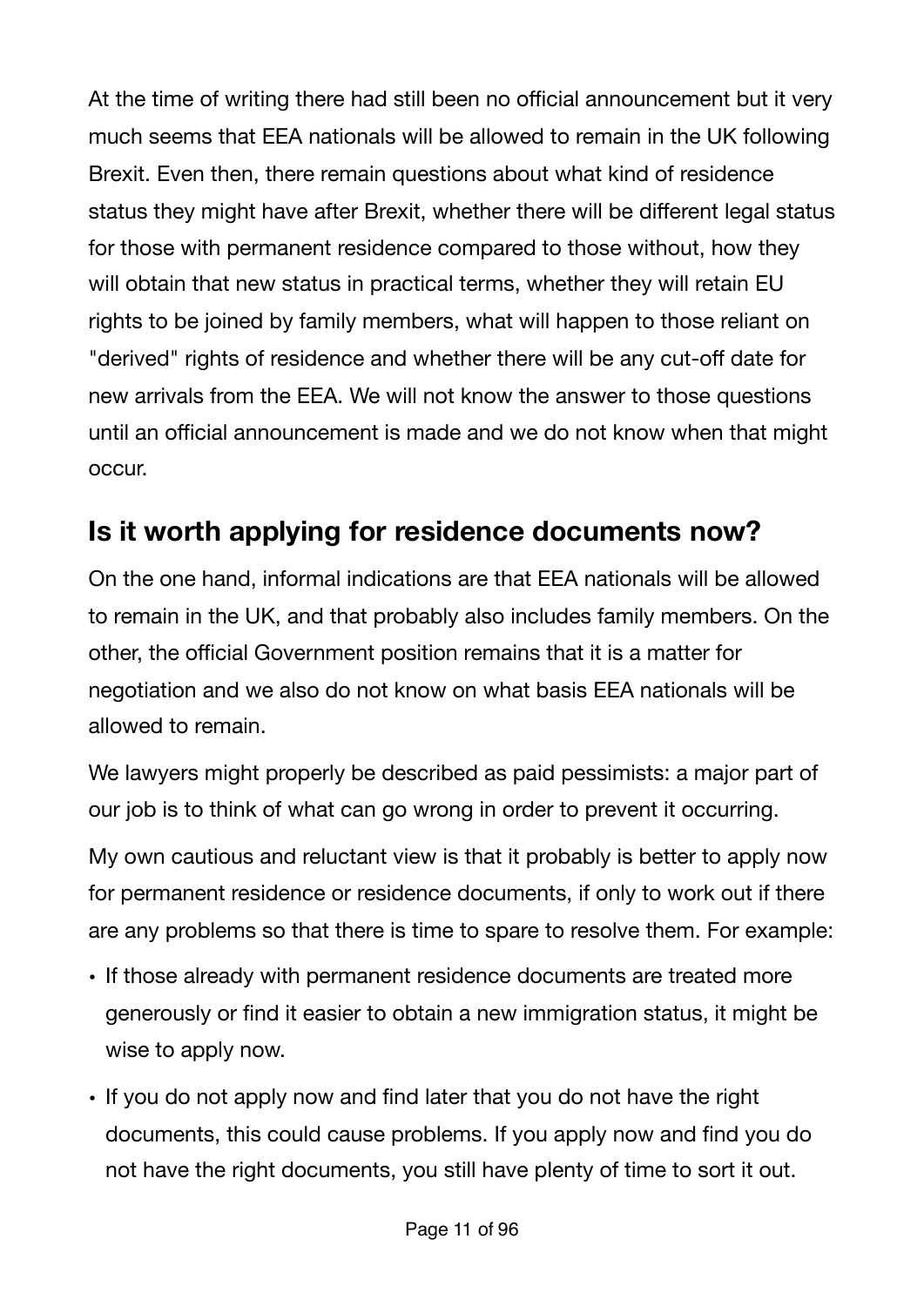At the time of writing there had still been no official announcement but it very much seems that EEA nationals will be allowed to remain in the UK following Brexit. Even then, there remain questions about what kind of residence status they might have after Brexit, whether there will be different legal status for those with permanent residence compared to those without, how they will obtain that new status in practical terms, whether they will retain EU rights to be joined by family members, what will happen to those reliant on "derived" rights of residence and whether there will be any cut-off date for new arrivals from the EEA. We will not know the answer to those questions until an official announcement is made and we do not know when that might occur.

## Is it worth applying for residence documents now?

On the one hand, informal indications are that EEA nationals will be allowed to remain in the UK, and that probably also includes family members. On the other, the official Government position remains that it is a matter for negotiation and we also do not know on what basis EEA nationals will be allowed to remain.

We lawyers might properly be described as paid pessimists: a major part of our job is to think of what can go wrong in order to prevent it occurring.

My own cautious and reluctant view is that it probably is better to apply now for permanent residence or residence documents, if only to work out if there are any problems so that there is time to spare to resolve them. For example:

- If those already with permanent residence documents are treated more generously or find it easier to obtain a new immigration status, it might be wise to apply now.
- If you do not apply now and find later that you do not have the right documents, this could cause problems. If you apply now and find you do not have the right documents, you still have plenty of time to sort it out.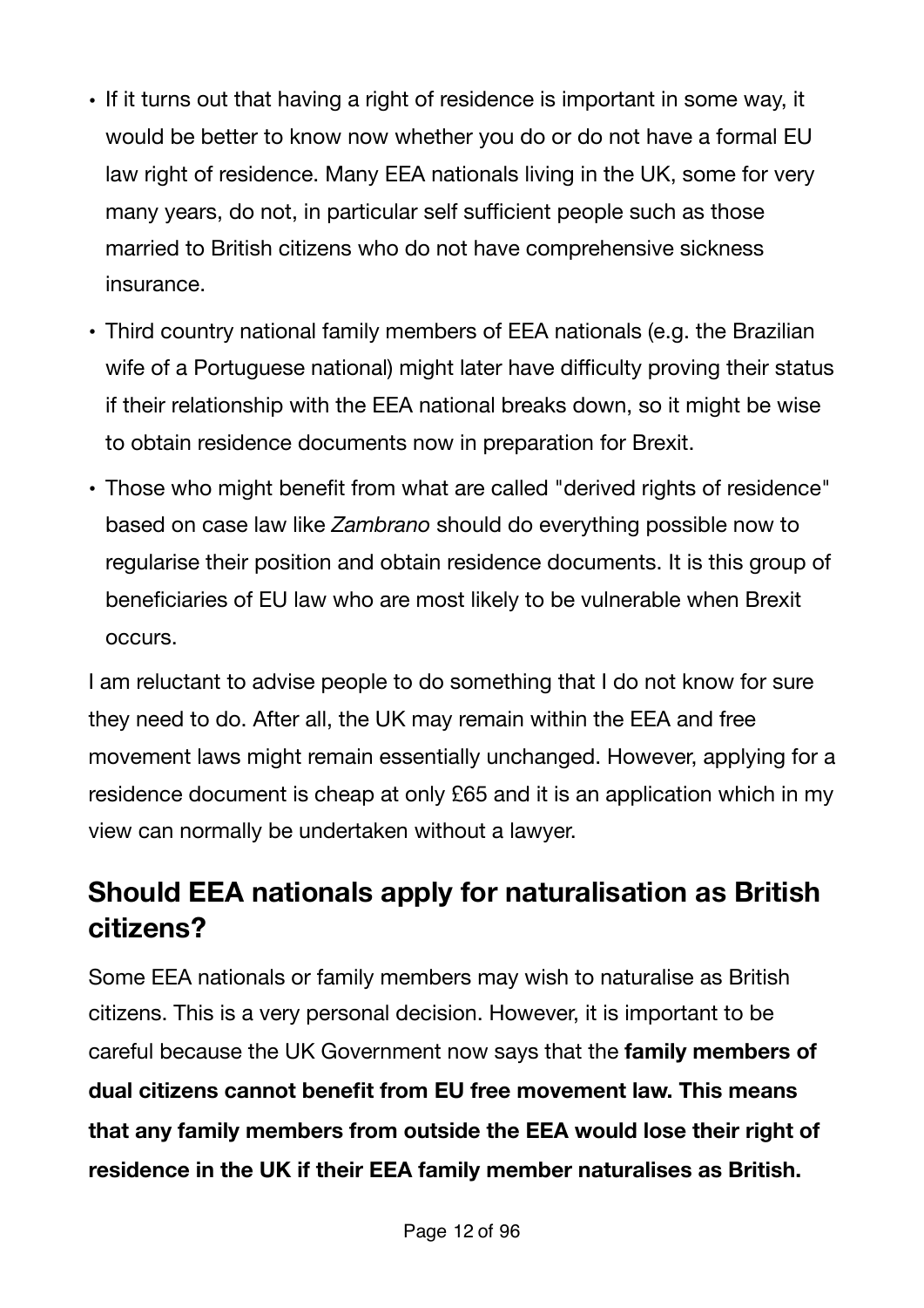- If it turns out that having a right of residence is important in some way, it would be better to know now whether you do or do not have a formal EU law right of residence. Many EEA nationals living in the UK, some for very many years, do not, in particular self sufficient people such as those married to British citizens who do not have comprehensive sickness insurance.
- Third country national family members of EEA nationals (e.g. the Brazilian wife of a Portuguese national) might later have difficulty proving their status if their relationship with the EEA national breaks down, so it might be wise to obtain residence documents now in preparation for Brexit.
- Those who might benefit from what are called "derived rights of residence" based on case law like *Zambrano* should do everything possible now to regularise their position and obtain residence documents. It is this group of beneficiaries of EU law who are most likely to be vulnerable when Brexit occurs.

I am reluctant to advise people to do something that I do not know for sure they need to do. After all, the UK may remain within the EEA and free movement laws might remain essentially unchanged. However, applying for a residence document is cheap at only £65 and it is an application which in my view can normally be undertaken without a lawyer.

## Should EEA nationals apply for naturalisation as British citizens?

Some EEA nationals or family members may wish to naturalise as British citizens. This is a very personal decision. However, it is important to be careful because the UK Government now says that the **family members of dual citizens cannot benefit from EU free movement law. This means that any family members from outside the EEA would lose their right of residence in the UK if their EEA family member naturalises as British.**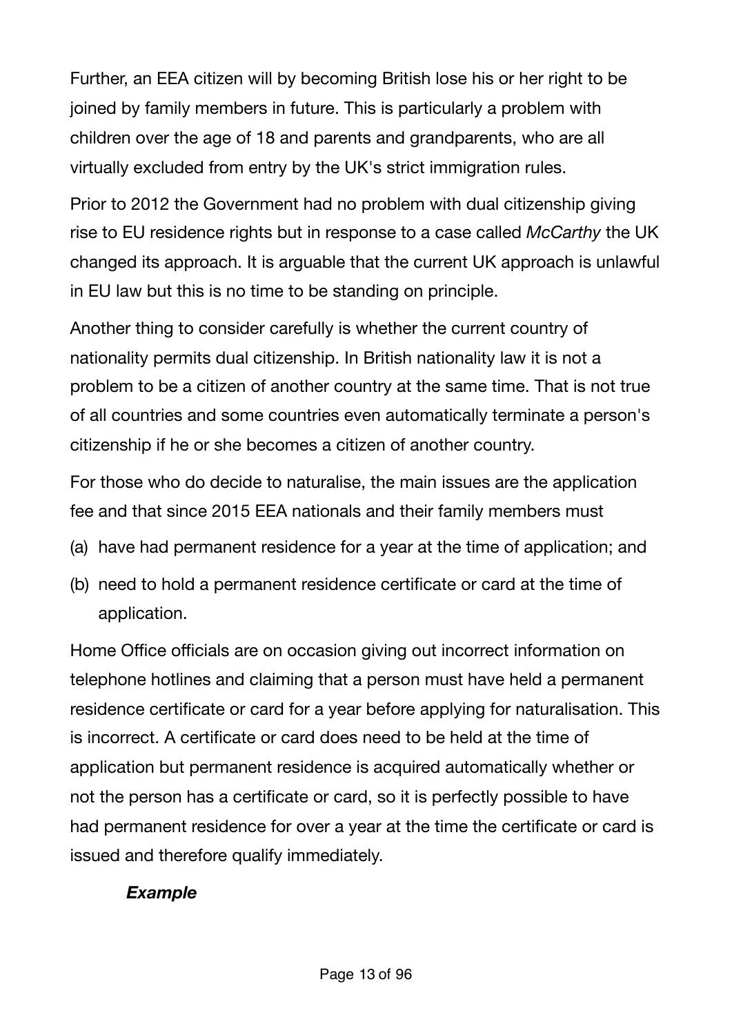Further, an EEA citizen will by becoming British lose his or her right to be joined by family members in future. This is particularly a problem with children over the age of 18 and parents and grandparents, who are all virtually excluded from entry by the UK's strict immigration rules.

Prior to 2012 the Government had no problem with dual citizenship giving rise to EU residence rights but in response to a case called *McCarthy* the UK changed its approach. It is arguable that the current UK approach is unlawful in EU law but this is no time to be standing on principle.

Another thing to consider carefully is whether the current country of nationality permits dual citizenship. In British nationality law it is not a problem to be a citizen of another country at the same time. That is not true of all countries and some countries even automatically terminate a person's citizenship if he or she becomes a citizen of another country.

For those who do decide to naturalise, the main issues are the application fee and that since 2015 EEA nationals and their family members must

(a) have had permanent residence for a year at the time of application; and

(b) need to hold a permanent residence certificate or card at the time of application.

Home Office officials are on occasion giving out incorrect information on telephone hotlines and claiming that a person must have held a permanent residence certificate or card for a year before applying for naturalisation. This is incorrect. A certificate or card does need to be held at the time of application but permanent residence is acquired automatically whether or not the person has a certificate or card, so it is perfectly possible to have had permanent residence for over a year at the time the certificate or card is issued and therefore qualify immediately.

***Example***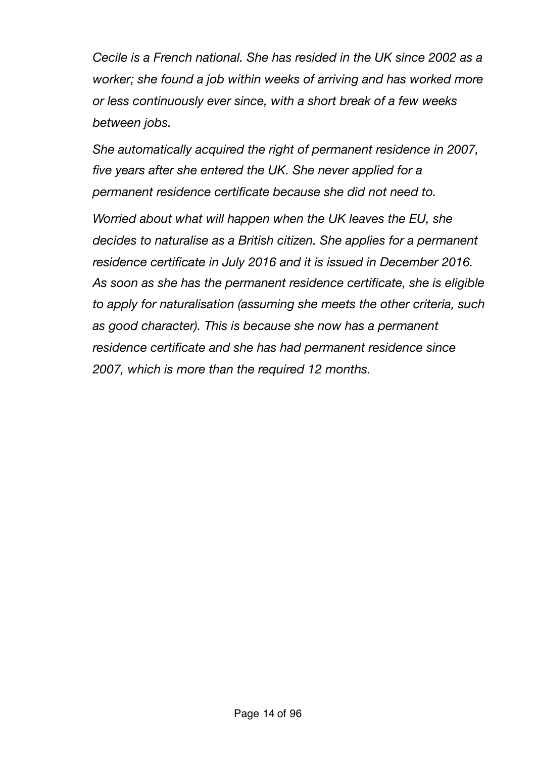*Cecile is a French national. She has resided in the UK since 2002 as a worker; she found a job within weeks of arriving and has worked more or less continuously ever since, with a short break of a few weeks between jobs.*

*She automatically acquired the right of permanent residence in 2007, five years after she entered the UK. She never applied for a permanent residence certificate because she did not need to.*

*Worried about what will happen when the UK leaves the EU, she decides to naturalise as a British citizen. She applies for a permanent residence certificate in July 2016 and it is issued in December 2016. As soon as she has the permanent residence certificate, she is eligible to apply for naturalisation (assuming she meets the other criteria, such as good character). This is because she now has a permanent residence certificate and she has had permanent residence since 2007, which is more than the required 12 months.*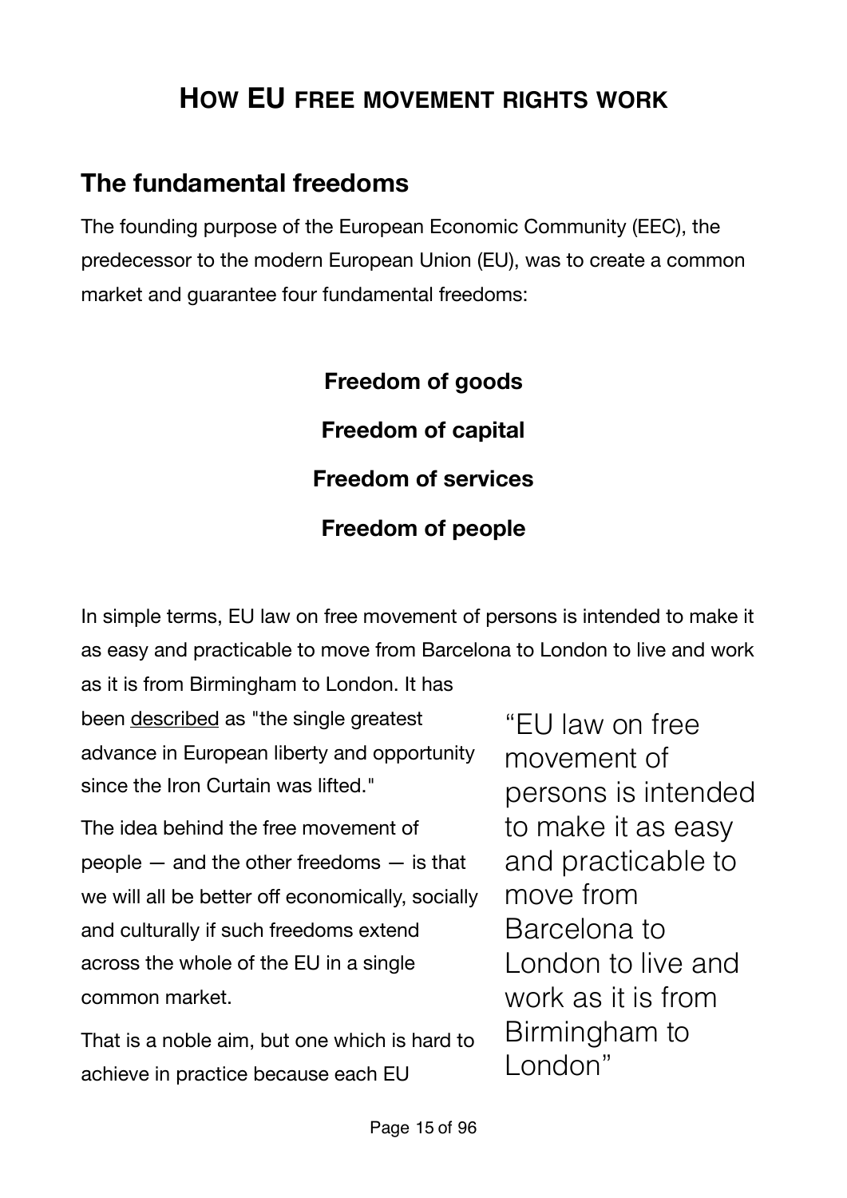# How EU free movement rights work

## The fundamental freedoms

The founding purpose of the European Economic Community (EEC), the predecessor to the modern European Union (EU), was to create a common market and guarantee four fundamental freedoms:

**Freedom of goods**

**Freedom of capital**

**Freedom of services**

**Freedom of people**

In simple terms, EU law on free movement of persons is intended to make it as easy and practicable to move from Barcelona to London to live and work as it is from Birmingham to London. It has been described as "the single greatest advance in European liberty and opportunity since the Iron Curtain was lifted."

> "EU law on free movement of persons is intended to make it as easy and practicable to move from Barcelona to London to live and work as it is from Birmingham to London"

The idea behind the free movement of people — and the other freedoms — is that we will all be better off economically, socially and culturally if such freedoms extend across the whole of the EU in a single common market.

That is a noble aim, but one which is hard to achieve in practice because each EU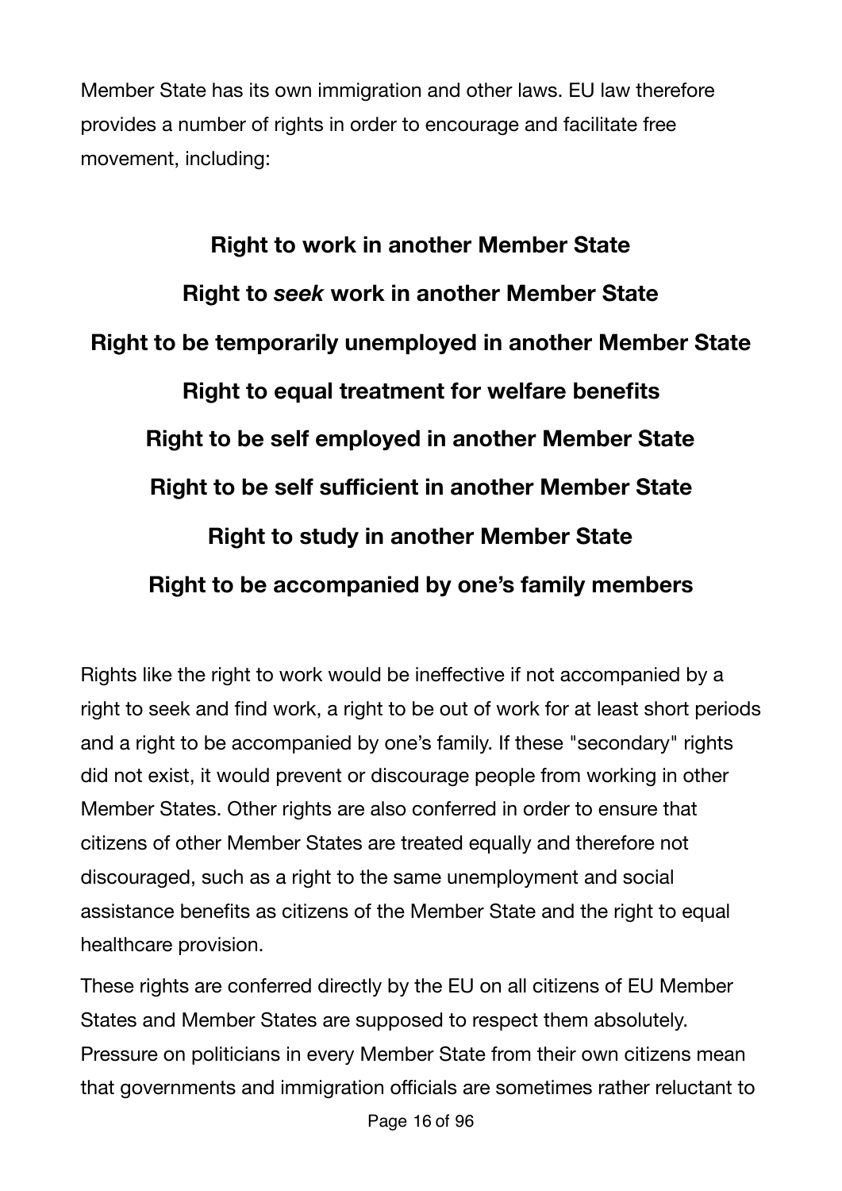Member State has its own immigration and other laws. EU law therefore provides a number of rights in order to encourage and facilitate free movement, including:

**Right to work in another Member State**

**Right to *seek* work in another Member State**

**Right to be temporarily unemployed in another Member State**

**Right to equal treatment for welfare benefits**

**Right to be self employed in another Member State**

**Right to be self sufficient in another Member State**

**Right to study in another Member State**

**Right to be accompanied by one's family members**

Rights like the right to work would be ineffective if not accompanied by a right to seek and find work, a right to be out of work for at least short periods and a right to be accompanied by one's family. If these "secondary" rights did not exist, it would prevent or discourage people from working in other Member States. Other rights are also conferred in order to ensure that citizens of other Member States are treated equally and therefore not discouraged, such as a right to the same unemployment and social assistance benefits as citizens of the Member State and the right to equal healthcare provision.

These rights are conferred directly by the EU on all citizens of EU Member States and Member States are supposed to respect them absolutely. Pressure on politicians in every Member State from their own citizens mean that governments and immigration officials are sometimes rather reluctant to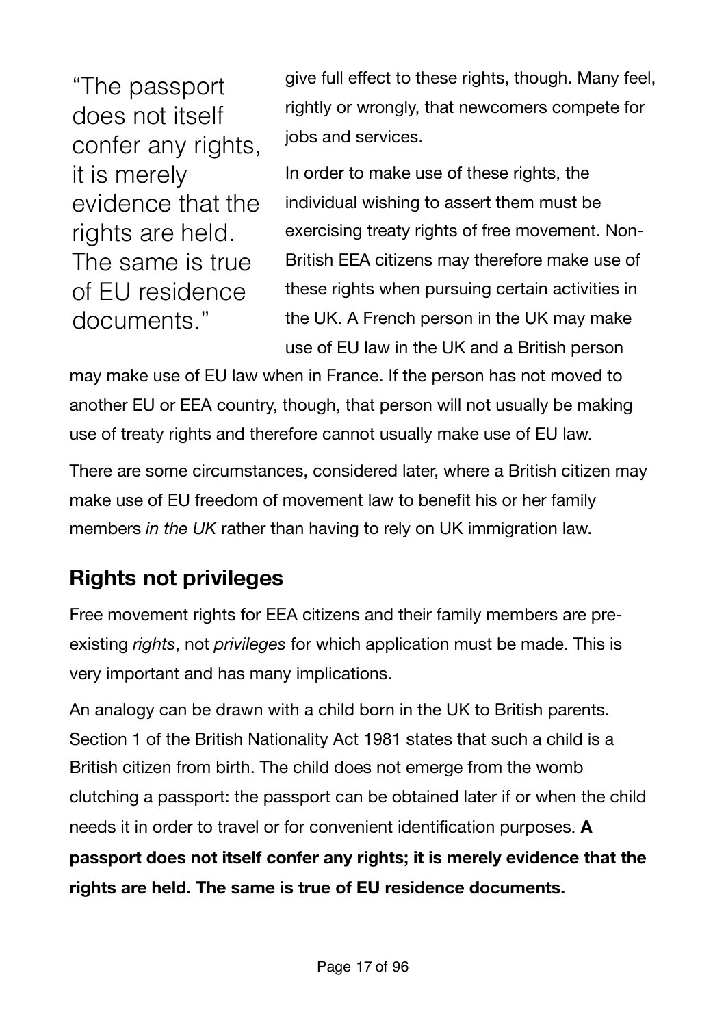> "The passport does not itself confer any rights, it is merely evidence that the rights are held. The same is true of EU residence documents."

give full effect to these rights, though. Many feel, rightly or wrongly, that newcomers compete for jobs and services.

In order to make use of these rights, the individual wishing to assert them must be exercising treaty rights of free movement. Non-British EEA citizens may therefore make use of these rights when pursuing certain activities in the UK. A French person in the UK may make use of EU law in the UK and a British person may make use of EU law when in France. If the person has not moved to another EU or EEA country, though, that person will not usually be making use of treaty rights and therefore cannot usually make use of EU law.

There are some circumstances, considered later, where a British citizen may make use of EU freedom of movement law to benefit his or her family members *in the UK* rather than having to rely on UK immigration law.

## Rights not privileges

Free movement rights for EEA citizens and their family members are pre-existing *rights*, not *privileges* for which application must be made. This is very important and has many implications.

An analogy can be drawn with a child born in the UK to British parents. Section 1 of the British Nationality Act 1981 states that such a child is a British citizen from birth. The child does not emerge from the womb clutching a passport: the passport can be obtained later if or when the child needs it in order to travel or for convenient identification purposes. **A passport does not itself confer any rights; it is merely evidence that the rights are held. The same is true of EU residence documents.**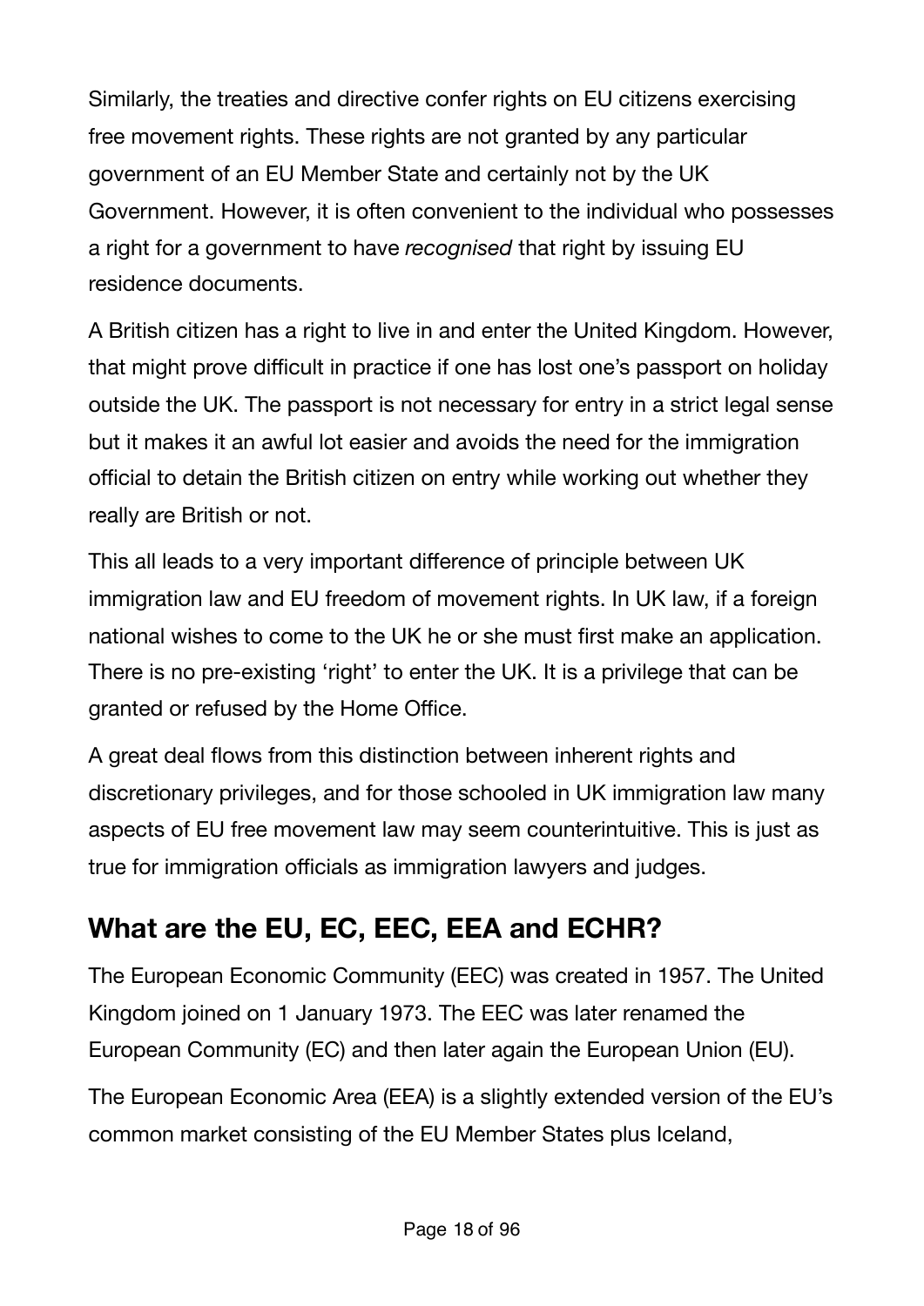Similarly, the treaties and directive confer rights on EU citizens exercising free movement rights. These rights are not granted by any particular government of an EU Member State and certainly not by the UK Government. However, it is often convenient to the individual who possesses a right for a government to have *recognised* that right by issuing EU residence documents.

A British citizen has a right to live in and enter the United Kingdom. However, that might prove difficult in practice if one has lost one's passport on holiday outside the UK. The passport is not necessary for entry in a strict legal sense but it makes it an awful lot easier and avoids the need for the immigration official to detain the British citizen on entry while working out whether they really are British or not.

This all leads to a very important difference of principle between UK immigration law and EU freedom of movement rights. In UK law, if a foreign national wishes to come to the UK he or she must first make an application. There is no pre-existing 'right' to enter the UK. It is a privilege that can be granted or refused by the Home Office.

A great deal flows from this distinction between inherent rights and discretionary privileges, and for those schooled in UK immigration law many aspects of EU free movement law may seem counterintuitive. This is just as true for immigration officials as immigration lawyers and judges.

## What are the EU, EC, EEC, EEA and ECHR?

The European Economic Community (EEC) was created in 1957. The United Kingdom joined on 1 January 1973. The EEC was later renamed the European Community (EC) and then later again the European Union (EU).

The European Economic Area (EEA) is a slightly extended version of the EU's common market consisting of the EU Member States plus Iceland,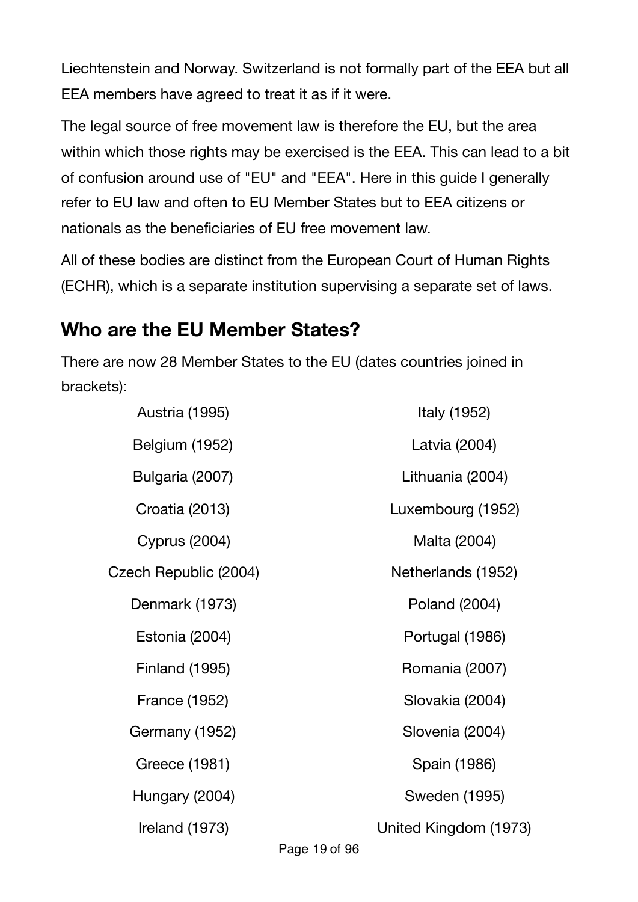Liechtenstein and Norway. Switzerland is not formally part of the EEA but all EEA members have agreed to treat it as if it were.

The legal source of free movement law is therefore the EU, but the area within which those rights may be exercised is the EEA. This can lead to a bit of confusion around use of "EU" and "EEA". Here in this guide I generally refer to EU law and often to EU Member States but to EEA citizens or nationals as the beneficiaries of EU free movement law.

All of these bodies are distinct from the European Court of Human Rights (ECHR), which is a separate institution supervising a separate set of laws.

## Who are the EU Member States?

There are now 28 Member States to the EU (dates countries joined in brackets):

| | |
|---|---|
| Austria (1995) | Italy (1952) |
| Belgium (1952) | Latvia (2004) |
| Bulgaria (2007) | Lithuania (2004) |
| Croatia (2013) | Luxembourg (1952) |
| Cyprus (2004) | Malta (2004) |
| Czech Republic (2004) | Netherlands (1952) |
| Denmark (1973) | Poland (2004) |
| Estonia (2004) | Portugal (1986) |
| Finland (1995) | Romania (2007) |
| France (1952) | Slovakia (2004) |
| Germany (1952) | Slovenia (2004) |
| Greece (1981) | Spain (1986) |
| Hungary (2004) | Sweden (1995) |
| Ireland (1973) | United Kingdom (1973) |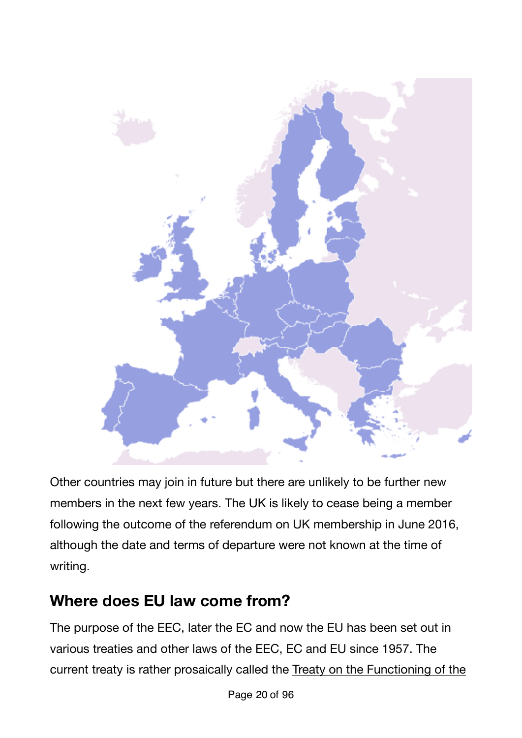Other countries may join in future but there are unlikely to be further new members in the next few years. The UK is likely to cease being a member following the outcome of the referendum on UK membership in June 2016, although the date and terms of departure were not known at the time of writing.

## Where does EU law come from?

The purpose of the EEC, later the EC and now the EU has been set out in various treaties and other laws of the EEC, EC and EU since 1957. The current treaty is rather prosaically called the Treaty on the Functioning of the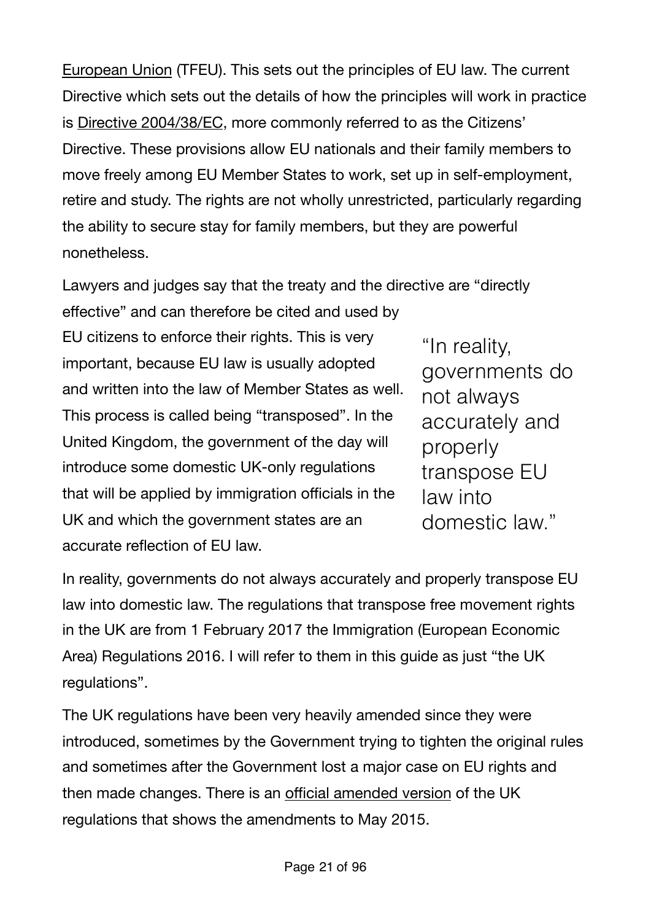European Union (TFEU). This sets out the principles of EU law. The current Directive which sets out the details of how the principles will work in practice is Directive 2004/38/EC, more commonly referred to as the Citizens' Directive. These provisions allow EU nationals and their family members to move freely among EU Member States to work, set up in self-employment, retire and study. The rights are not wholly unrestricted, particularly regarding the ability to secure stay for family members, but they are powerful nonetheless.

Lawyers and judges say that the treaty and the directive are "directly effective" and can therefore be cited and used by EU citizens to enforce their rights. This is very important, because EU law is usually adopted and written into the law of Member States as well. This process is called being "transposed". In the United Kingdom, the government of the day will introduce some domestic UK-only regulations that will be applied by immigration officials in the UK and which the government states are an accurate reflection of EU law.

> "In reality, governments do not always accurately and properly transpose EU law into domestic law."

In reality, governments do not always accurately and properly transpose EU law into domestic law. The regulations that transpose free movement rights in the UK are from 1 February 2017 the Immigration (European Economic Area) Regulations 2016. I will refer to them in this guide as just "the UK regulations".

The UK regulations have been very heavily amended since they were introduced, sometimes by the Government trying to tighten the original rules and sometimes after the Government lost a major case on EU rights and then made changes. There is an official amended version of the UK regulations that shows the amendments to May 2015.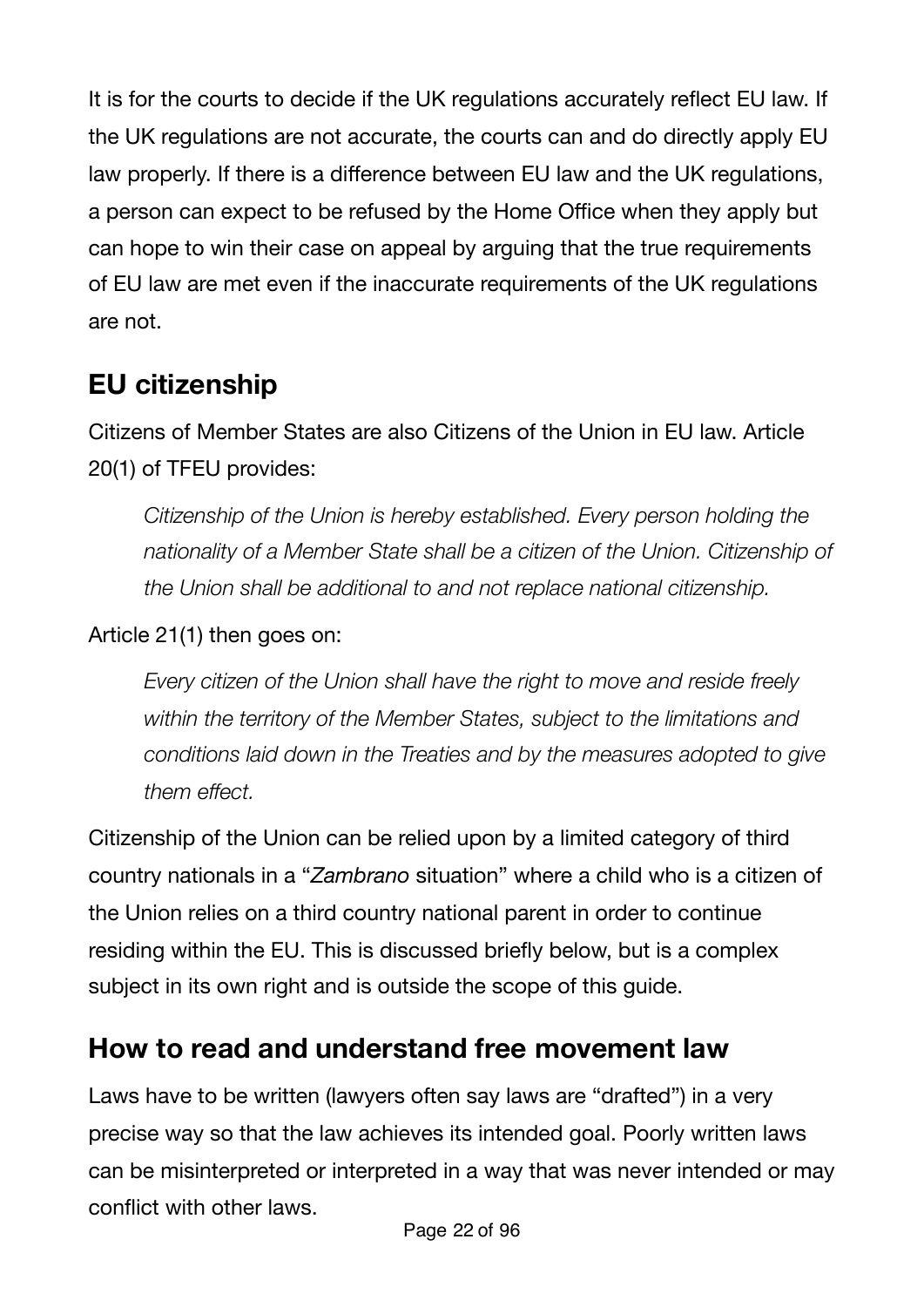It is for the courts to decide if the UK regulations accurately reflect EU law. If the UK regulations are not accurate, the courts can and do directly apply EU law properly. If there is a difference between EU law and the UK regulations, a person can expect to be refused by the Home Office when they apply but can hope to win their case on appeal by arguing that the true requirements of EU law are met even if the inaccurate requirements of the UK regulations are not.

## EU citizenship

Citizens of Member States are also Citizens of the Union in EU law. Article 20(1) of TFEU provides:

> *Citizenship of the Union is hereby established. Every person holding the nationality of a Member State shall be a citizen of the Union. Citizenship of the Union shall be additional to and not replace national citizenship.*

Article 21(1) then goes on:

> *Every citizen of the Union shall have the right to move and reside freely within the territory of the Member States, subject to the limitations and conditions laid down in the Treaties and by the measures adopted to give them effect.*

Citizenship of the Union can be relied upon by a limited category of third country nationals in a "*Zambrano* situation" where a child who is a citizen of the Union relies on a third country national parent in order to continue residing within the EU. This is discussed briefly below, but is a complex subject in its own right and is outside the scope of this guide.

## How to read and understand free movement law

Laws have to be written (lawyers often say laws are "drafted") in a very precise way so that the law achieves its intended goal. Poorly written laws can be misinterpreted or interpreted in a way that was never intended or may conflict with other laws.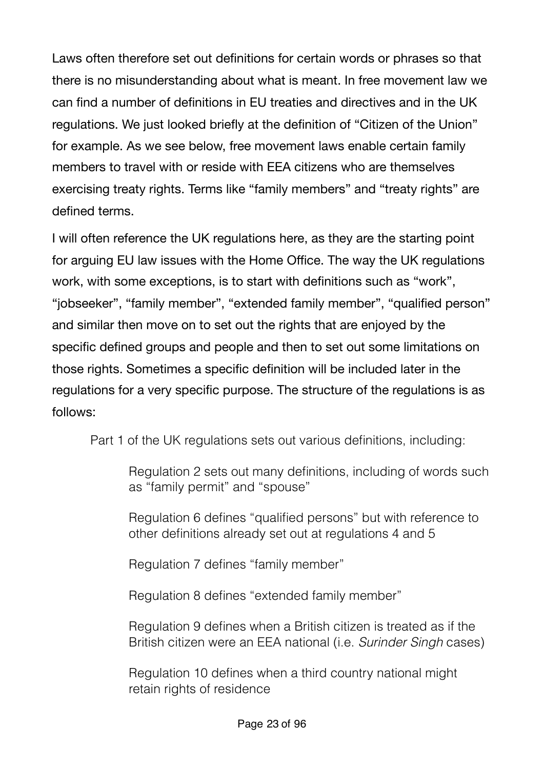Laws often therefore set out definitions for certain words or phrases so that there is no misunderstanding about what is meant. In free movement law we can find a number of definitions in EU treaties and directives and in the UK regulations. We just looked briefly at the definition of "Citizen of the Union" for example. As we see below, free movement laws enable certain family members to travel with or reside with EEA citizens who are themselves exercising treaty rights. Terms like "family members" and "treaty rights" are defined terms.

I will often reference the UK regulations here, as they are the starting point for arguing EU law issues with the Home Office. The way the UK regulations work, with some exceptions, is to start with definitions such as "work", "jobseeker", "family member", "extended family member", "qualified person" and similar then move on to set out the rights that are enjoyed by the specific defined groups and people and then to set out some limitations on those rights. Sometimes a specific definition will be included later in the regulations for a very specific purpose. The structure of the regulations is as follows:

> Part 1 of the UK regulations sets out various definitions, including:
>
> > Regulation 2 sets out many definitions, including of words such as "family permit" and "spouse"
> >
> > Regulation 6 defines "qualified persons" but with reference to other definitions already set out at regulations 4 and 5
> >
> > Regulation 7 defines "family member"
> >
> > Regulation 8 defines "extended family member"
> >
> > Regulation 9 defines when a British citizen is treated as if the British citizen were an EEA national (i.e. *Surinder Singh* cases)
> >
> > Regulation 10 defines when a third country national might retain rights of residence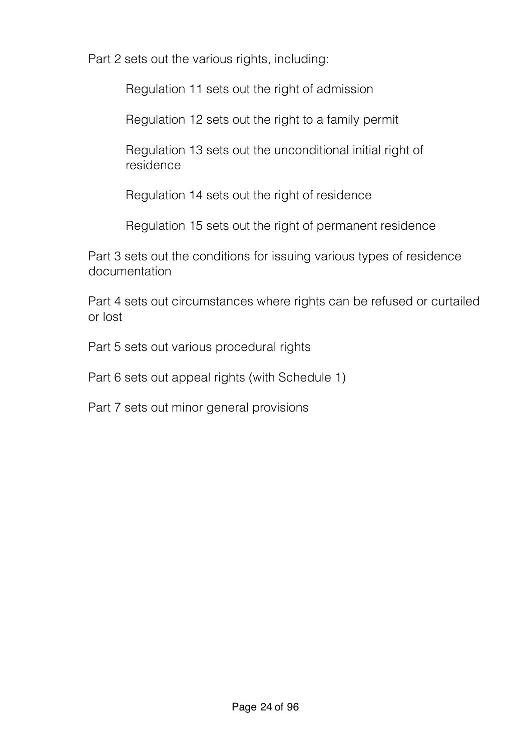Part 2 sets out the various rights, including:

- Regulation 11 sets out the right of admission
- Regulation 12 sets out the right to a family permit
- Regulation 13 sets out the unconditional initial right of residence
- Regulation 14 sets out the right of residence
- Regulation 15 sets out the right of permanent residence

Part 3 sets out the conditions for issuing various types of residence documentation

Part 4 sets out circumstances where rights can be refused or curtailed or lost

Part 5 sets out various procedural rights

Part 6 sets out appeal rights (with Schedule 1)

Part 7 sets out minor general provisions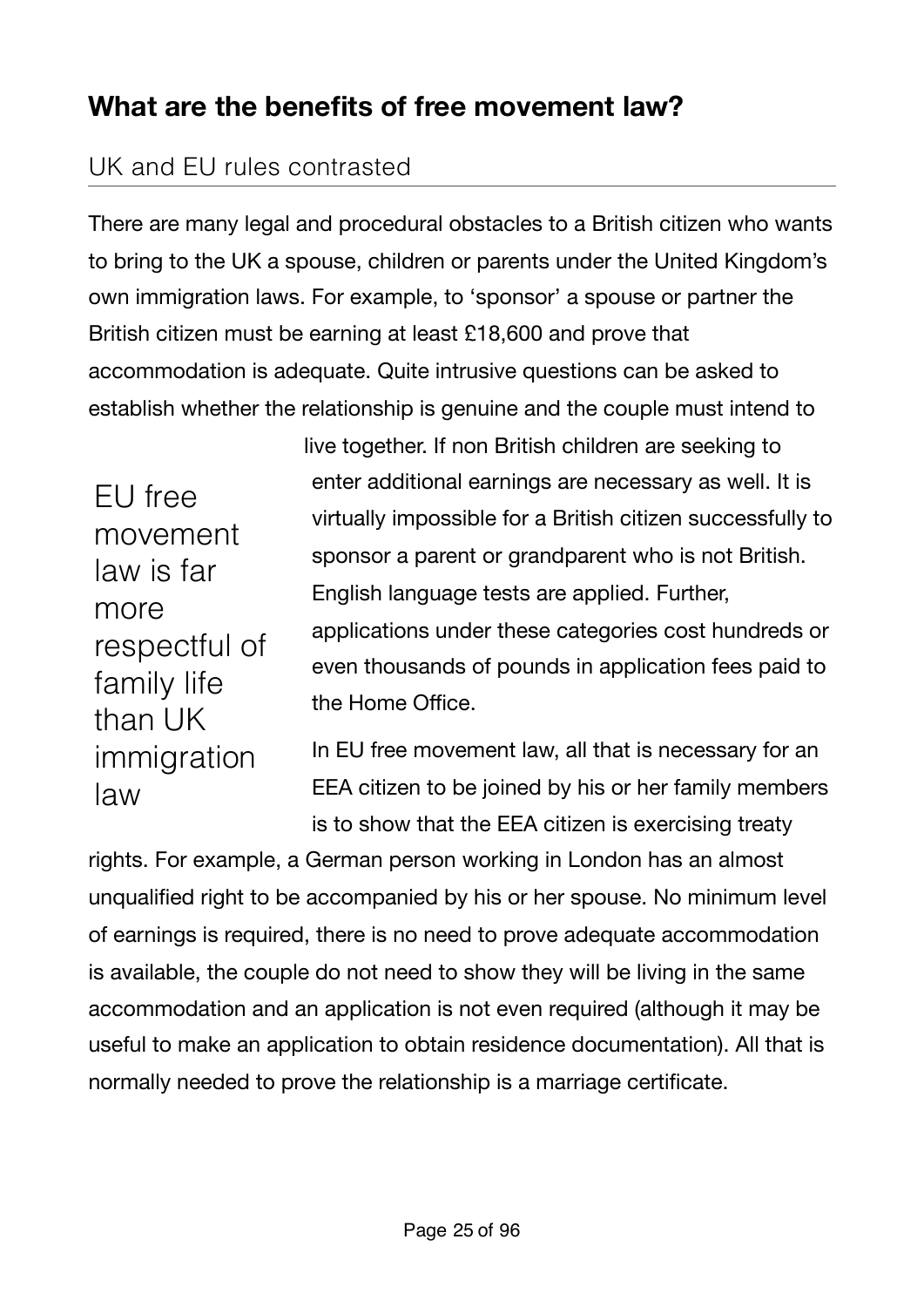## What are the benefits of free movement law?

### UK and EU rules contrasted

There are many legal and procedural obstacles to a British citizen who wants to bring to the UK a spouse, children or parents under the United Kingdom's own immigration laws. For example, to 'sponsor' a spouse or partner the British citizen must be earning at least £18,600 and prove that accommodation is adequate. Quite intrusive questions can be asked to establish whether the relationship is genuine and the couple must intend to live together. If non British children are seeking to enter additional earnings are necessary as well. It is virtually impossible for a British citizen successfully to sponsor a parent or grandparent who is not British. English language tests are applied. Further, applications under these categories cost hundreds or even thousands of pounds in application fees paid to the Home Office.

> EU free movement law is far more respectful of family life than UK immigration law

In EU free movement law, all that is necessary for an EEA citizen to be joined by his or her family members is to show that the EEA citizen is exercising treaty rights. For example, a German person working in London has an almost unqualified right to be accompanied by his or her spouse. No minimum level of earnings is required, there is no need to prove adequate accommodation is available, the couple do not need to show they will be living in the same accommodation and an application is not even required (although it may be useful to make an application to obtain residence documentation). All that is normally needed to prove the relationship is a marriage certificate.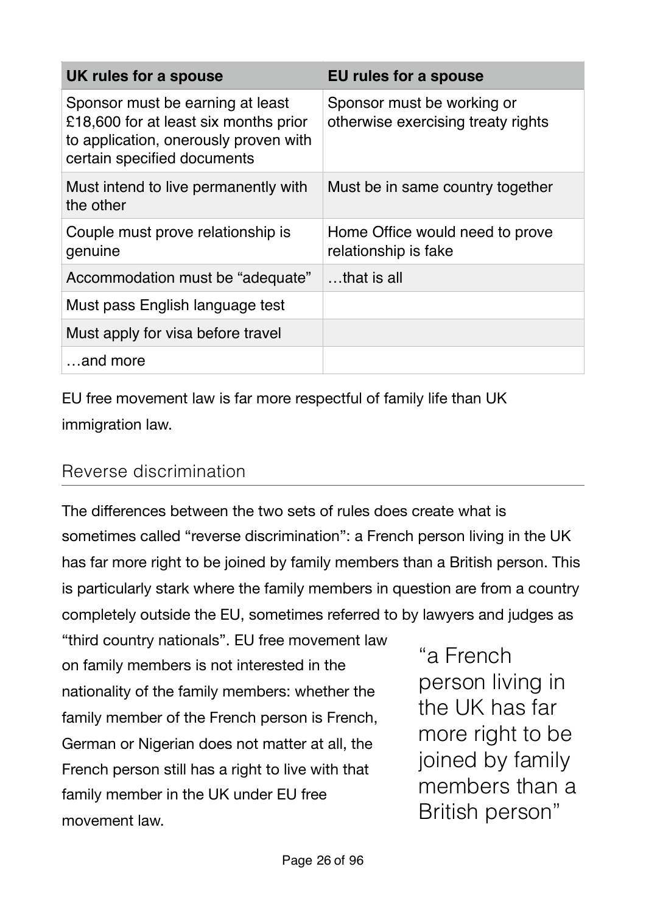| UK rules for a spouse | EU rules for a spouse |
| --- | --- |
| Sponsor must be earning at least £18,600 for at least six months prior to application, onerously proven with certain specified documents | Sponsor must be working or otherwise exercising treaty rights |
| Must intend to live permanently with the other | Must be in same country together |
| Couple must prove relationship is genuine | Home Office would need to prove relationship is fake |
| Accommodation must be "adequate" | …that is all |
| Must pass English language test | |
| Must apply for visa before travel | |
| …and more | |

EU free movement law is far more respectful of family life than UK immigration law.

## Reverse discrimination

The differences between the two sets of rules does create what is sometimes called "reverse discrimination": a French person living in the UK has far more right to be joined by family members than a British person. This is particularly stark where the family members in question are from a country completely outside the EU, sometimes referred to by lawyers and judges as "third country nationals". EU free movement law on family members is not interested in the nationality of the family members: whether the family member of the French person is French, German or Nigerian does not matter at all, the French person still has a right to live with that family member in the UK under EU free movement law.

> "a French person living in the UK has far more right to be joined by family members than a British person"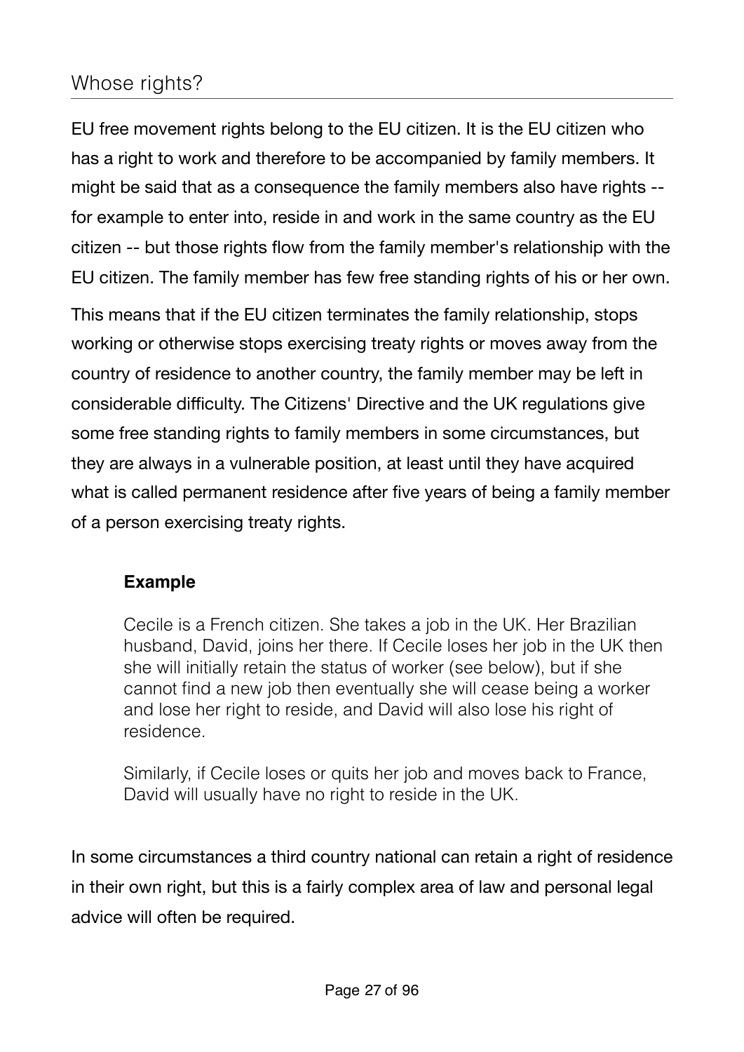## Whose rights?

EU free movement rights belong to the EU citizen. It is the EU citizen who has a right to work and therefore to be accompanied by family members. It might be said that as a consequence the family members also have rights -- for example to enter into, reside in and work in the same country as the EU citizen -- but those rights flow from the family member's relationship with the EU citizen. The family member has few free standing rights of his or her own.

This means that if the EU citizen terminates the family relationship, stops working or otherwise stops exercising treaty rights or moves away from the country of residence to another country, the family member may be left in considerable difficulty. The Citizens' Directive and the UK regulations give some free standing rights to family members in some circumstances, but they are always in a vulnerable position, at least until they have acquired what is called permanent residence after five years of being a family member of a person exercising treaty rights.

> **Example**
>
> Cecile is a French citizen. She takes a job in the UK. Her Brazilian husband, David, joins her there. If Cecile loses her job in the UK then she will initially retain the status of worker (see below), but if she cannot find a new job then eventually she will cease being a worker and lose her right to reside, and David will also lose his right of residence.
>
> Similarly, if Cecile loses or quits her job and moves back to France, David will usually have no right to reside in the UK.

In some circumstances a third country national can retain a right of residence in their own right, but this is a fairly complex area of law and personal legal advice will often be required.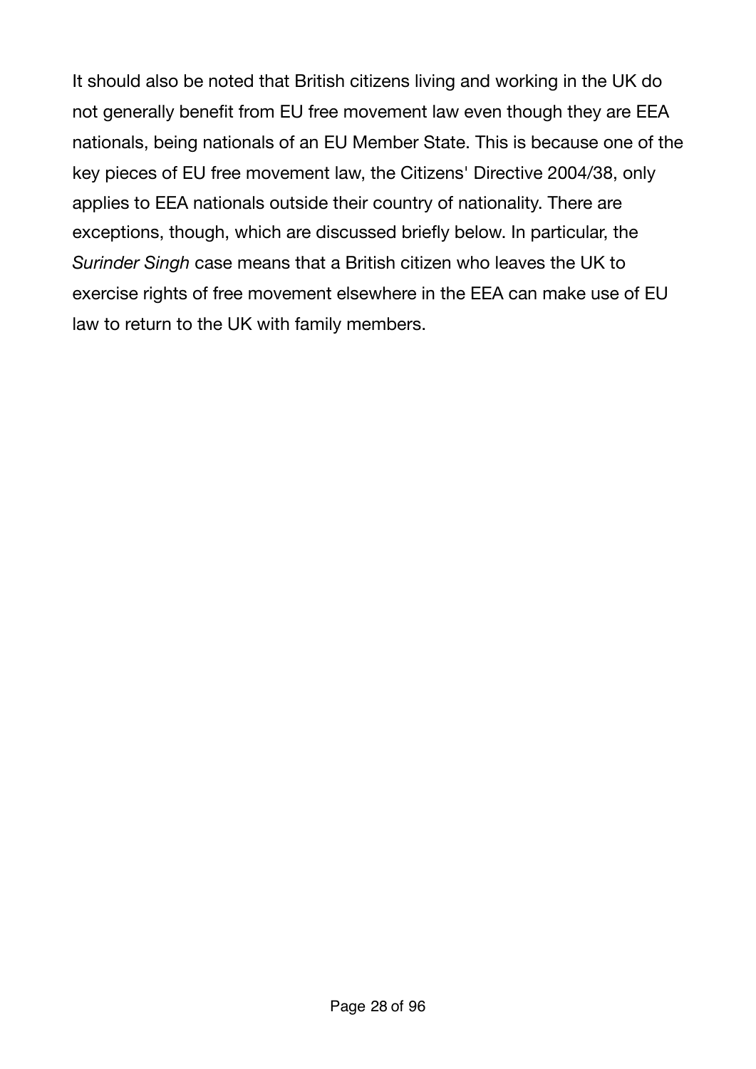It should also be noted that British citizens living and working in the UK do not generally benefit from EU free movement law even though they are EEA nationals, being nationals of an EU Member State. This is because one of the key pieces of EU free movement law, the Citizens' Directive 2004/38, only applies to EEA nationals outside their country of nationality. There are exceptions, though, which are discussed briefly below. In particular, the *Surinder Singh* case means that a British citizen who leaves the UK to exercise rights of free movement elsewhere in the EEA can make use of EU law to return to the UK with family members.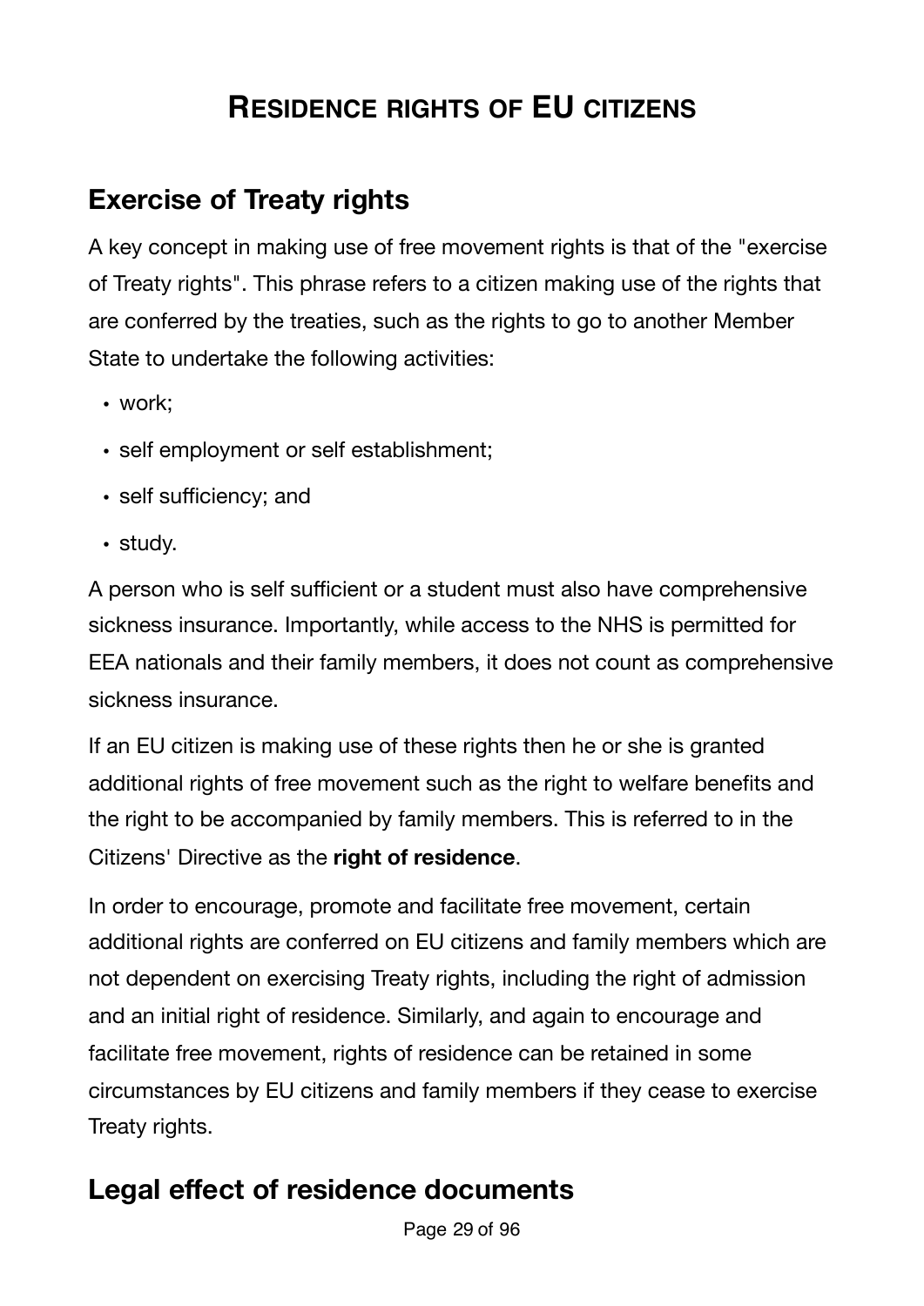# RESIDENCE RIGHTS OF EU CITIZENS

## Exercise of Treaty rights

A key concept in making use of free movement rights is that of the "exercise of Treaty rights". This phrase refers to a citizen making use of the rights that are conferred by the treaties, such as the rights to go to another Member State to undertake the following activities:

- work;
- self employment or self establishment;
- self sufficiency; and
- study.

A person who is self sufficient or a student must also have comprehensive sickness insurance. Importantly, while access to the NHS is permitted for EEA nationals and their family members, it does not count as comprehensive sickness insurance.

If an EU citizen is making use of these rights then he or she is granted additional rights of free movement such as the right to welfare benefits and the right to be accompanied by family members. This is referred to in the Citizens' Directive as the **right of residence**.

In order to encourage, promote and facilitate free movement, certain additional rights are conferred on EU citizens and family members which are not dependent on exercising Treaty rights, including the right of admission and an initial right of residence. Similarly, and again to encourage and facilitate free movement, rights of residence can be retained in some circumstances by EU citizens and family members if they cease to exercise Treaty rights.

## Legal effect of residence documents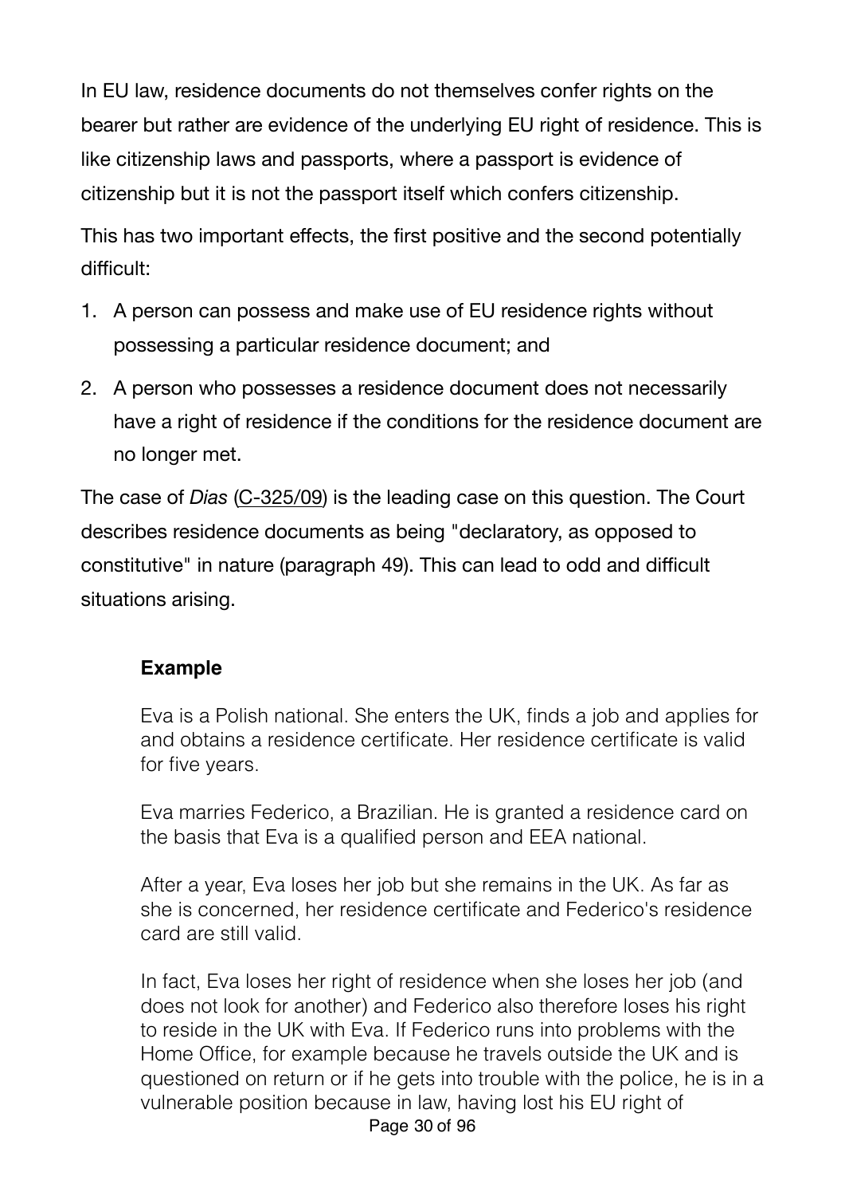In EU law, residence documents do not themselves confer rights on the bearer but rather are evidence of the underlying EU right of residence. This is like citizenship laws and passports, where a passport is evidence of citizenship but it is not the passport itself which confers citizenship.

This has two important effects, the first positive and the second potentially difficult:

1. A person can possess and make use of EU residence rights without possessing a particular residence document; and
2. A person who possesses a residence document does not necessarily have a right of residence if the conditions for the residence document are no longer met.

The case of *Dias* (C-325/09) is the leading case on this question. The Court describes residence documents as being "declaratory, as opposed to constitutive" in nature (paragraph 49). This can lead to odd and difficult situations arising.

> **Example**
>
> Eva is a Polish national. She enters the UK, finds a job and applies for and obtains a residence certificate. Her residence certificate is valid for five years.
>
> Eva marries Federico, a Brazilian. He is granted a residence card on the basis that Eva is a qualified person and EEA national.
>
> After a year, Eva loses her job but she remains in the UK. As far as she is concerned, her residence certificate and Federico's residence card are still valid.
>
> In fact, Eva loses her right of residence when she loses her job (and does not look for another) and Federico also therefore loses his right to reside in the UK with Eva. If Federico runs into problems with the Home Office, for example because he travels outside the UK and is questioned on return or if he gets into trouble with the police, he is in a vulnerable position because in law, having lost his EU right of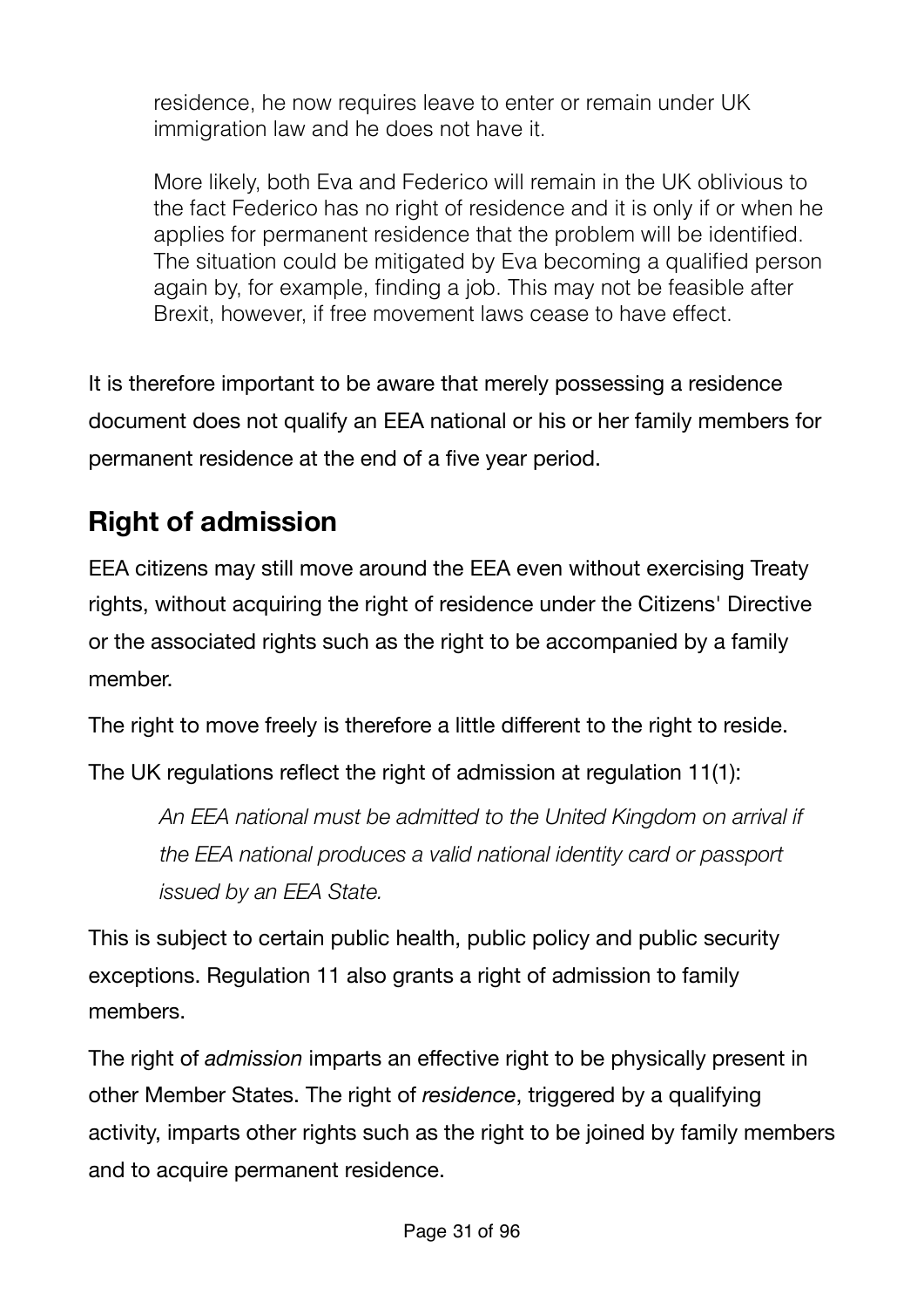> residence, he now requires leave to enter or remain under UK immigration law and he does not have it.
>
> More likely, both Eva and Federico will remain in the UK oblivious to the fact Federico has no right of residence and it is only if or when he applies for permanent residence that the problem will be identified. The situation could be mitigated by Eva becoming a qualified person again by, for example, finding a job. This may not be feasible after Brexit, however, if free movement laws cease to have effect.

It is therefore important to be aware that merely possessing a residence document does not qualify an EEA national or his or her family members for permanent residence at the end of a five year period.

## Right of admission

EEA citizens may still move around the EEA even without exercising Treaty rights, without acquiring the right of residence under the Citizens' Directive or the associated rights such as the right to be accompanied by a family member.

The right to move freely is therefore a little different to the right to reside.

The UK regulations reflect the right of admission at regulation 11(1):

> *An EEA national must be admitted to the United Kingdom on arrival if the EEA national produces a valid national identity card or passport issued by an EEA State.*

This is subject to certain public health, public policy and public security exceptions. Regulation 11 also grants a right of admission to family members.

The right of *admission* imparts an effective right to be physically present in other Member States. The right of *residence*, triggered by a qualifying activity, imparts other rights such as the right to be joined by family members and to acquire permanent residence.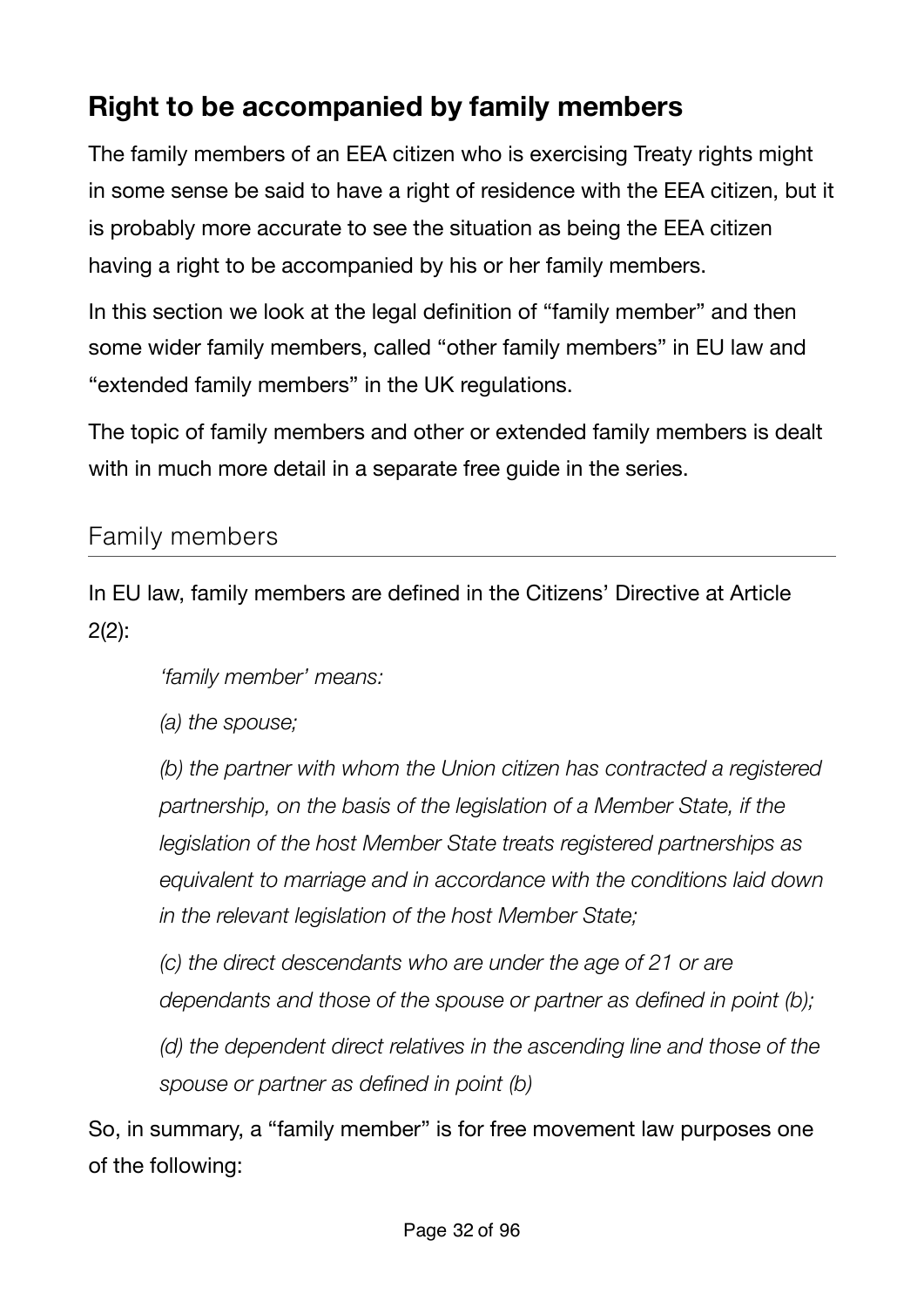## Right to be accompanied by family members

The family members of an EEA citizen who is exercising Treaty rights might in some sense be said to have a right of residence with the EEA citizen, but it is probably more accurate to see the situation as being the EEA citizen having a right to be accompanied by his or her family members.

In this section we look at the legal definition of "family member" and then some wider family members, called "other family members" in EU law and "extended family members" in the UK regulations.

The topic of family members and other or extended family members is dealt with in much more detail in a separate free guide in the series.

### Family members

In EU law, family members are defined in the Citizens' Directive at Article 2(2):

> *'family member' means:*
>
> *(a) the spouse;*
>
> *(b) the partner with whom the Union citizen has contracted a registered partnership, on the basis of the legislation of a Member State, if the legislation of the host Member State treats registered partnerships as equivalent to marriage and in accordance with the conditions laid down in the relevant legislation of the host Member State;*
>
> *(c) the direct descendants who are under the age of 21 or are dependants and those of the spouse or partner as defined in point (b);*
>
> *(d) the dependent direct relatives in the ascending line and those of the spouse or partner as defined in point (b)*

So, in summary, a "family member" is for free movement law purposes one of the following: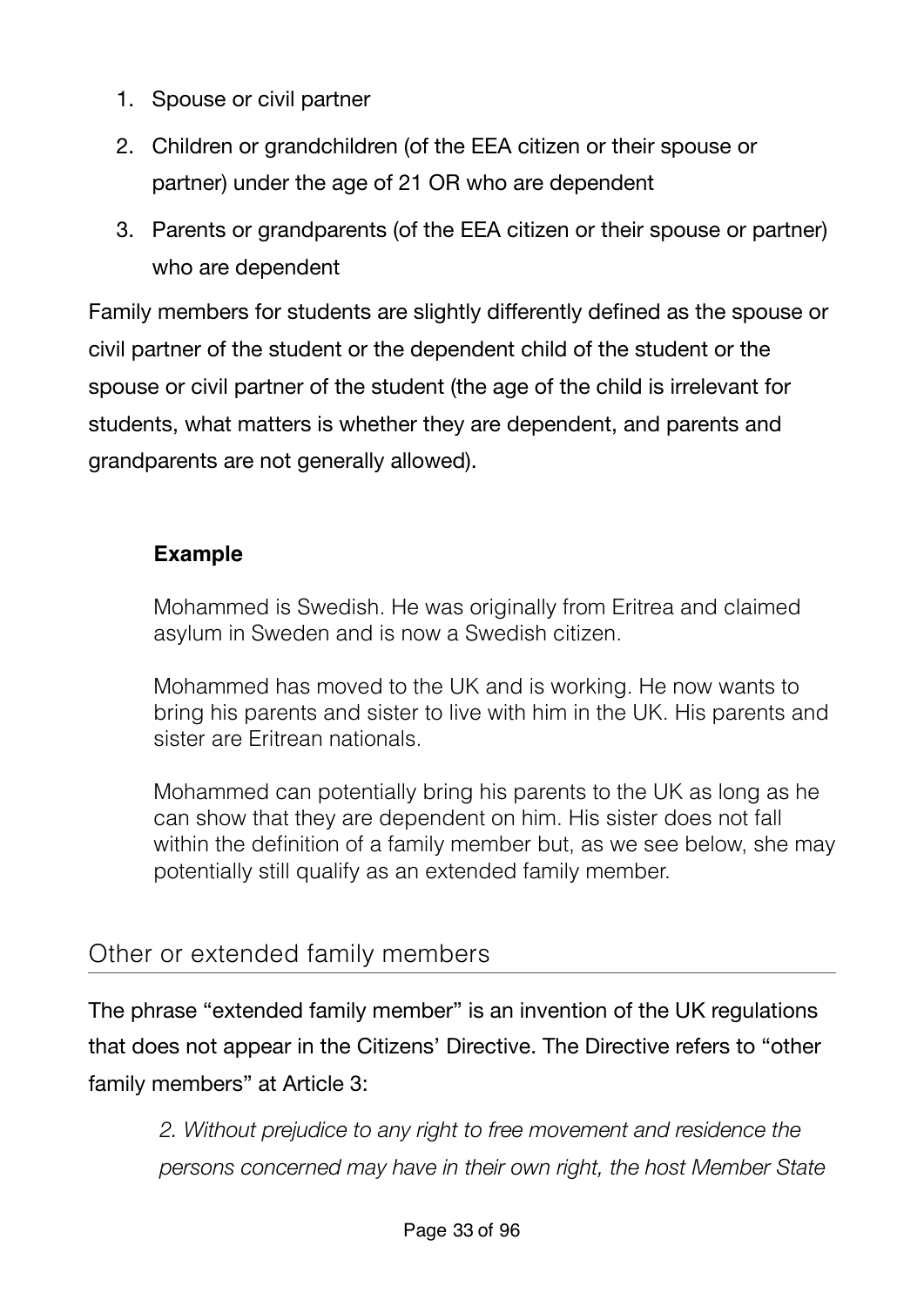1. Spouse or civil partner
2. Children or grandchildren (of the EEA citizen or their spouse or partner) under the age of 21 OR who are dependent
3. Parents or grandparents (of the EEA citizen or their spouse or partner) who are dependent

Family members for students are slightly differently defined as the spouse or civil partner of the student or the dependent child of the student or the spouse or civil partner of the student (the age of the child is irrelevant for students, what matters is whether they are dependent, and parents and grandparents are not generally allowed).

> **Example**
>
> Mohammed is Swedish. He was originally from Eritrea and claimed asylum in Sweden and is now a Swedish citizen.
>
> Mohammed has moved to the UK and is working. He now wants to bring his parents and sister to live with him in the UK. His parents and sister are Eritrean nationals.
>
> Mohammed can potentially bring his parents to the UK as long as he can show that they are dependent on him. His sister does not fall within the definition of a family member but, as we see below, she may potentially still qualify as an extended family member.

## Other or extended family members

The phrase "extended family member" is an invention of the UK regulations that does not appear in the Citizens' Directive. The Directive refers to "other family members" at Article 3:

> *2. Without prejudice to any right to free movement and residence the persons concerned may have in their own right, the host Member State*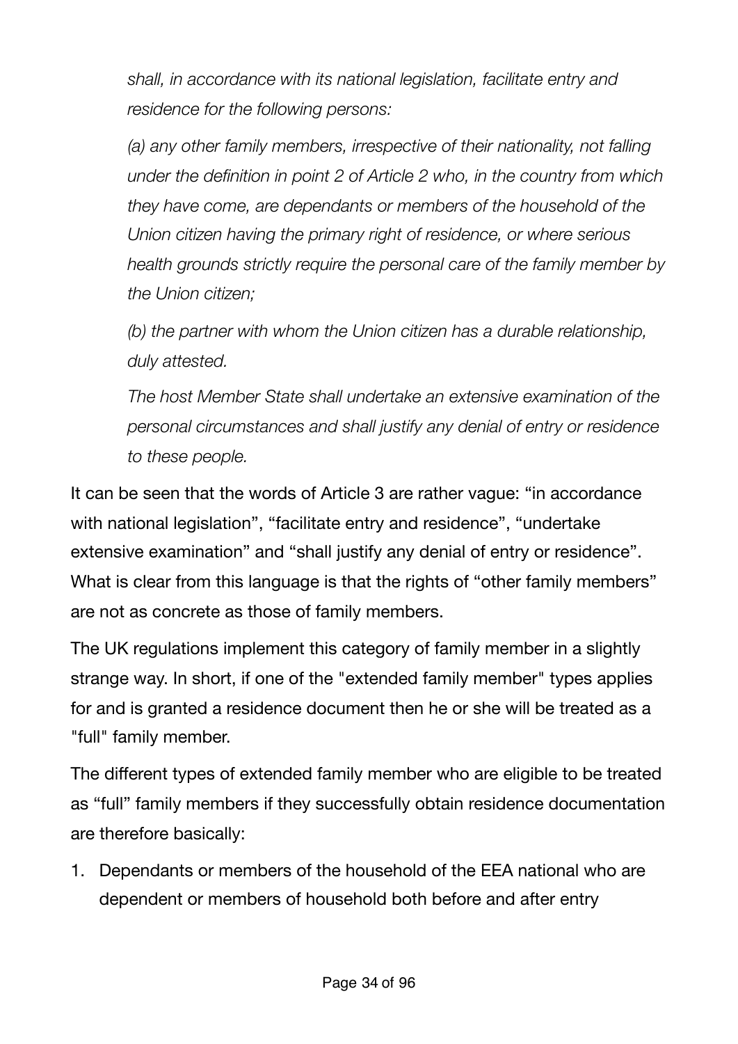*shall, in accordance with its national legislation, facilitate entry and residence for the following persons:*

*(a) any other family members, irrespective of their nationality, not falling under the definition in point 2 of Article 2 who, in the country from which they have come, are dependants or members of the household of the Union citizen having the primary right of residence, or where serious health grounds strictly require the personal care of the family member by the Union citizen;*

*(b) the partner with whom the Union citizen has a durable relationship, duly attested.*

*The host Member State shall undertake an extensive examination of the personal circumstances and shall justify any denial of entry or residence to these people.*

It can be seen that the words of Article 3 are rather vague: “in accordance with national legislation”, “facilitate entry and residence”, “undertake extensive examination” and “shall justify any denial of entry or residence”. What is clear from this language is that the rights of “other family members” are not as concrete as those of family members.

The UK regulations implement this category of family member in a slightly strange way. In short, if one of the "extended family member" types applies for and is granted a residence document then he or she will be treated as a "full" family member.

The different types of extended family member who are eligible to be treated as “full” family members if they successfully obtain residence documentation are therefore basically:

1. Dependants or members of the household of the EEA national who are dependent or members of household both before and after entry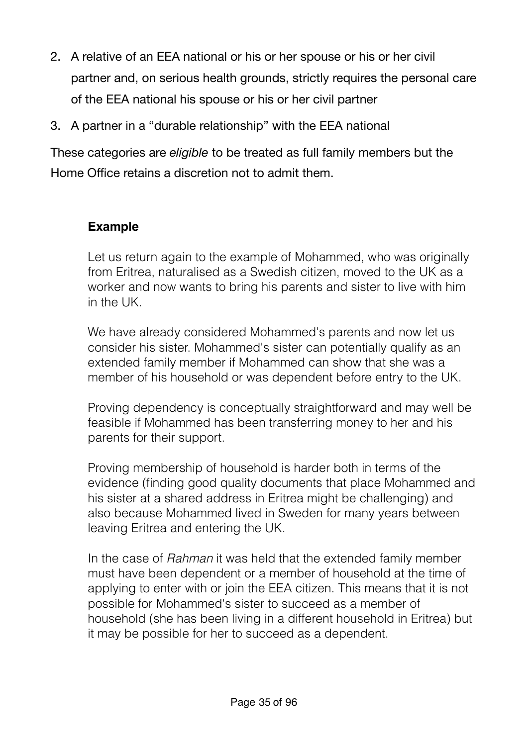2. A relative of an EEA national or his or her spouse or his or her civil partner and, on serious health grounds, strictly requires the personal care of the EEA national his spouse or his or her civil partner
3. A partner in a "durable relationship" with the EEA national

These categories are *eligible* to be treated as full family members but the Home Office retains a discretion not to admit them.

**Example**

Let us return again to the example of Mohammed, who was originally from Eritrea, naturalised as a Swedish citizen, moved to the UK as a worker and now wants to bring his parents and sister to live with him in the UK.

We have already considered Mohammed's parents and now let us consider his sister. Mohammed's sister can potentially qualify as an extended family member if Mohammed can show that she was a member of his household or was dependent before entry to the UK.

Proving dependency is conceptually straightforward and may well be feasible if Mohammed has been transferring money to her and his parents for their support.

Proving membership of household is harder both in terms of the evidence (finding good quality documents that place Mohammed and his sister at a shared address in Eritrea might be challenging) and also because Mohammed lived in Sweden for many years between leaving Eritrea and entering the UK.

In the case of *Rahman* it was held that the extended family member must have been dependent or a member of household at the time of applying to enter with or join the EEA citizen. This means that it is not possible for Mohammed's sister to succeed as a member of household (she has been living in a different household in Eritrea) but it may be possible for her to succeed as a dependent.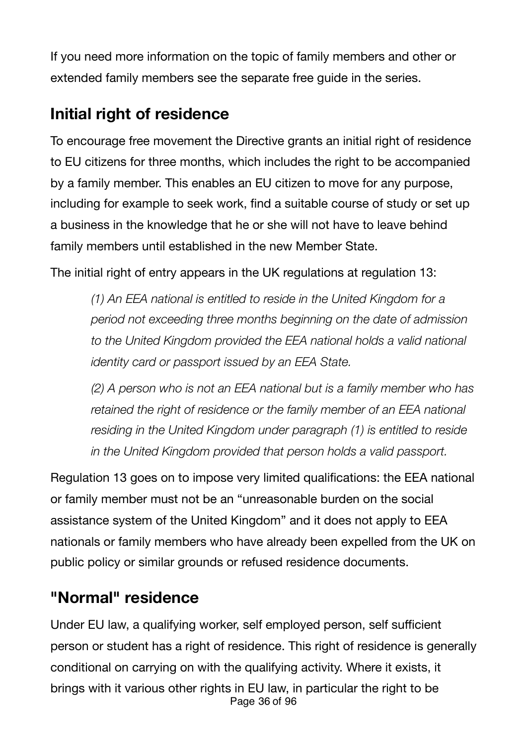If you need more information on the topic of family members and other or extended family members see the separate free guide in the series.

## Initial right of residence

To encourage free movement the Directive grants an initial right of residence to EU citizens for three months, which includes the right to be accompanied by a family member. This enables an EU citizen to move for any purpose, including for example to seek work, find a suitable course of study or set up a business in the knowledge that he or she will not have to leave behind family members until established in the new Member State.

The initial right of entry appears in the UK regulations at regulation 13:

> *(1) An EEA national is entitled to reside in the United Kingdom for a period not exceeding three months beginning on the date of admission to the United Kingdom provided the EEA national holds a valid national identity card or passport issued by an EEA State.*
>
> *(2) A person who is not an EEA national but is a family member who has retained the right of residence or the family member of an EEA national residing in the United Kingdom under paragraph (1) is entitled to reside in the United Kingdom provided that person holds a valid passport.*

Regulation 13 goes on to impose very limited qualifications: the EEA national or family member must not be an "unreasonable burden on the social assistance system of the United Kingdom" and it does not apply to EEA nationals or family members who have already been expelled from the UK on public policy or similar grounds or refused residence documents.

## "Normal" residence

Under EU law, a qualifying worker, self employed person, self sufficient person or student has a right of residence. This right of residence is generally conditional on carrying on with the qualifying activity. Where it exists, it brings with it various other rights in EU law, in particular the right to be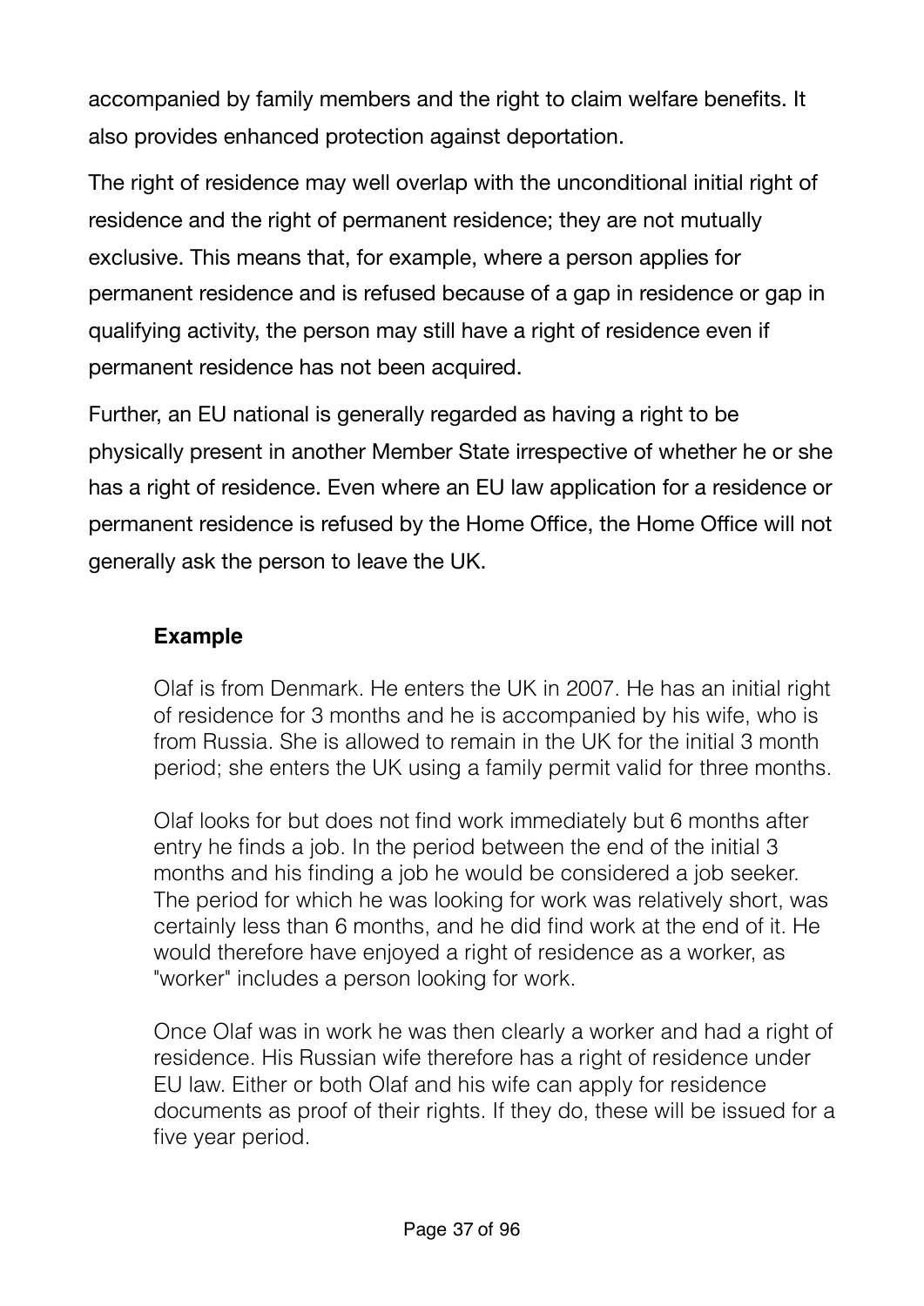accompanied by family members and the right to claim welfare benefits. It also provides enhanced protection against deportation.

The right of residence may well overlap with the unconditional initial right of residence and the right of permanent residence; they are not mutually exclusive. This means that, for example, where a person applies for permanent residence and is refused because of a gap in residence or gap in qualifying activity, the person may still have a right of residence even if permanent residence has not been acquired.

Further, an EU national is generally regarded as having a right to be physically present in another Member State irrespective of whether he or she has a right of residence. Even where an EU law application for a residence or permanent residence is refused by the Home Office, the Home Office will not generally ask the person to leave the UK.

> **Example**
>
> Olaf is from Denmark. He enters the UK in 2007. He has an initial right of residence for 3 months and he is accompanied by his wife, who is from Russia. She is allowed to remain in the UK for the initial 3 month period; she enters the UK using a family permit valid for three months.
>
> Olaf looks for but does not find work immediately but 6 months after entry he finds a job. In the period between the end of the initial 3 months and his finding a job he would be considered a job seeker. The period for which he was looking for work was relatively short, was certainly less than 6 months, and he did find work at the end of it. He would therefore have enjoyed a right of residence as a worker, as "worker" includes a person looking for work.
>
> Once Olaf was in work he was then clearly a worker and had a right of residence. His Russian wife therefore has a right of residence under EU law. Either or both Olaf and his wife can apply for residence documents as proof of their rights. If they do, these will be issued for a five year period.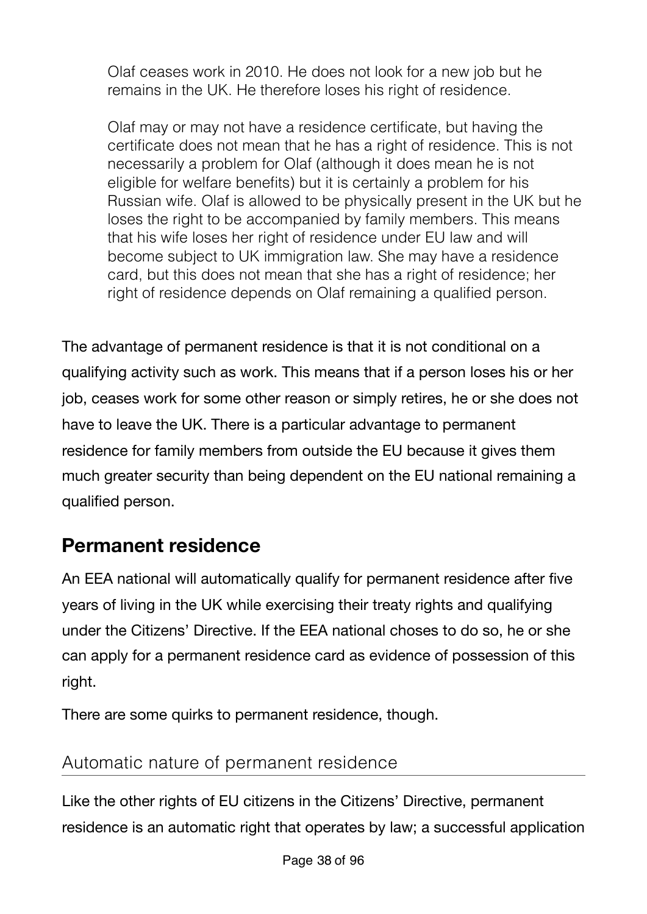> Olaf ceases work in 2010. He does not look for a new job but he remains in the UK. He therefore loses his right of residence.
>
> Olaf may or may not have a residence certificate, but having the certificate does not mean that he has a right of residence. This is not necessarily a problem for Olaf (although it does mean he is not eligible for welfare benefits) but it is certainly a problem for his Russian wife. Olaf is allowed to be physically present in the UK but he loses the right to be accompanied by family members. This means that his wife loses her right of residence under EU law and will become subject to UK immigration law. She may have a residence card, but this does not mean that she has a right of residence; her right of residence depends on Olaf remaining a qualified person.

The advantage of permanent residence is that it is not conditional on a qualifying activity such as work. This means that if a person loses his or her job, ceases work for some other reason or simply retires, he or she does not have to leave the UK. There is a particular advantage to permanent residence for family members from outside the EU because it gives them much greater security than being dependent on the EU national remaining a qualified person.

## Permanent residence

An EEA national will automatically qualify for permanent residence after five years of living in the UK while exercising their treaty rights and qualifying under the Citizens' Directive. If the EEA national choses to do so, he or she can apply for a permanent residence card as evidence of possession of this right.

There are some quirks to permanent residence, though.

### Automatic nature of permanent residence

Like the other rights of EU citizens in the Citizens' Directive, permanent residence is an automatic right that operates by law; a successful application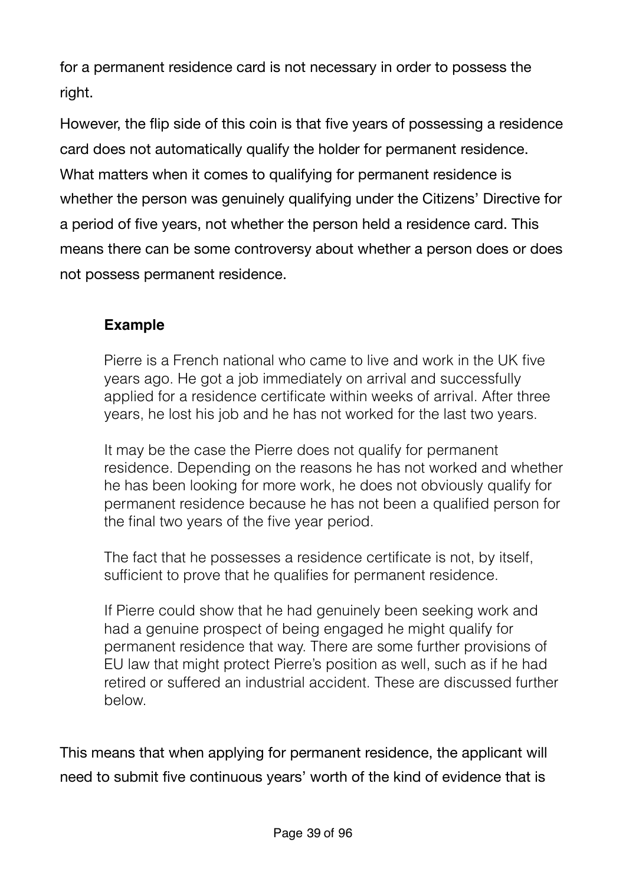for a permanent residence card is not necessary in order to possess the right.

However, the flip side of this coin is that five years of possessing a residence card does not automatically qualify the holder for permanent residence. What matters when it comes to qualifying for permanent residence is whether the person was genuinely qualifying under the Citizens' Directive for a period of five years, not whether the person held a residence card. This means there can be some controversy about whether a person does or does not possess permanent residence.

> **Example**
>
> Pierre is a French national who came to live and work in the UK five years ago. He got a job immediately on arrival and successfully applied for a residence certificate within weeks of arrival. After three years, he lost his job and he has not worked for the last two years.
>
> It may be the case the Pierre does not qualify for permanent residence. Depending on the reasons he has not worked and whether he has been looking for more work, he does not obviously qualify for permanent residence because he has not been a qualified person for the final two years of the five year period.
>
> The fact that he possesses a residence certificate is not, by itself, sufficient to prove that he qualifies for permanent residence.
>
> If Pierre could show that he had genuinely been seeking work and had a genuine prospect of being engaged he might qualify for permanent residence that way. There are some further provisions of EU law that might protect Pierre's position as well, such as if he had retired or suffered an industrial accident. These are discussed further below.

This means that when applying for permanent residence, the applicant will need to submit five continuous years' worth of the kind of evidence that is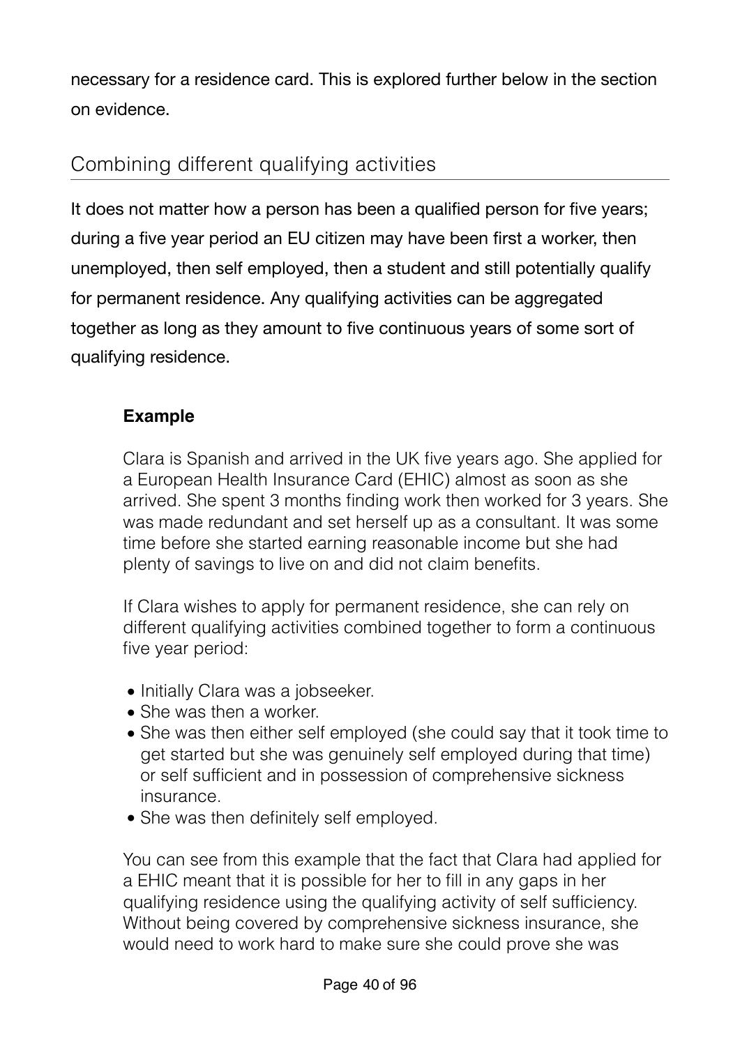necessary for a residence card. This is explored further below in the section on evidence.

## Combining different qualifying activities

It does not matter how a person has been a qualified person for five years; during a five year period an EU citizen may have been first a worker, then unemployed, then self employed, then a student and still potentially qualify for permanent residence. Any qualifying activities can be aggregated together as long as they amount to five continuous years of some sort of qualifying residence.

> **Example**
>
> Clara is Spanish and arrived in the UK five years ago. She applied for a European Health Insurance Card (EHIC) almost as soon as she arrived. She spent 3 months finding work then worked for 3 years. She was made redundant and set herself up as a consultant. It was some time before she started earning reasonable income but she had plenty of savings to live on and did not claim benefits.
>
> If Clara wishes to apply for permanent residence, she can rely on different qualifying activities combined together to form a continuous five year period:
>
> - Initially Clara was a jobseeker.
> - She was then a worker.
> - She was then either self employed (she could say that it took time to get started but she was genuinely self employed during that time) or self sufficient and in possession of comprehensive sickness insurance.
> - She was then definitely self employed.
>
> You can see from this example that the fact that Clara had applied for a EHIC meant that it is possible for her to fill in any gaps in her qualifying residence using the qualifying activity of self sufficiency. Without being covered by comprehensive sickness insurance, she would need to work hard to make sure she could prove she was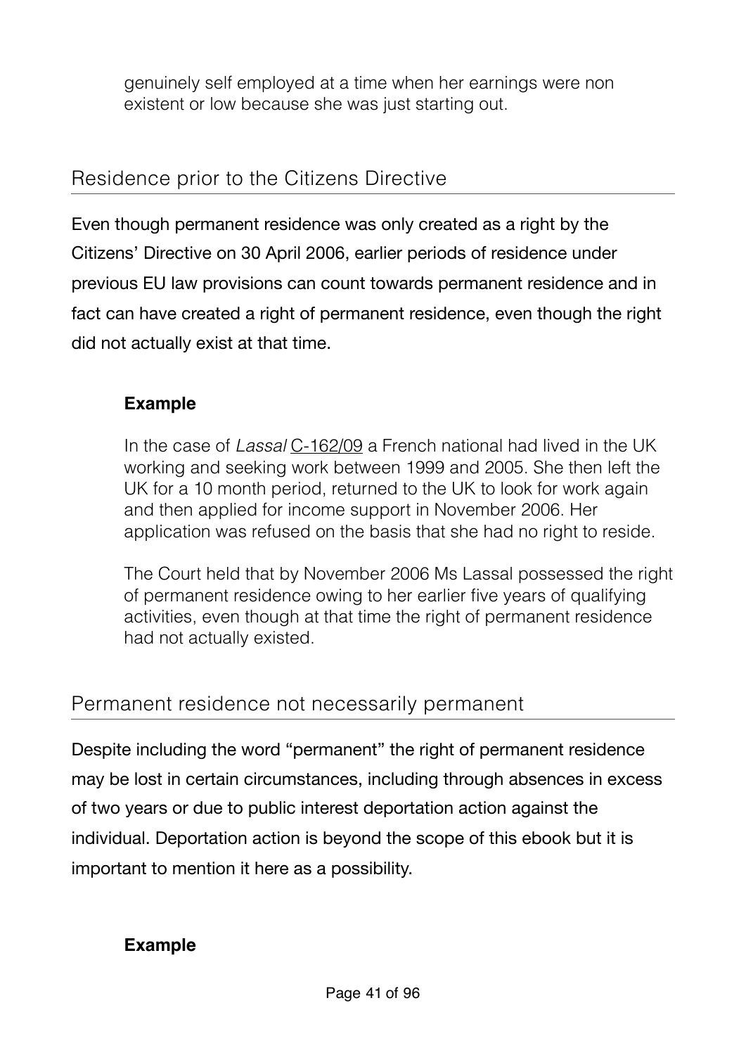genuinely self employed at a time when her earnings were non existent or low because she was just starting out.

## Residence prior to the Citizens Directive

Even though permanent residence was only created as a right by the Citizens' Directive on 30 April 2006, earlier periods of residence under previous EU law provisions can count towards permanent residence and in fact can have created a right of permanent residence, even though the right did not actually exist at that time.

**Example**

In the case of *Lassal* C-162/09 a French national had lived in the UK working and seeking work between 1999 and 2005. She then left the UK for a 10 month period, returned to the UK to look for work again and then applied for income support in November 2006. Her application was refused on the basis that she had no right to reside.

The Court held that by November 2006 Ms Lassal possessed the right of permanent residence owing to her earlier five years of qualifying activities, even though at that time the right of permanent residence had not actually existed.

## Permanent residence not necessarily permanent

Despite including the word "permanent" the right of permanent residence may be lost in certain circumstances, including through absences in excess of two years or due to public interest deportation action against the individual. Deportation action is beyond the scope of this ebook but it is important to mention it here as a possibility.

**Example**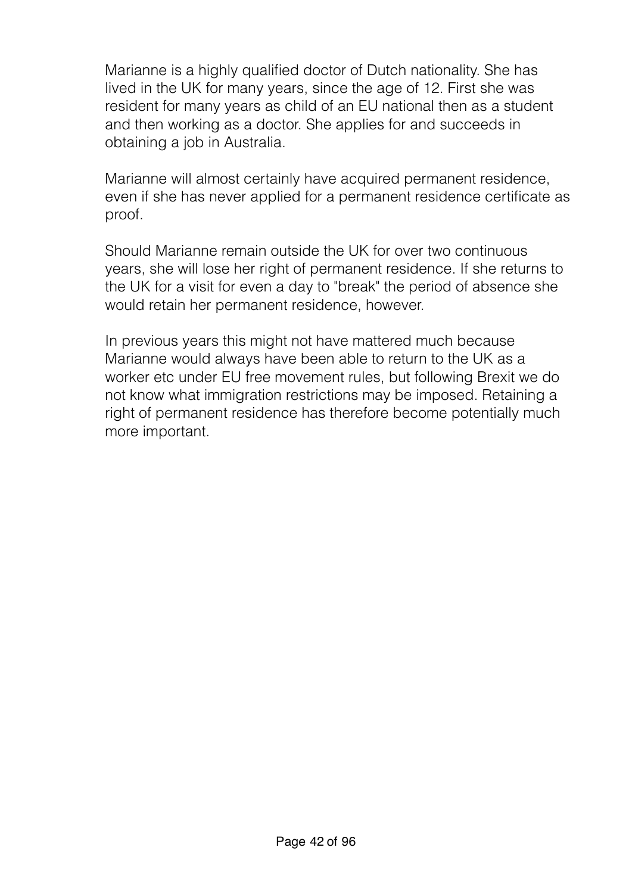Marianne is a highly qualified doctor of Dutch nationality. She has lived in the UK for many years, since the age of 12. First she was resident for many years as child of an EU national then as a student and then working as a doctor. She applies for and succeeds in obtaining a job in Australia.

Marianne will almost certainly have acquired permanent residence, even if she has never applied for a permanent residence certificate as proof.

Should Marianne remain outside the UK for over two continuous years, she will lose her right of permanent residence. If she returns to the UK for a visit for even a day to "break" the period of absence she would retain her permanent residence, however.

In previous years this might not have mattered much because Marianne would always have been able to return to the UK as a worker etc under EU free movement rules, but following Brexit we do not know what immigration restrictions may be imposed. Retaining a right of permanent residence has therefore become potentially much more important.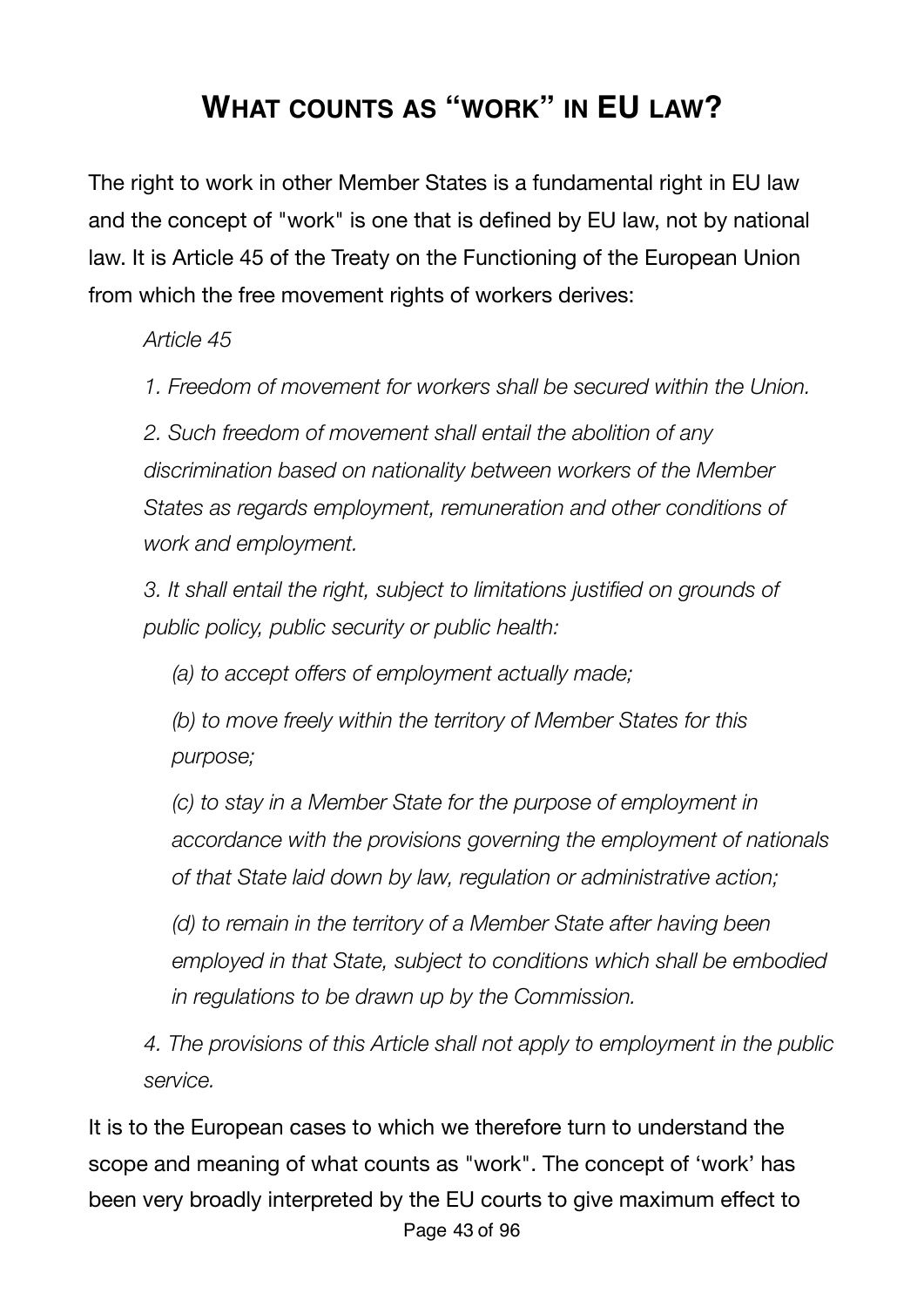# What counts as "work" in EU law?

The right to work in other Member States is a fundamental right in EU law and the concept of "work" is one that is defined by EU law, not by national law. It is Article 45 of the Treaty on the Functioning of the European Union from which the free movement rights of workers derives:

> *Article 45*
>
> *1. Freedom of movement for workers shall be secured within the Union.*
>
> *2. Such freedom of movement shall entail the abolition of any discrimination based on nationality between workers of the Member States as regards employment, remuneration and other conditions of work and employment.*
>
> *3. It shall entail the right, subject to limitations justified on grounds of public policy, public security or public health:*
>
> > *(a) to accept offers of employment actually made;*
> >
> > *(b) to move freely within the territory of Member States for this purpose;*
> >
> > *(c) to stay in a Member State for the purpose of employment in accordance with the provisions governing the employment of nationals of that State laid down by law, regulation or administrative action;*
> >
> > *(d) to remain in the territory of a Member State after having been employed in that State, subject to conditions which shall be embodied in regulations to be drawn up by the Commission.*
>
> *4. The provisions of this Article shall not apply to employment in the public service.*

It is to the European cases to which we therefore turn to understand the scope and meaning of what counts as "work". The concept of 'work' has been very broadly interpreted by the EU courts to give maximum effect to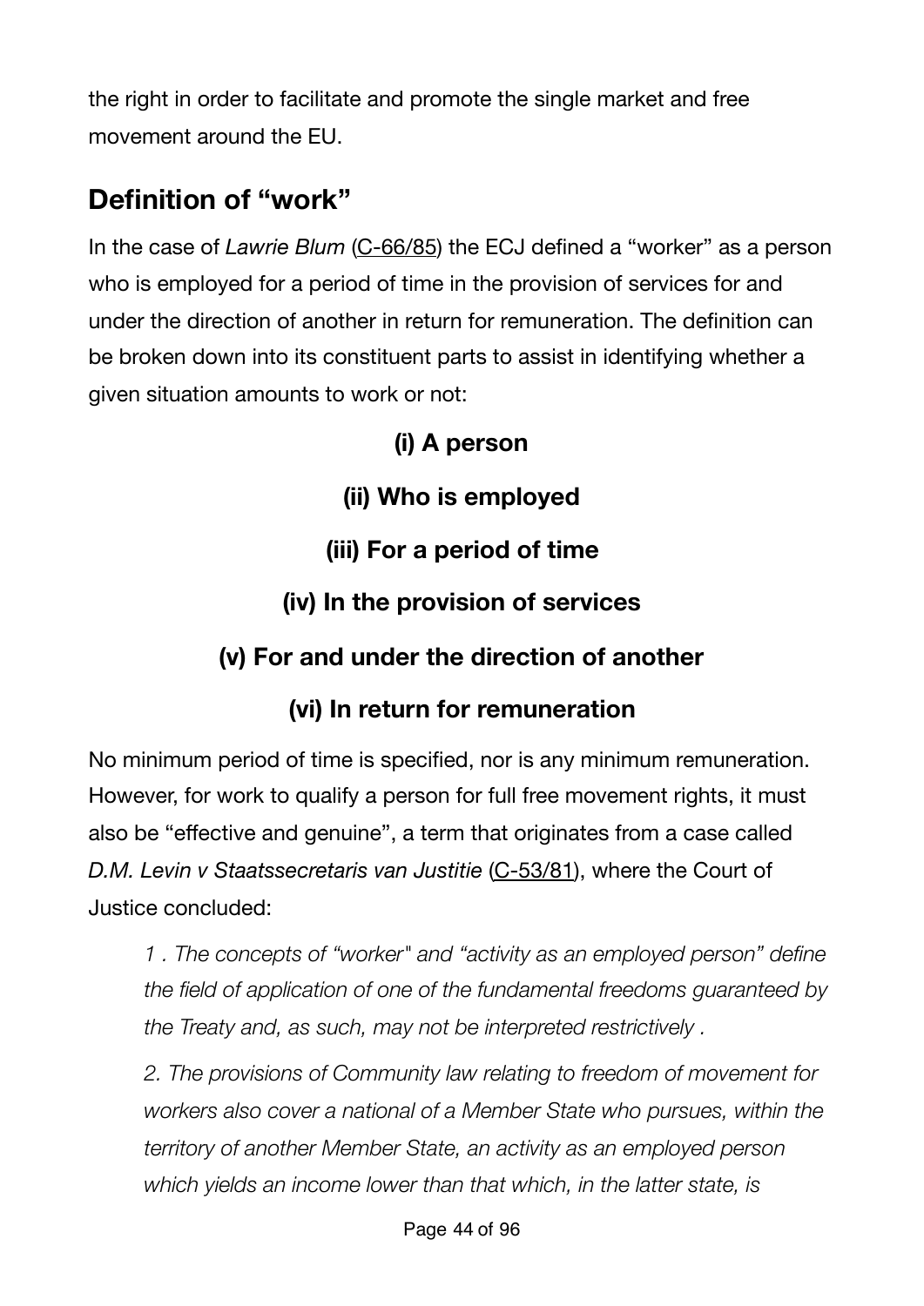the right in order to facilitate and promote the single market and free movement around the EU.

## Definition of "work"

In the case of *Lawrie Blum* (C-66/85) the ECJ defined a "worker" as a person who is employed for a period of time in the provision of services for and under the direction of another in return for remuneration. The definition can be broken down into its constituent parts to assist in identifying whether a given situation amounts to work or not:

**(i) A person**

**(ii) Who is employed**

**(iii) For a period of time**

**(iv) In the provision of services**

**(v) For and under the direction of another**

**(vi) In return for remuneration**

No minimum period of time is specified, nor is any minimum remuneration. However, for work to qualify a person for full free movement rights, it must also be "effective and genuine", a term that originates from a case called *D.M. Levin v Staatssecretaris van Justitie* (C-53/81), where the Court of Justice concluded:

> *1 . The concepts of "worker" and "activity as an employed person" define the field of application of one of the fundamental freedoms guaranteed by the Treaty and, as such, may not be interpreted restrictively .*
>
> *2. The provisions of Community law relating to freedom of movement for workers also cover a national of a Member State who pursues, within the territory of another Member State, an activity as an employed person which yields an income lower than that which, in the latter state, is*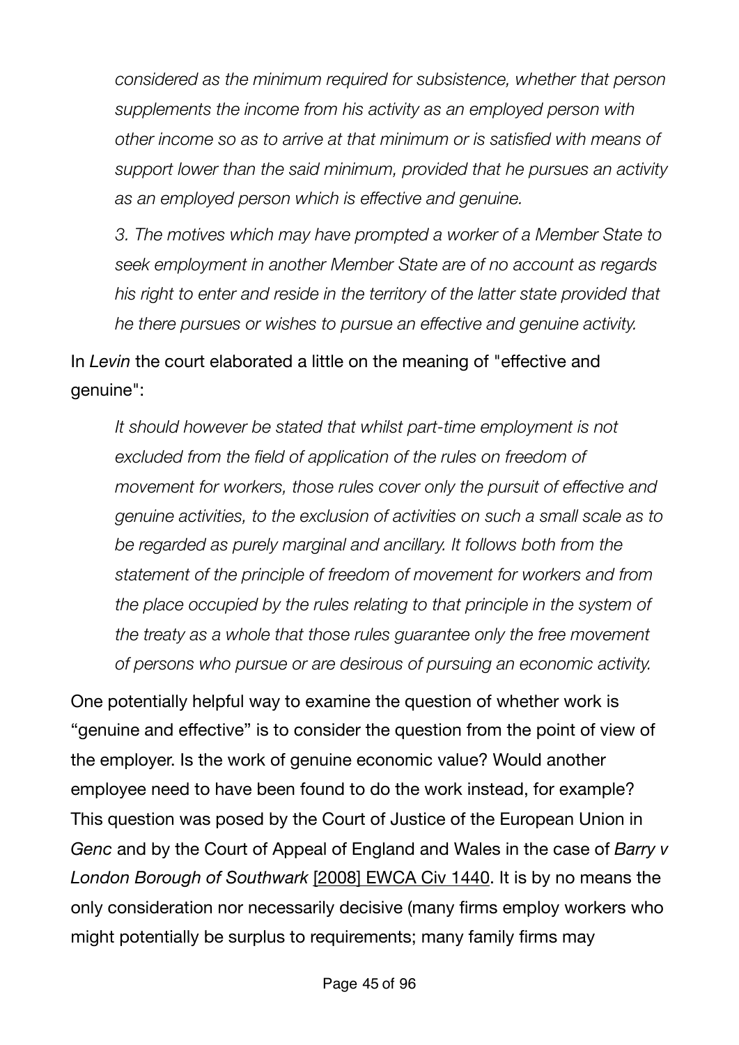> *considered as the minimum required for subsistence, whether that person supplements the income from his activity as an employed person with other income so as to arrive at that minimum or is satisfied with means of support lower than the said minimum, provided that he pursues an activity as an employed person which is effective and genuine.*
>
> *3. The motives which may have prompted a worker of a Member State to seek employment in another Member State are of no account as regards his right to enter and reside in the territory of the latter state provided that he there pursues or wishes to pursue an effective and genuine activity.*

In *Levin* the court elaborated a little on the meaning of "effective and genuine":

> *It should however be stated that whilst part-time employment is not excluded from the field of application of the rules on freedom of movement for workers, those rules cover only the pursuit of effective and genuine activities, to the exclusion of activities on such a small scale as to be regarded as purely marginal and ancillary. It follows both from the statement of the principle of freedom of movement for workers and from the place occupied by the rules relating to that principle in the system of the treaty as a whole that those rules guarantee only the free movement of persons who pursue or are desirous of pursuing an economic activity.*

One potentially helpful way to examine the question of whether work is "genuine and effective" is to consider the question from the point of view of the employer. Is the work of genuine economic value? Would another employee need to have been found to do the work instead, for example? This question was posed by the Court of Justice of the European Union in *Genc* and by the Court of Appeal of England and Wales in the case of *Barry v London Borough of Southwark* [2008] EWCA Civ 1440. It is by no means the only consideration nor necessarily decisive (many firms employ workers who might potentially be surplus to requirements; many family firms may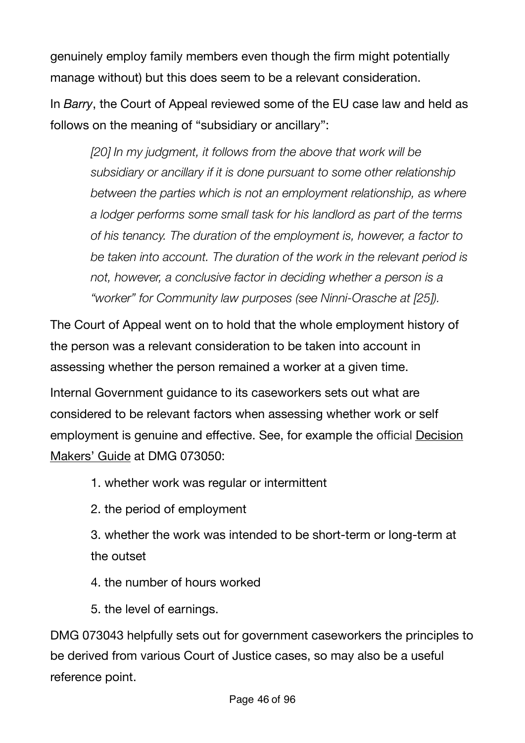genuinely employ family members even though the firm might potentially manage without) but this does seem to be a relevant consideration.

In *Barry*, the Court of Appeal reviewed some of the EU case law and held as follows on the meaning of "subsidiary or ancillary":

> *[20] In my judgment, it follows from the above that work will be subsidiary or ancillary if it is done pursuant to some other relationship between the parties which is not an employment relationship, as where a lodger performs some small task for his landlord as part of the terms of his tenancy. The duration of the employment is, however, a factor to be taken into account. The duration of the work in the relevant period is not, however, a conclusive factor in deciding whether a person is a "worker" for Community law purposes (see Ninni-Orasche at [25]).*

The Court of Appeal went on to hold that the whole employment history of the person was a relevant consideration to be taken into account in assessing whether the person remained a worker at a given time.

Internal Government guidance to its caseworkers sets out what are considered to be relevant factors when assessing whether work or self employment is genuine and effective. See, for example the official Decision Makers' Guide at DMG 073050:

1. whether work was regular or intermittent
2. the period of employment
3. whether the work was intended to be short-term or long-term at the outset
4. the number of hours worked
5. the level of earnings.

DMG 073043 helpfully sets out for government caseworkers the principles to be derived from various Court of Justice cases, so may also be a useful reference point.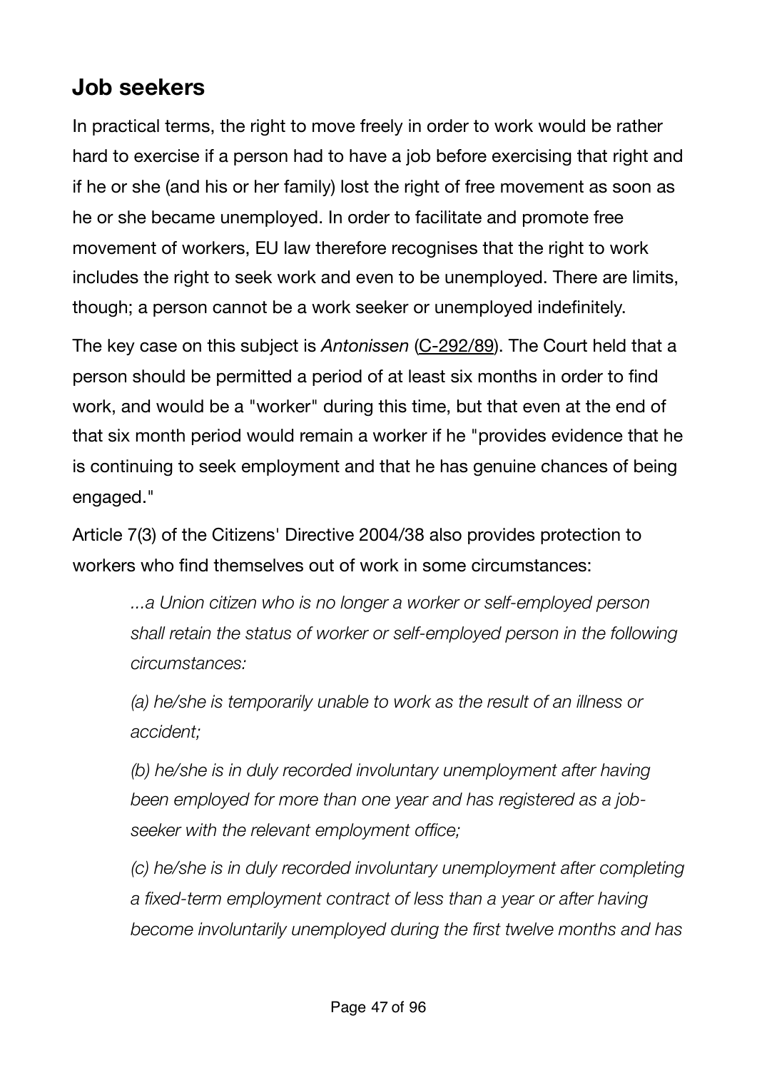## Job seekers

In practical terms, the right to move freely in order to work would be rather hard to exercise if a person had to have a job before exercising that right and if he or she (and his or her family) lost the right of free movement as soon as he or she became unemployed. In order to facilitate and promote free movement of workers, EU law therefore recognises that the right to work includes the right to seek work and even to be unemployed. There are limits, though; a person cannot be a work seeker or unemployed indefinitely.

The key case on this subject is *Antonissen* (C-292/89). The Court held that a person should be permitted a period of at least six months in order to find work, and would be a "worker" during this time, but that even at the end of that six month period would remain a worker if he "provides evidence that he is continuing to seek employment and that he has genuine chances of being engaged."

Article 7(3) of the Citizens' Directive 2004/38 also provides protection to workers who find themselves out of work in some circumstances:

> *...a Union citizen who is no longer a worker or self-employed person shall retain the status of worker or self-employed person in the following circumstances:*
>
> *(a) he/she is temporarily unable to work as the result of an illness or accident;*
>
> *(b) he/she is in duly recorded involuntary unemployment after having been employed for more than one year and has registered as a job-seeker with the relevant employment office;*
>
> *(c) he/she is in duly recorded involuntary unemployment after completing a fixed-term employment contract of less than a year or after having become involuntarily unemployed during the first twelve months and has*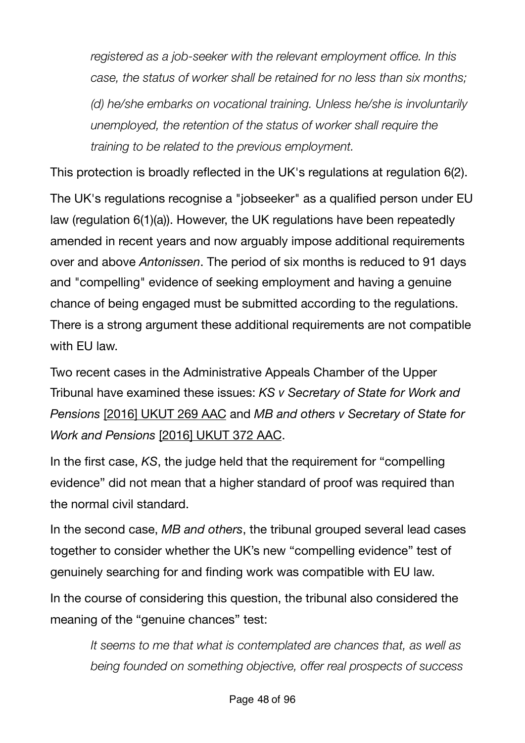> *registered as a job-seeker with the relevant employment office. In this case, the status of worker shall be retained for no less than six months;*
>
> *(d) he/she embarks on vocational training. Unless he/she is involuntarily unemployed, the retention of the status of worker shall require the training to be related to the previous employment.*

This protection is broadly reflected in the UK's regulations at regulation 6(2).

The UK's regulations recognise a "jobseeker" as a qualified person under EU law (regulation 6(1)(a)). However, the UK regulations have been repeatedly amended in recent years and now arguably impose additional requirements over and above *Antonissen*. The period of six months is reduced to 91 days and "compelling" evidence of seeking employment and having a genuine chance of being engaged must be submitted according to the regulations. There is a strong argument these additional requirements are not compatible with EU law.

Two recent cases in the Administrative Appeals Chamber of the Upper Tribunal have examined these issues: *KS v Secretary of State for Work and Pensions* [2016] UKUT 269 AAC and *MB and others v Secretary of State for Work and Pensions* [2016] UKUT 372 AAC.

In the first case, *KS*, the judge held that the requirement for "compelling evidence" did not mean that a higher standard of proof was required than the normal civil standard.

In the second case, *MB and others*, the tribunal grouped several lead cases together to consider whether the UK's new "compelling evidence" test of genuinely searching for and finding work was compatible with EU law.

In the course of considering this question, the tribunal also considered the meaning of the "genuine chances" test:

> *It seems to me that what is contemplated are chances that, as well as being founded on something objective, offer real prospects of success*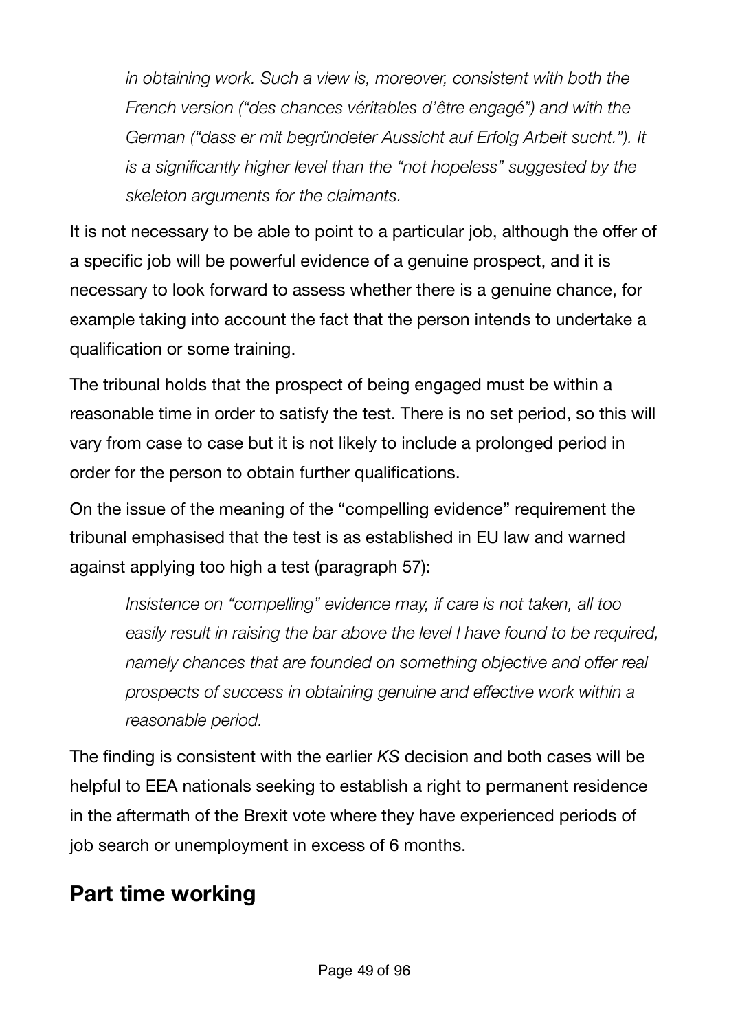> *in obtaining work. Such a view is, moreover, consistent with both the French version ("des chances véritables d'être engagé") and with the German ("dass er mit begründeter Aussicht auf Erfolg Arbeit sucht."). It is a significantly higher level than the "not hopeless" suggested by the skeleton arguments for the claimants.*

It is not necessary to be able to point to a particular job, although the offer of a specific job will be powerful evidence of a genuine prospect, and it is necessary to look forward to assess whether there is a genuine chance, for example taking into account the fact that the person intends to undertake a qualification or some training.

The tribunal holds that the prospect of being engaged must be within a reasonable time in order to satisfy the test. There is no set period, so this will vary from case to case but it is not likely to include a prolonged period in order for the person to obtain further qualifications.

On the issue of the meaning of the "compelling evidence" requirement the tribunal emphasised that the test is as established in EU law and warned against applying too high a test (paragraph 57):

> *Insistence on "compelling" evidence may, if care is not taken, all too easily result in raising the bar above the level I have found to be required, namely chances that are founded on something objective and offer real prospects of success in obtaining genuine and effective work within a reasonable period.*

The finding is consistent with the earlier *KS* decision and both cases will be helpful to EEA nationals seeking to establish a right to permanent residence in the aftermath of the Brexit vote where they have experienced periods of job search or unemployment in excess of 6 months.

## Part time working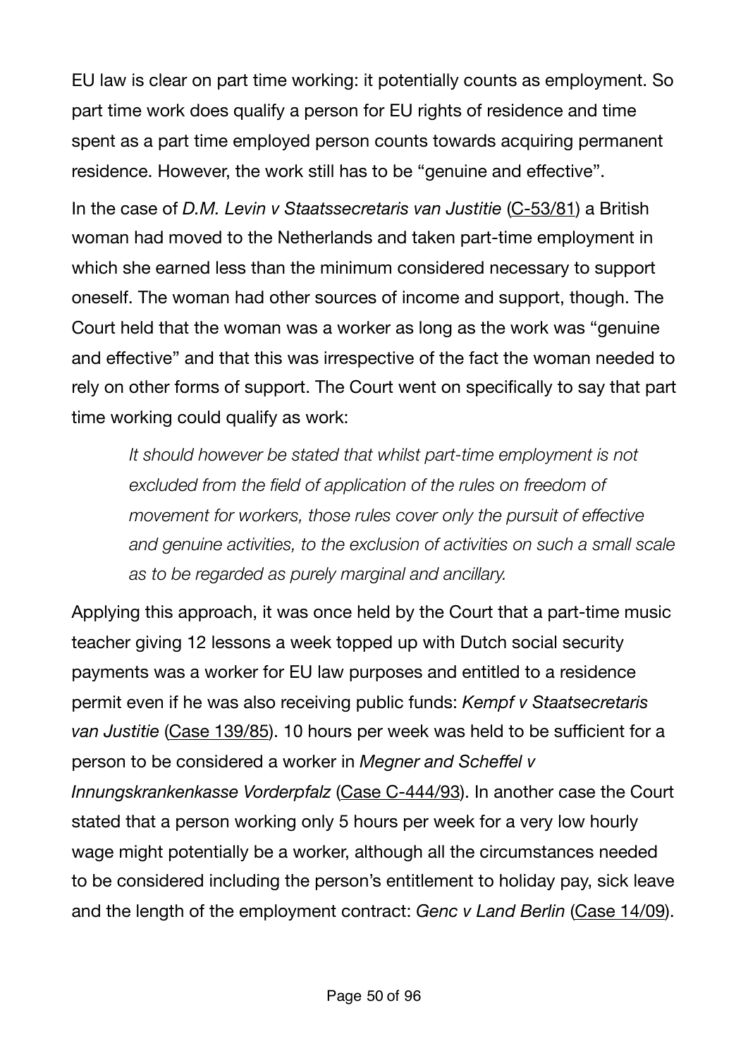EU law is clear on part time working: it potentially counts as employment. So part time work does qualify a person for EU rights of residence and time spent as a part time employed person counts towards acquiring permanent residence. However, the work still has to be "genuine and effective".

In the case of *D.M. Levin v Staatssecretaris van Justitie* (C-53/81) a British woman had moved to the Netherlands and taken part-time employment in which she earned less than the minimum considered necessary to support oneself. The woman had other sources of income and support, though. The Court held that the woman was a worker as long as the work was "genuine and effective" and that this was irrespective of the fact the woman needed to rely on other forms of support. The Court went on specifically to say that part time working could qualify as work:

> *It should however be stated that whilst part-time employment is not excluded from the field of application of the rules on freedom of movement for workers, those rules cover only the pursuit of effective and genuine activities, to the exclusion of activities on such a small scale as to be regarded as purely marginal and ancillary.*

Applying this approach, it was once held by the Court that a part-time music teacher giving 12 lessons a week topped up with Dutch social security payments was a worker for EU law purposes and entitled to a residence permit even if he was also receiving public funds: *Kempf v Staatsecretaris van Justitie* (Case 139/85). 10 hours per week was held to be sufficient for a person to be considered a worker in *Megner and Scheffel v Innungskrankenkasse Vorderpfalz* (Case C-444/93). In another case the Court stated that a person working only 5 hours per week for a very low hourly wage might potentially be a worker, although all the circumstances needed to be considered including the person's entitlement to holiday pay, sick leave and the length of the employment contract: *Genc v Land Berlin* (Case 14/09).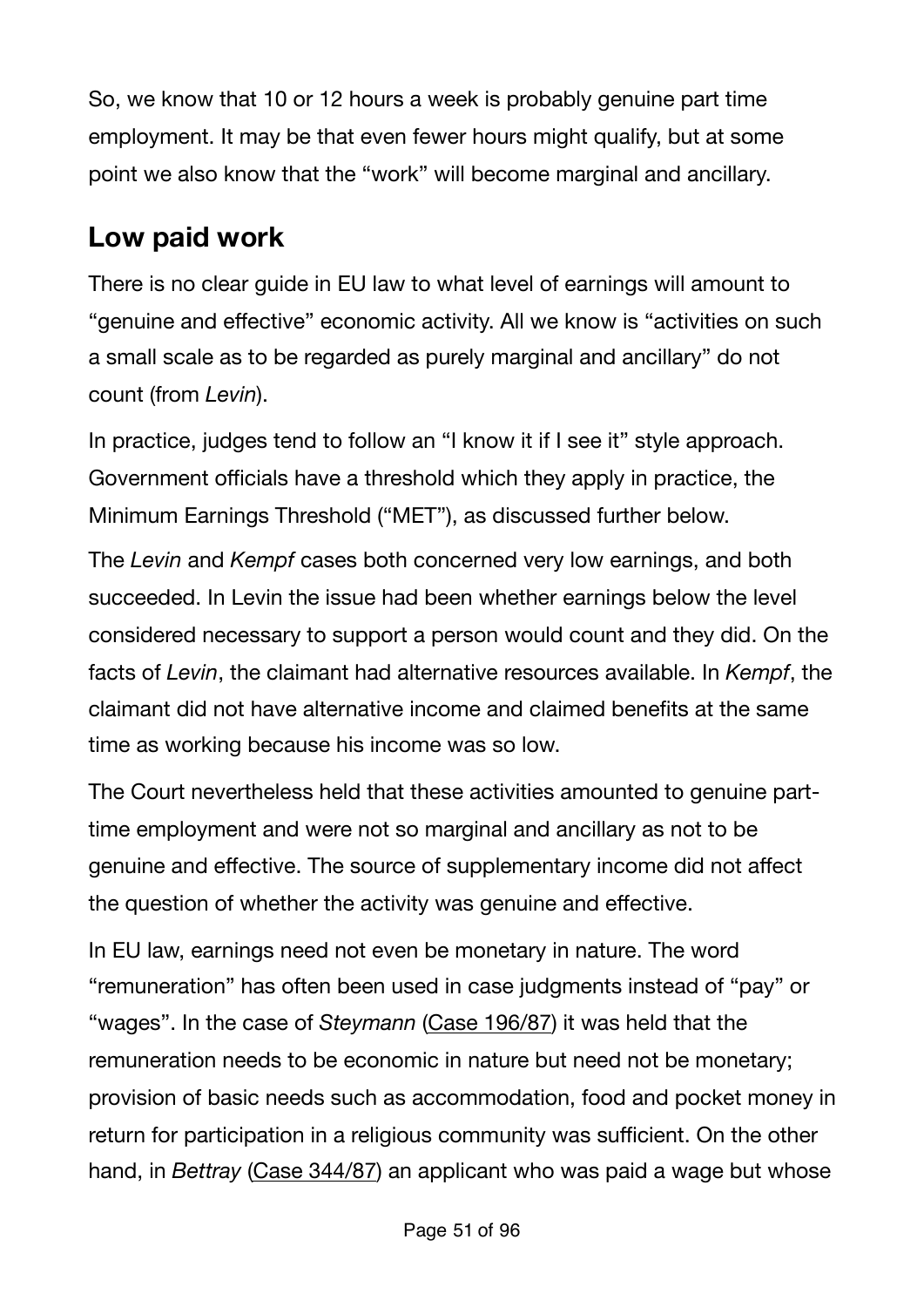So, we know that 10 or 12 hours a week is probably genuine part time employment. It may be that even fewer hours might qualify, but at some point we also know that the "work" will become marginal and ancillary.

## Low paid work

There is no clear guide in EU law to what level of earnings will amount to "genuine and effective" economic activity. All we know is "activities on such a small scale as to be regarded as purely marginal and ancillary" do not count (from *Levin*).

In practice, judges tend to follow an "I know it if I see it" style approach. Government officials have a threshold which they apply in practice, the Minimum Earnings Threshold ("MET"), as discussed further below.

The *Levin* and *Kempf* cases both concerned very low earnings, and both succeeded. In Levin the issue had been whether earnings below the level considered necessary to support a person would count and they did. On the facts of *Levin*, the claimant had alternative resources available. In *Kempf*, the claimant did not have alternative income and claimed benefits at the same time as working because his income was so low.

The Court nevertheless held that these activities amounted to genuine part-time employment and were not so marginal and ancillary as not to be genuine and effective. The source of supplementary income did not affect the question of whether the activity was genuine and effective.

In EU law, earnings need not even be monetary in nature. The word "remuneration" has often been used in case judgments instead of "pay" or "wages". In the case of *Steymann* (Case 196/87) it was held that the remuneration needs to be economic in nature but need not be monetary; provision of basic needs such as accommodation, food and pocket money in return for participation in a religious community was sufficient. On the other hand, in *Bettray* (Case 344/87) an applicant who was paid a wage but whose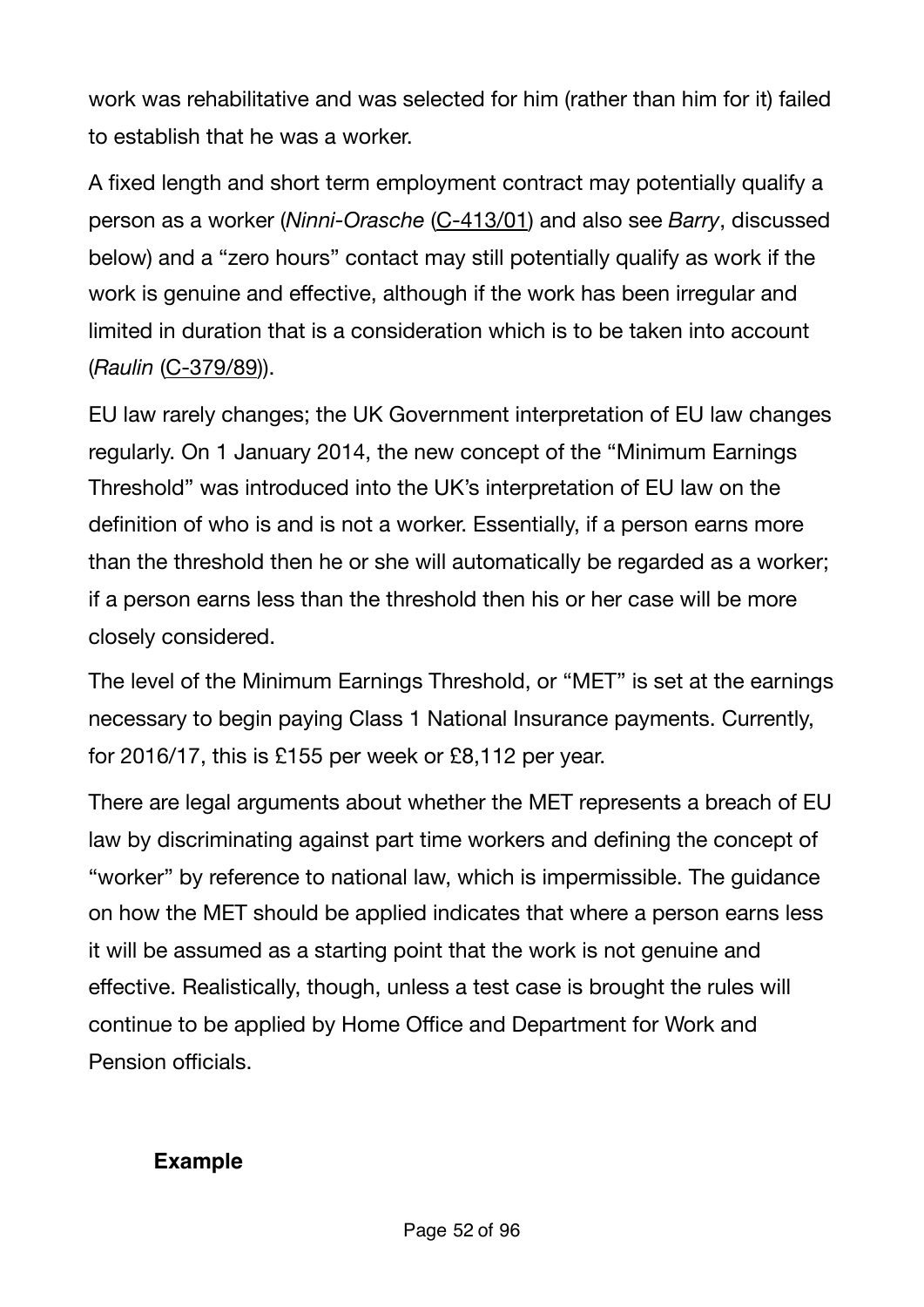work was rehabilitative and was selected for him (rather than him for it) failed to establish that he was a worker.

A fixed length and short term employment contract may potentially qualify a person as a worker (*Ninni-Orasche* (C-413/01) and also see *Barry*, discussed below) and a "zero hours" contact may still potentially qualify as work if the work is genuine and effective, although if the work has been irregular and limited in duration that is a consideration which is to be taken into account (*Raulin* (C-379/89)).

EU law rarely changes; the UK Government interpretation of EU law changes regularly. On 1 January 2014, the new concept of the "Minimum Earnings Threshold" was introduced into the UK's interpretation of EU law on the definition of who is and is not a worker. Essentially, if a person earns more than the threshold then he or she will automatically be regarded as a worker; if a person earns less than the threshold then his or her case will be more closely considered.

The level of the Minimum Earnings Threshold, or "MET" is set at the earnings necessary to begin paying Class 1 National Insurance payments. Currently, for 2016/17, this is £155 per week or £8,112 per year.

There are legal arguments about whether the MET represents a breach of EU law by discriminating against part time workers and defining the concept of "worker" by reference to national law, which is impermissible. The guidance on how the MET should be applied indicates that where a person earns less it will be assumed as a starting point that the work is not genuine and effective. Realistically, though, unless a test case is brought the rules will continue to be applied by Home Office and Department for Work and Pension officials.

**Example**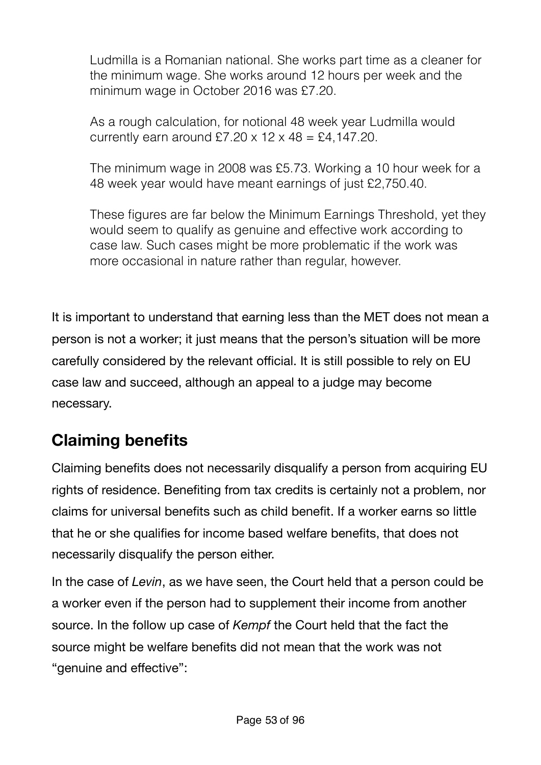> Ludmilla is a Romanian national. She works part time as a cleaner for the minimum wage. She works around 12 hours per week and the minimum wage in October 2016 was £7.20.
>
> As a rough calculation, for notional 48 week year Ludmilla would currently earn around £7.20 x 12 x 48 = £4,147.20.
>
> The minimum wage in 2008 was £5.73. Working a 10 hour week for a 48 week year would have meant earnings of just £2,750.40.
>
> These figures are far below the Minimum Earnings Threshold, yet they would seem to qualify as genuine and effective work according to case law. Such cases might be more problematic if the work was more occasional in nature rather than regular, however.

It is important to understand that earning less than the MET does not mean a person is not a worker; it just means that the person's situation will be more carefully considered by the relevant official. It is still possible to rely on EU case law and succeed, although an appeal to a judge may become necessary.

## Claiming benefits

Claiming benefits does not necessarily disqualify a person from acquiring EU rights of residence. Benefiting from tax credits is certainly not a problem, nor claims for universal benefits such as child benefit. If a worker earns so little that he or she qualifies for income based welfare benefits, that does not necessarily disqualify the person either.

In the case of *Levin*, as we have seen, the Court held that a person could be a worker even if the person had to supplement their income from another source. In the follow up case of *Kempf* the Court held that the fact the source might be welfare benefits did not mean that the work was not "genuine and effective":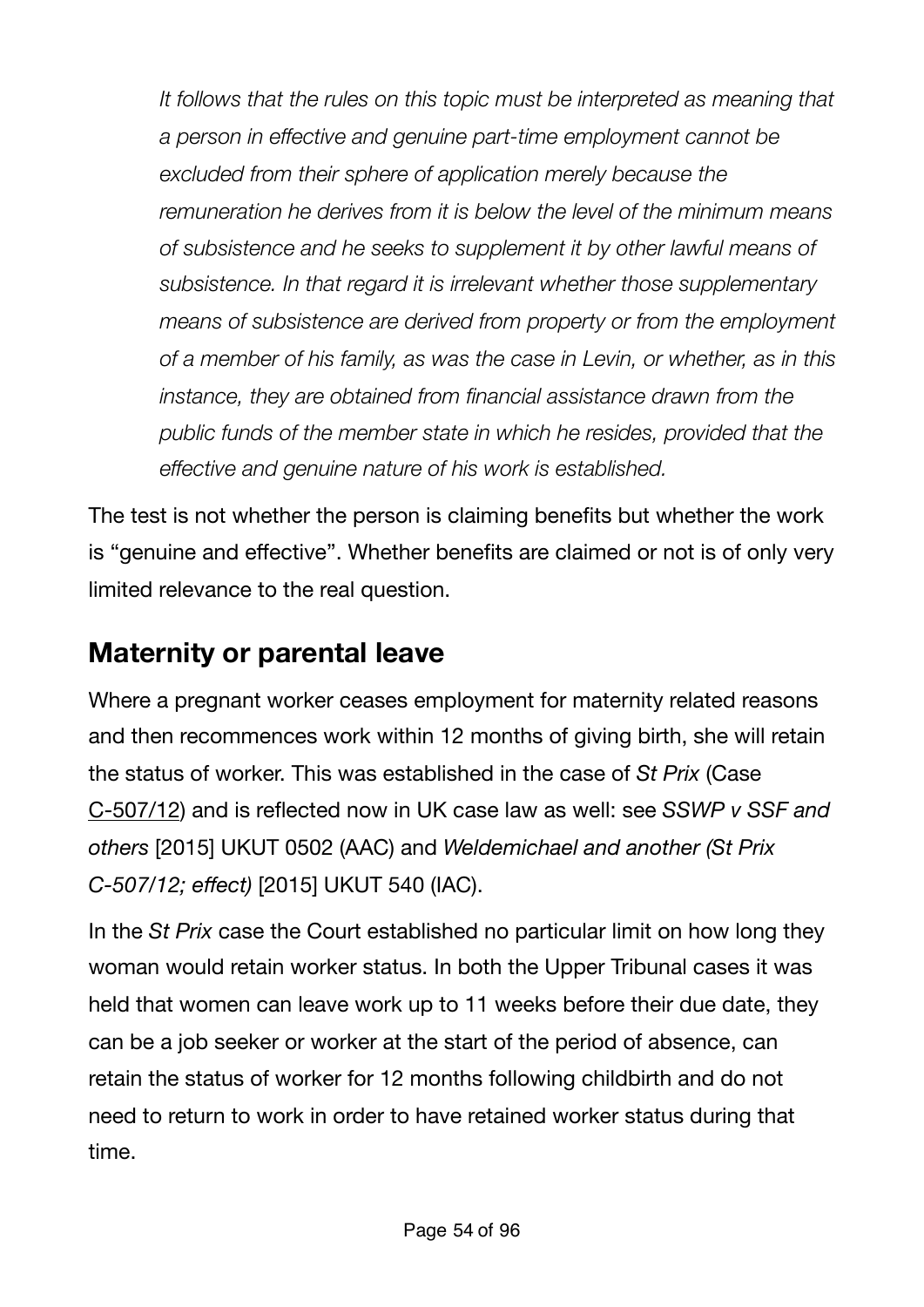*It follows that the rules on this topic must be interpreted as meaning that a person in effective and genuine part-time employment cannot be excluded from their sphere of application merely because the remuneration he derives from it is below the level of the minimum means of subsistence and he seeks to supplement it by other lawful means of subsistence. In that regard it is irrelevant whether those supplementary means of subsistence are derived from property or from the employment of a member of his family, as was the case in Levin, or whether, as in this instance, they are obtained from financial assistance drawn from the public funds of the member state in which he resides, provided that the effective and genuine nature of his work is established.*

The test is not whether the person is claiming benefits but whether the work is "genuine and effective". Whether benefits are claimed or not is of only very limited relevance to the real question.

## Maternity or parental leave

Where a pregnant worker ceases employment for maternity related reasons and then recommences work within 12 months of giving birth, she will retain the status of worker. This was established in the case of *St Prix* (Case C-507/12) and is reflected now in UK case law as well: see *SSWP v SSF and others* [2015] UKUT 0502 (AAC) and *Weldemichael and another (St Prix C-507/12; effect)* [2015] UKUT 540 (IAC).

In the *St Prix* case the Court established no particular limit on how long they woman would retain worker status. In both the Upper Tribunal cases it was held that women can leave work up to 11 weeks before their due date, they can be a job seeker or worker at the start of the period of absence, can retain the status of worker for 12 months following childbirth and do not need to return to work in order to have retained worker status during that time.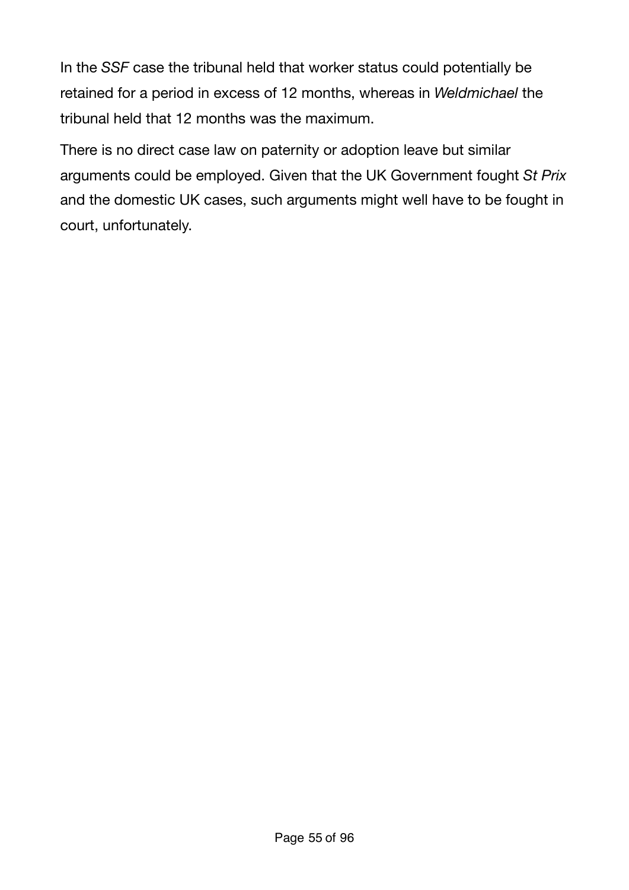In the *SSF* case the tribunal held that worker status could potentially be retained for a period in excess of 12 months, whereas in *Weldmichael* the tribunal held that 12 months was the maximum.

There is no direct case law on paternity or adoption leave but similar arguments could be employed. Given that the UK Government fought *St Prix* and the domestic UK cases, such arguments might well have to be fought in court, unfortunately.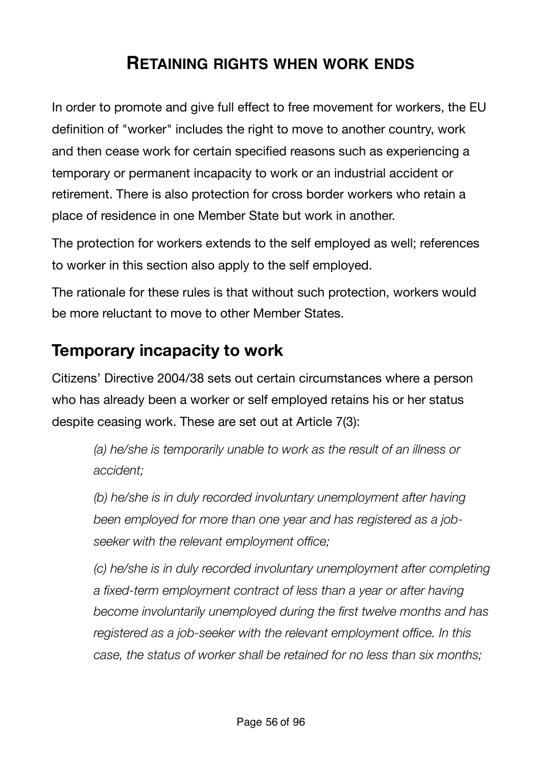# Retaining rights when work ends

In order to promote and give full effect to free movement for workers, the EU definition of "worker" includes the right to move to another country, work and then cease work for certain specified reasons such as experiencing a temporary or permanent incapacity to work or an industrial accident or retirement. There is also protection for cross border workers who retain a place of residence in one Member State but work in another.

The protection for workers extends to the self employed as well; references to worker in this section also apply to the self employed.

The rationale for these rules is that without such protection, workers would be more reluctant to move to other Member States.

## Temporary incapacity to work

Citizens' Directive 2004/38 sets out certain circumstances where a person who has already been a worker or self employed retains his or her status despite ceasing work. These are set out at Article 7(3):

> *(a) he/she is temporarily unable to work as the result of an illness or accident;*
>
> *(b) he/she is in duly recorded involuntary unemployment after having been employed for more than one year and has registered as a job-seeker with the relevant employment office;*
>
> *(c) he/she is in duly recorded involuntary unemployment after completing a fixed-term employment contract of less than a year or after having become involuntarily unemployed during the first twelve months and has registered as a job-seeker with the relevant employment office. In this case, the status of worker shall be retained for no less than six months;*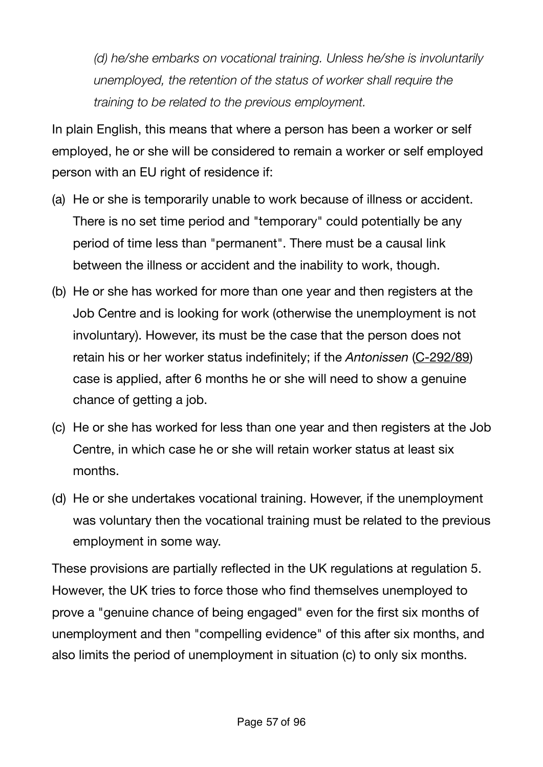*(d) he/she embarks on vocational training. Unless he/she is involuntarily unemployed, the retention of the status of worker shall require the training to be related to the previous employment.*

In plain English, this means that where a person has been a worker or self employed, he or she will be considered to remain a worker or self employed person with an EU right of residence if:

(a) He or she is temporarily unable to work because of illness or accident. There is no set time period and "temporary" could potentially be any period of time less than "permanent". There must be a causal link between the illness or accident and the inability to work, though.

(b) He or she has worked for more than one year and then registers at the Job Centre and is looking for work (otherwise the unemployment is not involuntary). However, its must be the case that the person does not retain his or her worker status indefinitely; if the *Antonissen* (C-292/89) case is applied, after 6 months he or she will need to show a genuine chance of getting a job.

(c) He or she has worked for less than one year and then registers at the Job Centre, in which case he or she will retain worker status at least six months.

(d) He or she undertakes vocational training. However, if the unemployment was voluntary then the vocational training must be related to the previous employment in some way.

These provisions are partially reflected in the UK regulations at regulation 5. However, the UK tries to force those who find themselves unemployed to prove a "genuine chance of being engaged" even for the first six months of unemployment and then "compelling evidence" of this after six months, and also limits the period of unemployment in situation (c) to only six months.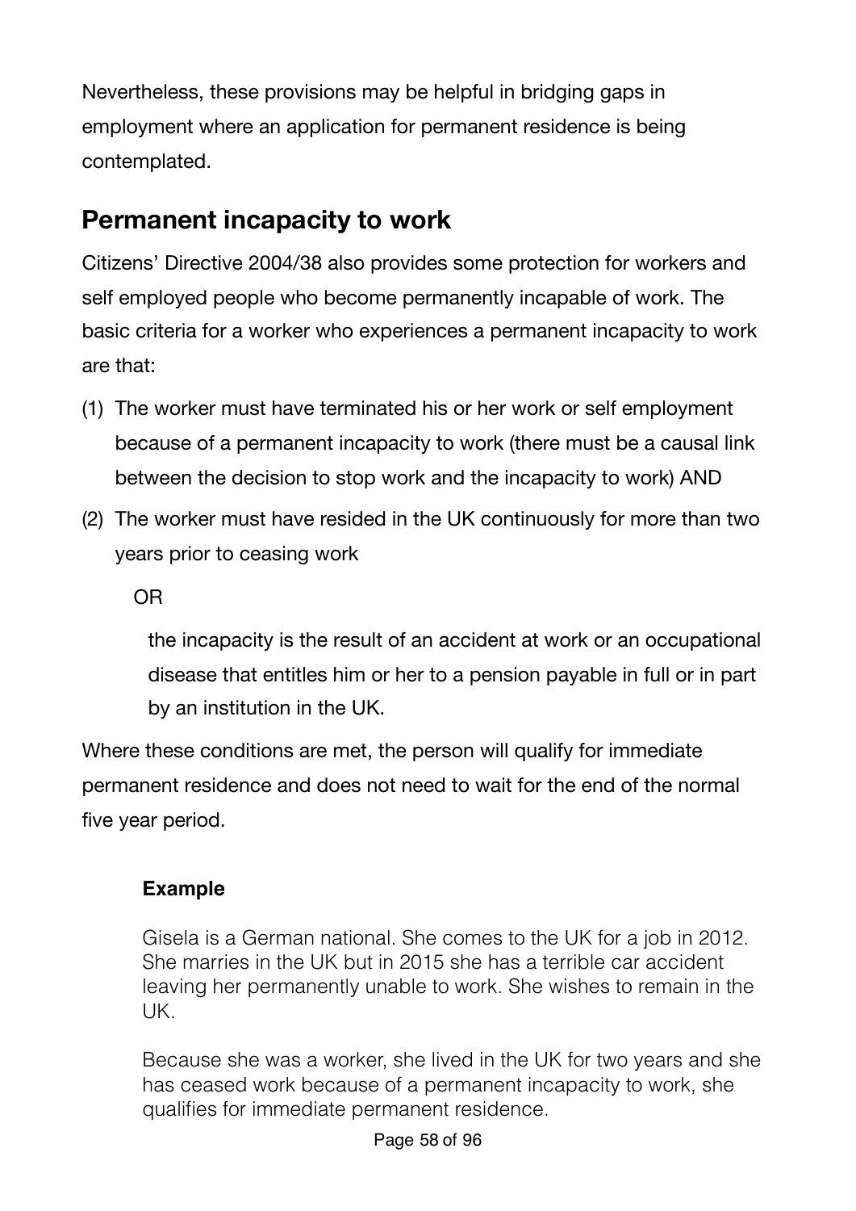Nevertheless, these provisions may be helpful in bridging gaps in employment where an application for permanent residence is being contemplated.

## Permanent incapacity to work

Citizens' Directive 2004/38 also provides some protection for workers and self employed people who become permanently incapable of work. The basic criteria for a worker who experiences a permanent incapacity to work are that:

(1) The worker must have terminated his or her work or self employment because of a permanent incapacity to work (there must be a causal link between the decision to stop work and the incapacity to work) AND

(2) The worker must have resided in the UK continuously for more than two years prior to ceasing work

   OR

   the incapacity is the result of an accident at work or an occupational disease that entitles him or her to a pension payable in full or in part by an institution in the UK.

Where these conditions are met, the person will qualify for immediate permanent residence and does not need to wait for the end of the normal five year period.

> **Example**
>
> Gisela is a German national. She comes to the UK for a job in 2012. She marries in the UK but in 2015 she has a terrible car accident leaving her permanently unable to work. She wishes to remain in the UK.
>
> Because she was a worker, she lived in the UK for two years and she has ceased work because of a permanent incapacity to work, she qualifies for immediate permanent residence.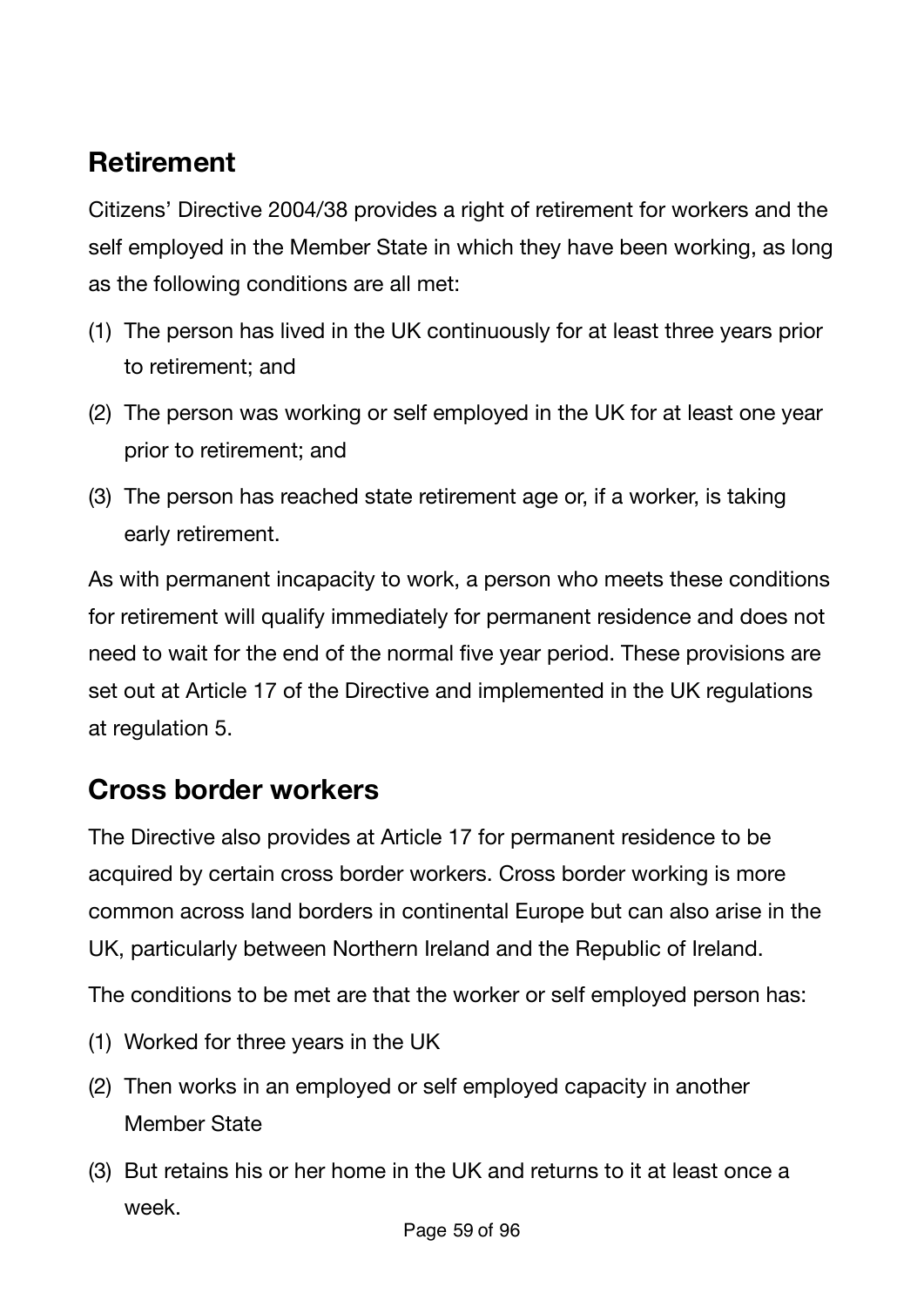## Retirement

Citizens' Directive 2004/38 provides a right of retirement for workers and the self employed in the Member State in which they have been working, as long as the following conditions are all met:

(1) The person has lived in the UK continuously for at least three years prior to retirement; and

(2) The person was working or self employed in the UK for at least one year prior to retirement; and

(3) The person has reached state retirement age or, if a worker, is taking early retirement.

As with permanent incapacity to work, a person who meets these conditions for retirement will qualify immediately for permanent residence and does not need to wait for the end of the normal five year period. These provisions are set out at Article 17 of the Directive and implemented in the UK regulations at regulation 5.

## Cross border workers

The Directive also provides at Article 17 for permanent residence to be acquired by certain cross border workers. Cross border working is more common across land borders in continental Europe but can also arise in the UK, particularly between Northern Ireland and the Republic of Ireland.

The conditions to be met are that the worker or self employed person has:

(1) Worked for three years in the UK

(2) Then works in an employed or self employed capacity in another Member State

(3) But retains his or her home in the UK and returns to it at least once a week.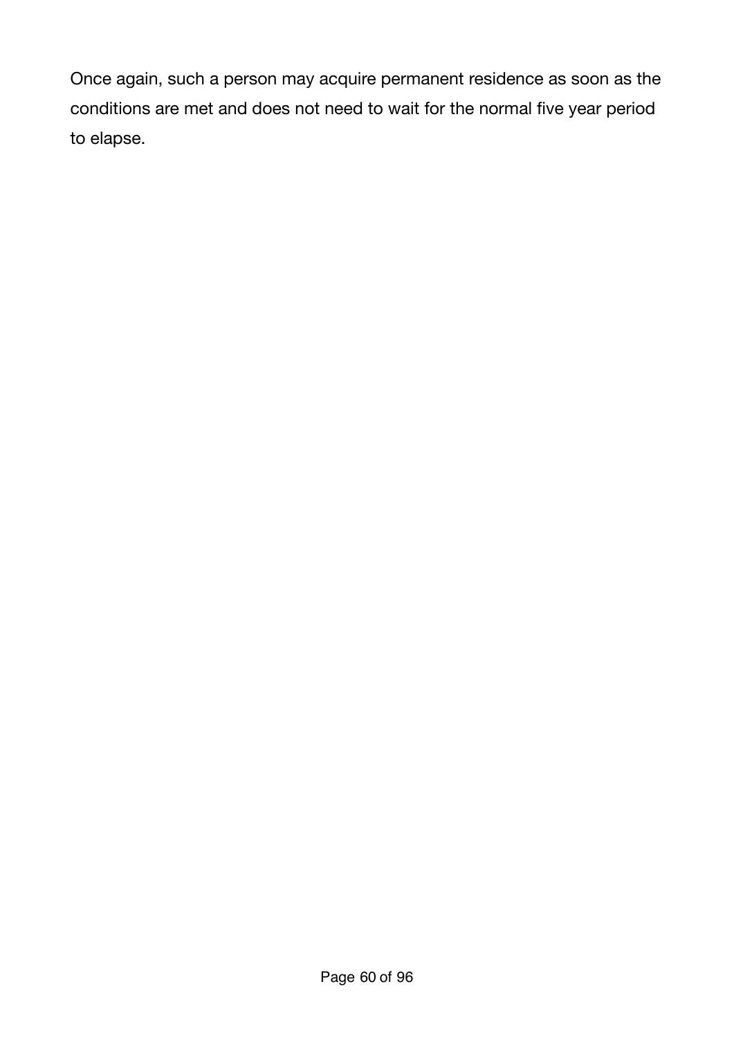Once again, such a person may acquire permanent residence as soon as the conditions are met and does not need to wait for the normal five year period to elapse.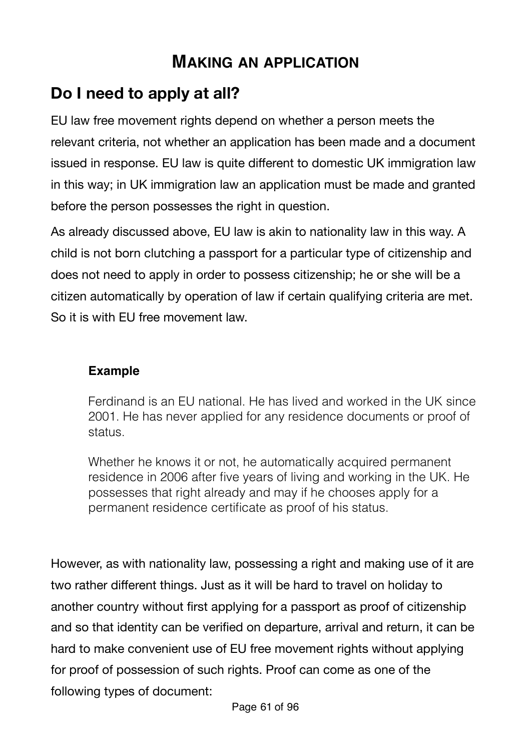# MAKING AN APPLICATION

## Do I need to apply at all?

EU law free movement rights depend on whether a person meets the relevant criteria, not whether an application has been made and a document issued in response. EU law is quite different to domestic UK immigration law in this way; in UK immigration law an application must be made and granted before the person possesses the right in question.

As already discussed above, EU law is akin to nationality law in this way. A child is not born clutching a passport for a particular type of citizenship and does not need to apply in order to possess citizenship; he or she will be a citizen automatically by operation of law if certain qualifying criteria are met. So it is with EU free movement law.

> **Example**
>
> Ferdinand is an EU national. He has lived and worked in the UK since 2001. He has never applied for any residence documents or proof of status.
>
> Whether he knows it or not, he automatically acquired permanent residence in 2006 after five years of living and working in the UK. He possesses that right already and may if he chooses apply for a permanent residence certificate as proof of his status.

However, as with nationality law, possessing a right and making use of it are two rather different things. Just as it will be hard to travel on holiday to another country without first applying for a passport as proof of citizenship and so that identity can be verified on departure, arrival and return, it can be hard to make convenient use of EU free movement rights without applying for proof of possession of such rights. Proof can come as one of the following types of document: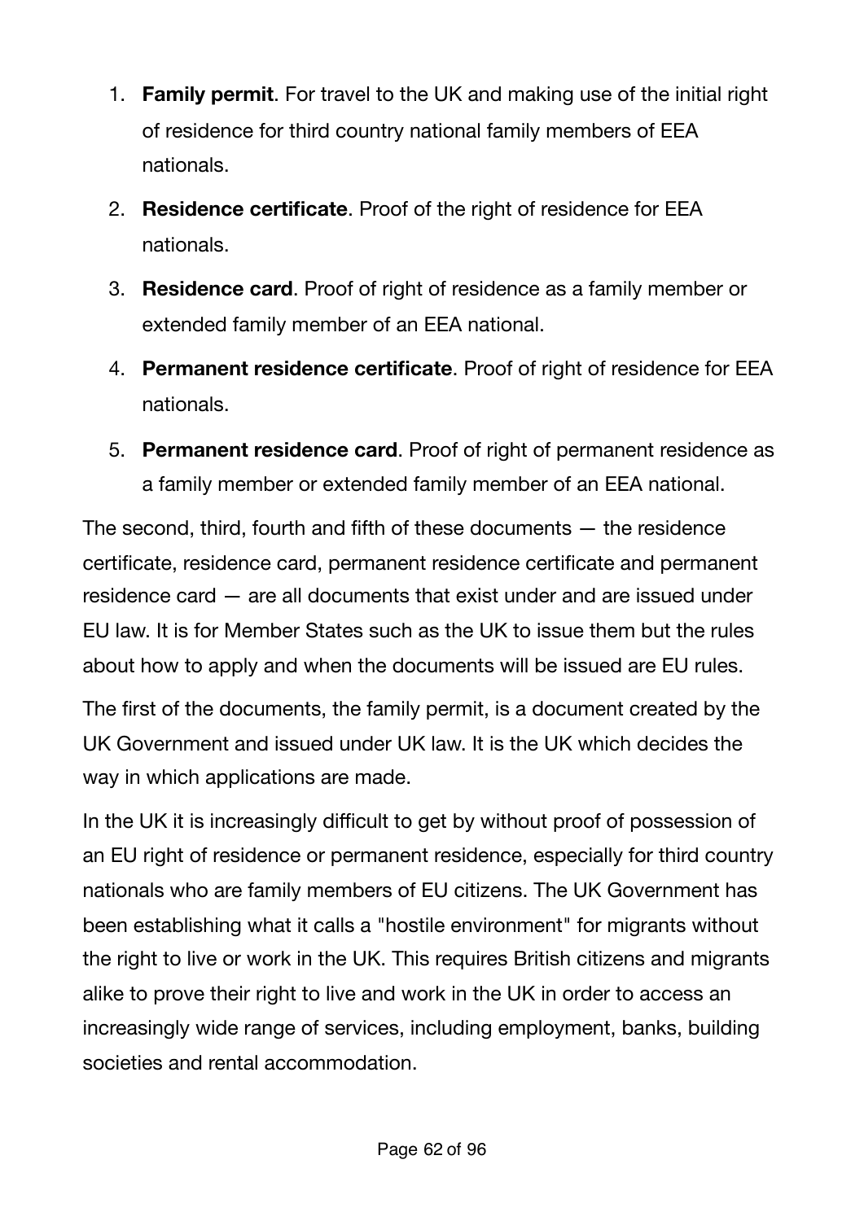1. **Family permit**. For travel to the UK and making use of the initial right of residence for third country national family members of EEA nationals.
2. **Residence certificate**. Proof of the right of residence for EEA nationals.
3. **Residence card**. Proof of right of residence as a family member or extended family member of an EEA national.
4. **Permanent residence certificate**. Proof of right of residence for EEA nationals.
5. **Permanent residence card**. Proof of right of permanent residence as a family member or extended family member of an EEA national.

The second, third, fourth and fifth of these documents — the residence certificate, residence card, permanent residence certificate and permanent residence card — are all documents that exist under and are issued under EU law. It is for Member States such as the UK to issue them but the rules about how to apply and when the documents will be issued are EU rules.

The first of the documents, the family permit, is a document created by the UK Government and issued under UK law. It is the UK which decides the way in which applications are made.

In the UK it is increasingly difficult to get by without proof of possession of an EU right of residence or permanent residence, especially for third country nationals who are family members of EU citizens. The UK Government has been establishing what it calls a "hostile environment" for migrants without the right to live or work in the UK. This requires British citizens and migrants alike to prove their right to live and work in the UK in order to access an increasingly wide range of services, including employment, banks, building societies and rental accommodation.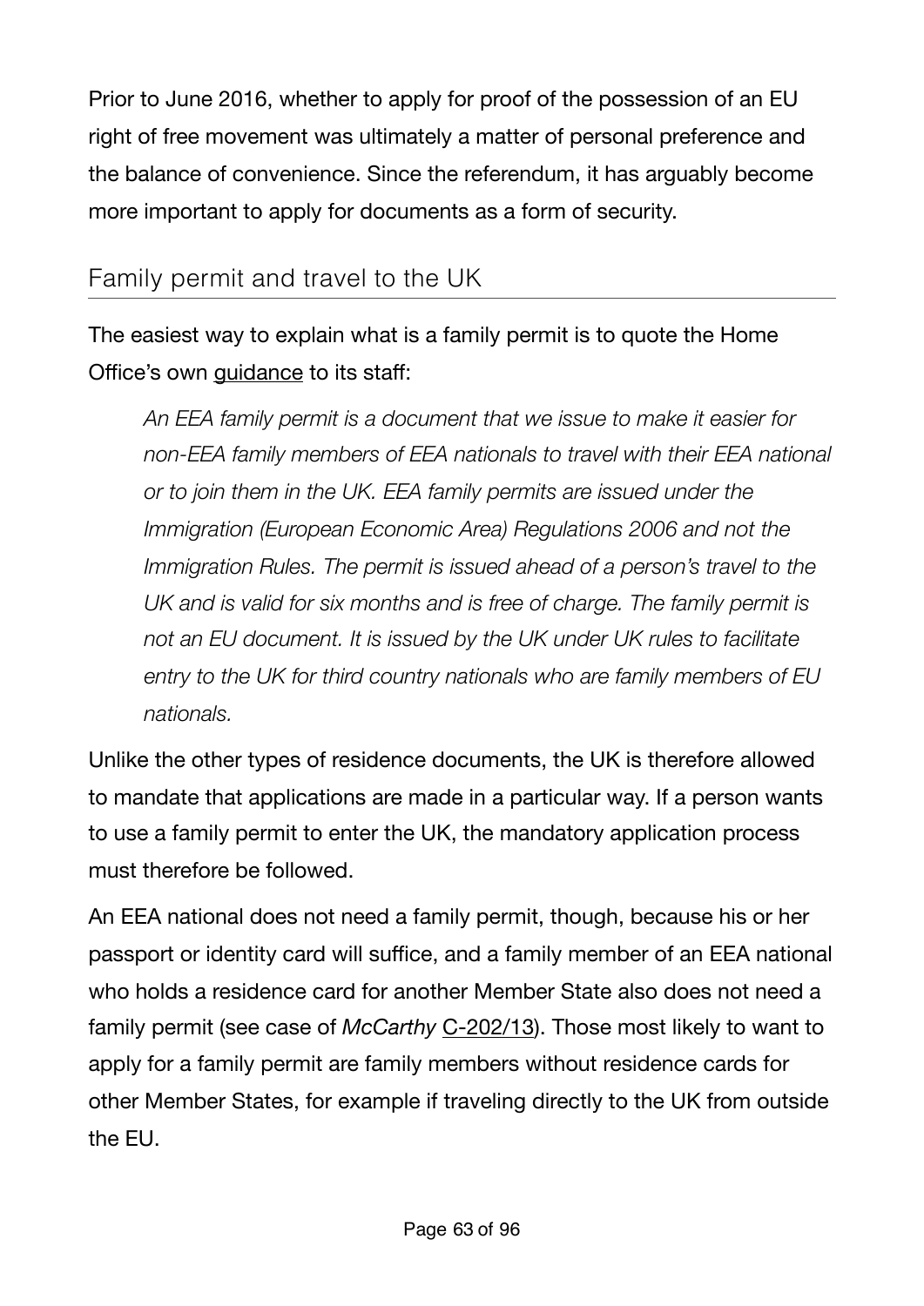Prior to June 2016, whether to apply for proof of the possession of an EU right of free movement was ultimately a matter of personal preference and the balance of convenience. Since the referendum, it has arguably become more important to apply for documents as a form of security.

## Family permit and travel to the UK

The easiest way to explain what is a family permit is to quote the Home Office's own guidance to its staff:

> *An EEA family permit is a document that we issue to make it easier for non-EEA family members of EEA nationals to travel with their EEA national or to join them in the UK. EEA family permits are issued under the Immigration (European Economic Area) Regulations 2006 and not the Immigration Rules. The permit is issued ahead of a person's travel to the UK and is valid for six months and is free of charge. The family permit is not an EU document. It is issued by the UK under UK rules to facilitate entry to the UK for third country nationals who are family members of EU nationals.*

Unlike the other types of residence documents, the UK is therefore allowed to mandate that applications are made in a particular way. If a person wants to use a family permit to enter the UK, the mandatory application process must therefore be followed.

An EEA national does not need a family permit, though, because his or her passport or identity card will suffice, and a family member of an EEA national who holds a residence card for another Member State also does not need a family permit (see case of *McCarthy* C-202/13). Those most likely to want to apply for a family permit are family members without residence cards for other Member States, for example if traveling directly to the UK from outside the EU.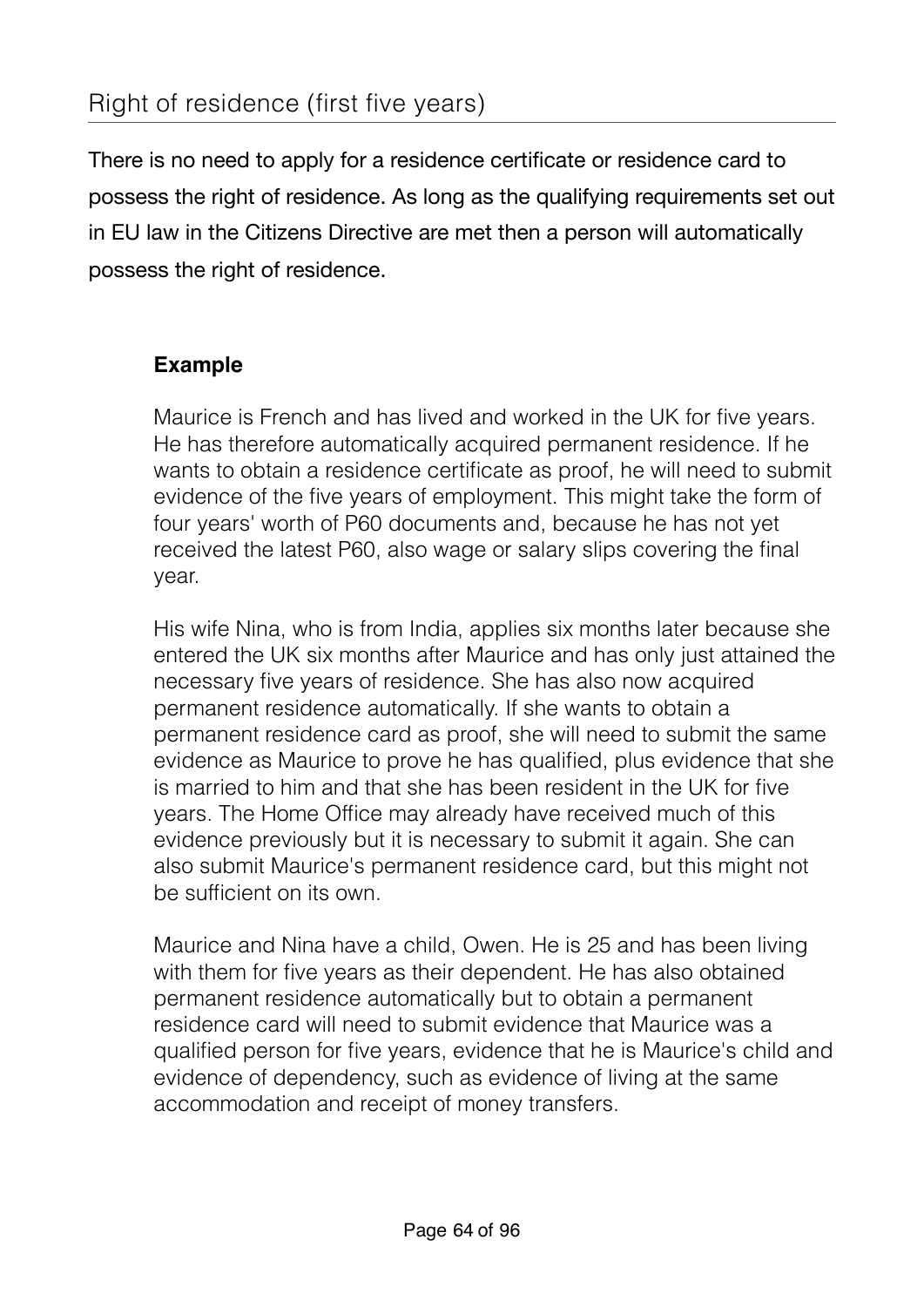## Right of residence (first five years)

There is no need to apply for a residence certificate or residence card to possess the right of residence. As long as the qualifying requirements set out in EU law in the Citizens Directive are met then a person will automatically possess the right of residence.

> **Example**
>
> Maurice is French and has lived and worked in the UK for five years. He has therefore automatically acquired permanent residence. If he wants to obtain a residence certificate as proof, he will need to submit evidence of the five years of employment. This might take the form of four years' worth of P60 documents and, because he has not yet received the latest P60, also wage or salary slips covering the final year.
>
> His wife Nina, who is from India, applies six months later because she entered the UK six months after Maurice and has only just attained the necessary five years of residence. She has also now acquired permanent residence automatically. If she wants to obtain a permanent residence card as proof, she will need to submit the same evidence as Maurice to prove he has qualified, plus evidence that she is married to him and that she has been resident in the UK for five years. The Home Office may already have received much of this evidence previously but it is necessary to submit it again. She can also submit Maurice's permanent residence card, but this might not be sufficient on its own.
>
> Maurice and Nina have a child, Owen. He is 25 and has been living with them for five years as their dependent. He has also obtained permanent residence automatically but to obtain a permanent residence card will need to submit evidence that Maurice was a qualified person for five years, evidence that he is Maurice's child and evidence of dependency, such as evidence of living at the same accommodation and receipt of money transfers.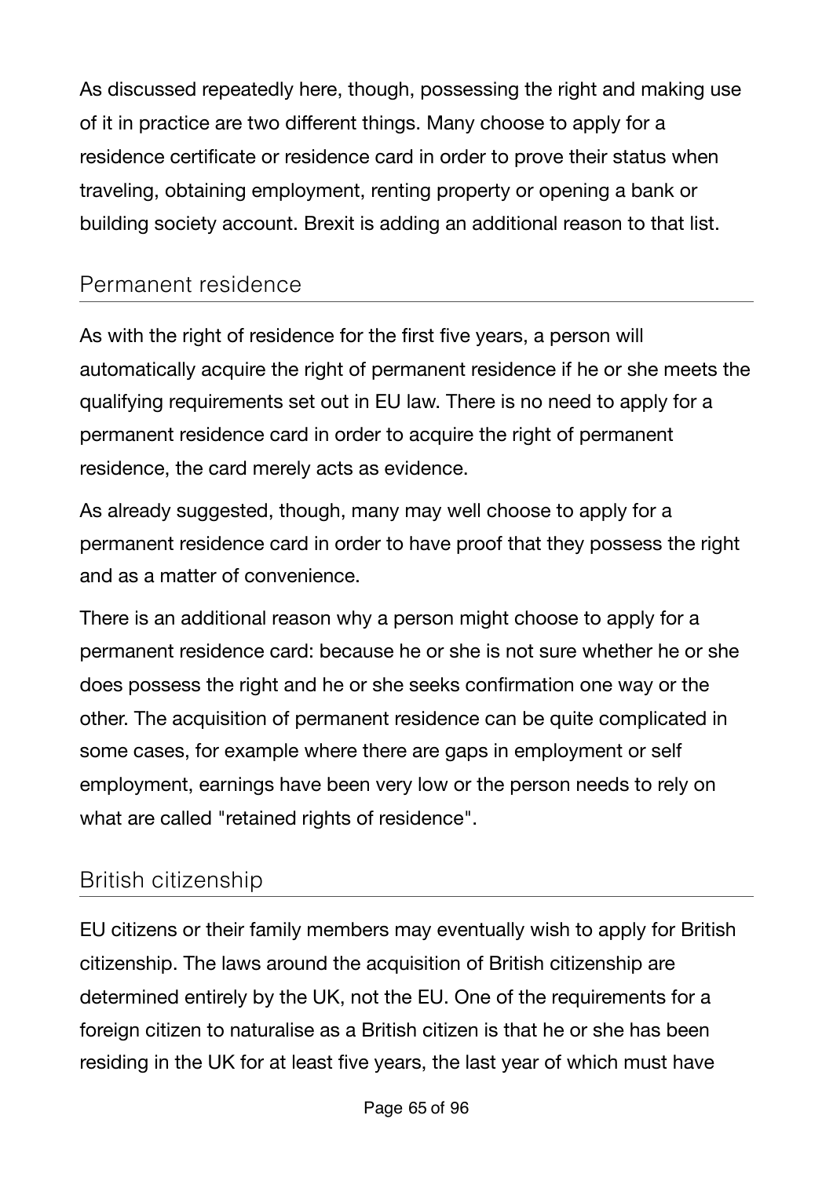As discussed repeatedly here, though, possessing the right and making use of it in practice are two different things. Many choose to apply for a residence certificate or residence card in order to prove their status when traveling, obtaining employment, renting property or opening a bank or building society account. Brexit is adding an additional reason to that list.

## Permanent residence

As with the right of residence for the first five years, a person will automatically acquire the right of permanent residence if he or she meets the qualifying requirements set out in EU law. There is no need to apply for a permanent residence card in order to acquire the right of permanent residence, the card merely acts as evidence.

As already suggested, though, many may well choose to apply for a permanent residence card in order to have proof that they possess the right and as a matter of convenience.

There is an additional reason why a person might choose to apply for a permanent residence card: because he or she is not sure whether he or she does possess the right and he or she seeks confirmation one way or the other. The acquisition of permanent residence can be quite complicated in some cases, for example where there are gaps in employment or self employment, earnings have been very low or the person needs to rely on what are called "retained rights of residence".

## British citizenship

EU citizens or their family members may eventually wish to apply for British citizenship. The laws around the acquisition of British citizenship are determined entirely by the UK, not the EU. One of the requirements for a foreign citizen to naturalise as a British citizen is that he or she has been residing in the UK for at least five years, the last year of which must have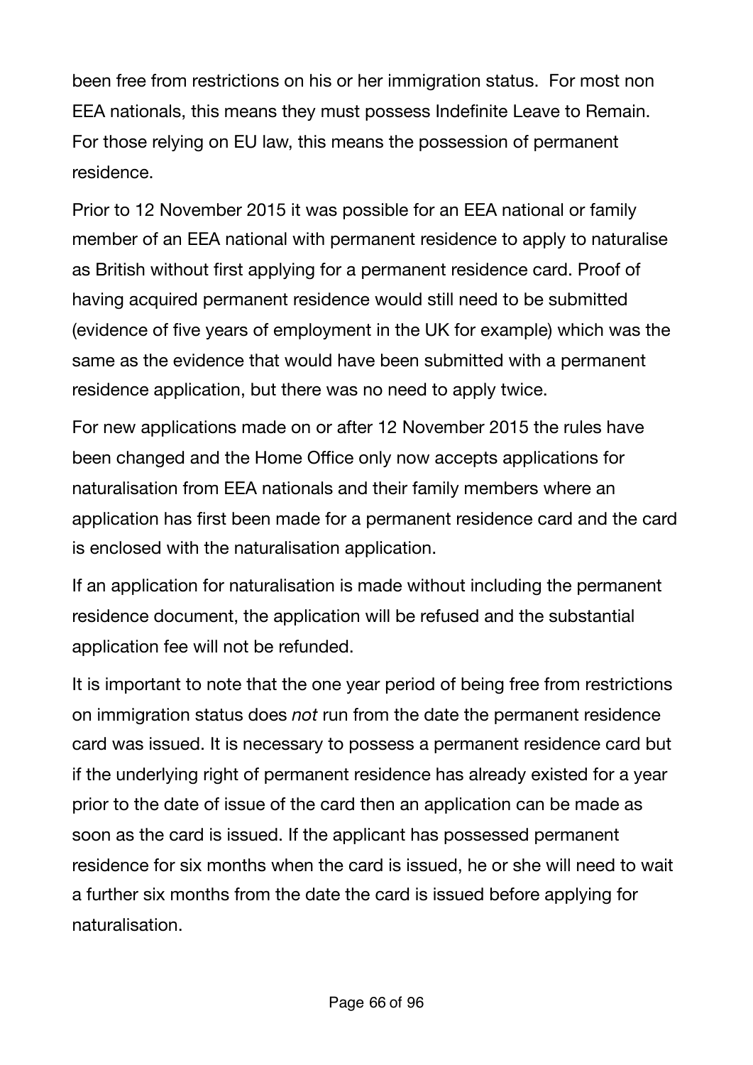been free from restrictions on his or her immigration status. For most non EEA nationals, this means they must possess Indefinite Leave to Remain. For those relying on EU law, this means the possession of permanent residence.

Prior to 12 November 2015 it was possible for an EEA national or family member of an EEA national with permanent residence to apply to naturalise as British without first applying for a permanent residence card. Proof of having acquired permanent residence would still need to be submitted (evidence of five years of employment in the UK for example) which was the same as the evidence that would have been submitted with a permanent residence application, but there was no need to apply twice.

For new applications made on or after 12 November 2015 the rules have been changed and the Home Office only now accepts applications for naturalisation from EEA nationals and their family members where an application has first been made for a permanent residence card and the card is enclosed with the naturalisation application.

If an application for naturalisation is made without including the permanent residence document, the application will be refused and the substantial application fee will not be refunded.

It is important to note that the one year period of being free from restrictions on immigration status does *not* run from the date the permanent residence card was issued. It is necessary to possess a permanent residence card but if the underlying right of permanent residence has already existed for a year prior to the date of issue of the card then an application can be made as soon as the card is issued. If the applicant has possessed permanent residence for six months when the card is issued, he or she will need to wait a further six months from the date the card is issued before applying for naturalisation.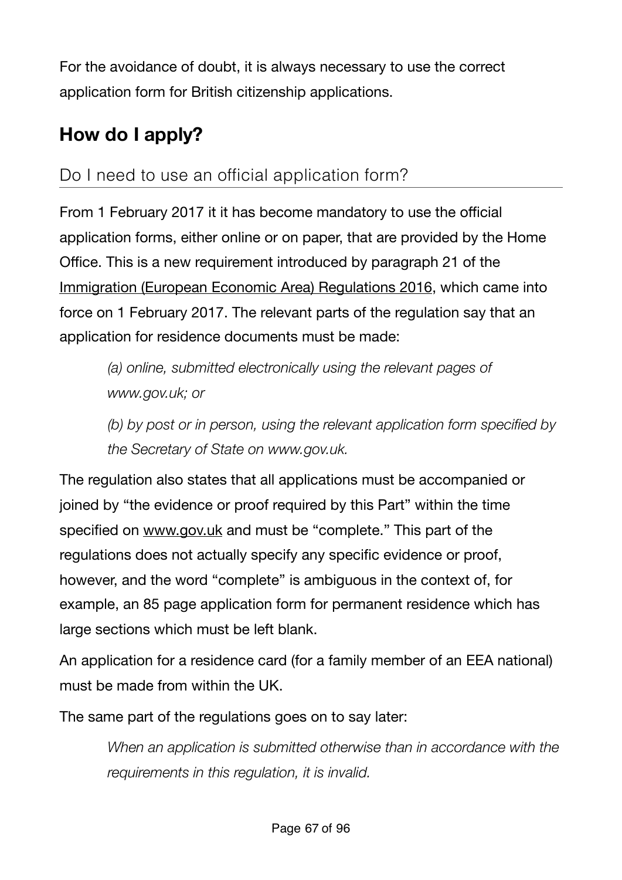For the avoidance of doubt, it is always necessary to use the correct application form for British citizenship applications.

## How do I apply?

### Do I need to use an official application form?

From 1 February 2017 it it has become mandatory to use the official application forms, either online or on paper, that are provided by the Home Office. This is a new requirement introduced by paragraph 21 of the Immigration (European Economic Area) Regulations 2016, which came into force on 1 February 2017. The relevant parts of the regulation say that an application for residence documents must be made:

> *(a) online, submitted electronically using the relevant pages of www.gov.uk; or*
>
> *(b) by post or in person, using the relevant application form specified by the Secretary of State on www.gov.uk.*

The regulation also states that all applications must be accompanied or joined by "the evidence or proof required by this Part" within the time specified on www.gov.uk and must be "complete." This part of the regulations does not actually specify any specific evidence or proof, however, and the word "complete" is ambiguous in the context of, for example, an 85 page application form for permanent residence which has large sections which must be left blank.

An application for a residence card (for a family member of an EEA national) must be made from within the UK.

The same part of the regulations goes on to say later:

> *When an application is submitted otherwise than in accordance with the requirements in this regulation, it is invalid.*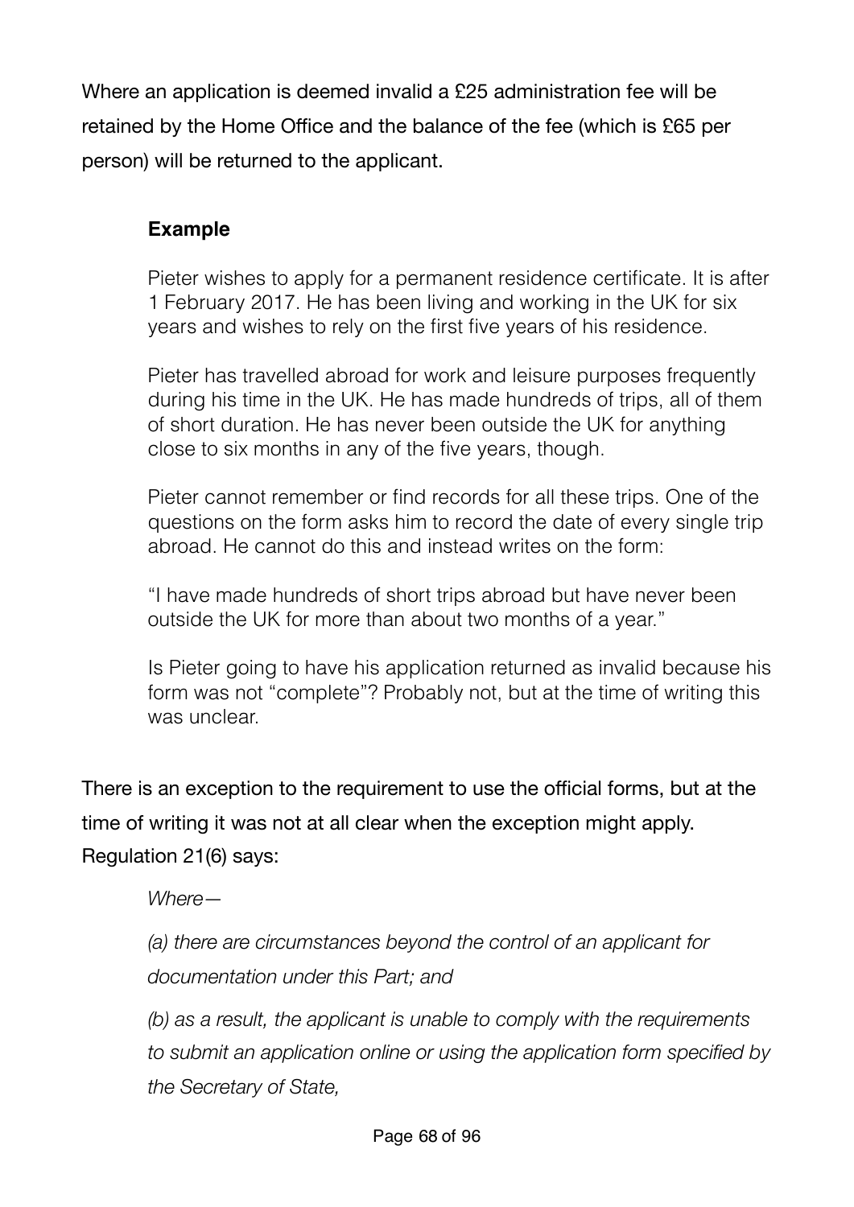Where an application is deemed invalid a £25 administration fee will be retained by the Home Office and the balance of the fee (which is £65 per person) will be returned to the applicant.

> **Example**
>
> Pieter wishes to apply for a permanent residence certificate. It is after 1 February 2017. He has been living and working in the UK for six years and wishes to rely on the first five years of his residence.
>
> Pieter has travelled abroad for work and leisure purposes frequently during his time in the UK. He has made hundreds of trips, all of them of short duration. He has never been outside the UK for anything close to six months in any of the five years, though.
>
> Pieter cannot remember or find records for all these trips. One of the questions on the form asks him to record the date of every single trip abroad. He cannot do this and instead writes on the form:
>
> "I have made hundreds of short trips abroad but have never been outside the UK for more than about two months of a year."
>
> Is Pieter going to have his application returned as invalid because his form was not "complete"? Probably not, but at the time of writing this was unclear.

There is an exception to the requirement to use the official forms, but at the time of writing it was not at all clear when the exception might apply. Regulation 21(6) says:

> *Where—*
>
> *(a) there are circumstances beyond the control of an applicant for documentation under this Part; and*
>
> *(b) as a result, the applicant is unable to comply with the requirements to submit an application online or using the application form specified by the Secretary of State,*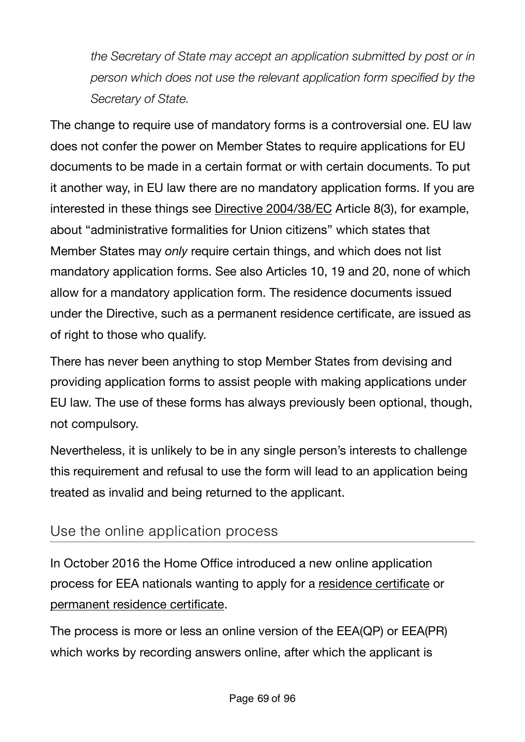*the Secretary of State may accept an application submitted by post or in person which does not use the relevant application form specified by the Secretary of State.*

The change to require use of mandatory forms is a controversial one. EU law does not confer the power on Member States to require applications for EU documents to be made in a certain format or with certain documents. To put it another way, in EU law there are no mandatory application forms. If you are interested in these things see Directive 2004/38/EC Article 8(3), for example, about "administrative formalities for Union citizens" which states that Member States may *only* require certain things, and which does not list mandatory application forms. See also Articles 10, 19 and 20, none of which allow for a mandatory application form. The residence documents issued under the Directive, such as a permanent residence certificate, are issued as of right to those who qualify.

There has never been anything to stop Member States from devising and providing application forms to assist people with making applications under EU law. The use of these forms has always previously been optional, though, not compulsory.

Nevertheless, it is unlikely to be in any single person's interests to challenge this requirement and refusal to use the form will lead to an application being treated as invalid and being returned to the applicant.

## Use the online application process

In October 2016 the Home Office introduced a new online application process for EEA nationals wanting to apply for a residence certificate or permanent residence certificate.

The process is more or less an online version of the EEA(QP) or EEA(PR) which works by recording answers online, after which the applicant is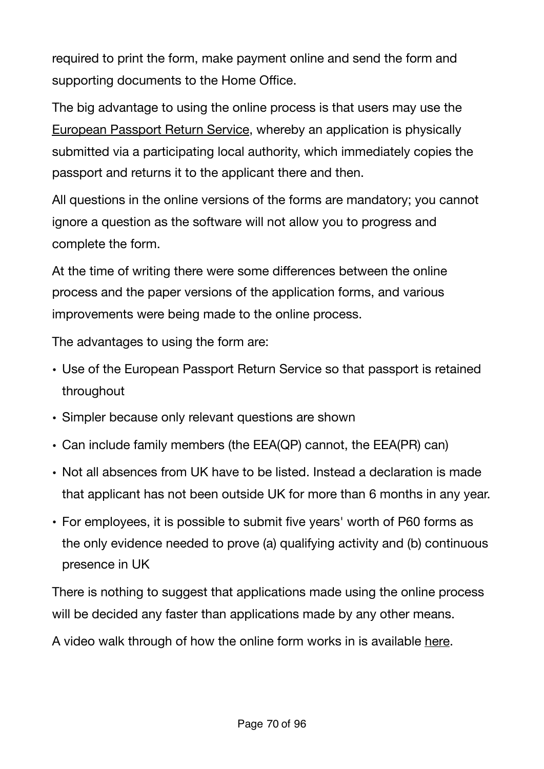required to print the form, make payment online and send the form and supporting documents to the Home Office.

The big advantage to using the online process is that users may use the European Passport Return Service, whereby an application is physically submitted via a participating local authority, which immediately copies the passport and returns it to the applicant there and then.

All questions in the online versions of the forms are mandatory; you cannot ignore a question as the software will not allow you to progress and complete the form.

At the time of writing there were some differences between the online process and the paper versions of the application forms, and various improvements were being made to the online process.

The advantages to using the form are:

- Use of the European Passport Return Service so that passport is retained throughout
- Simpler because only relevant questions are shown
- Can include family members (the EEA(QP) cannot, the EEA(PR) can)
- Not all absences from UK have to be listed. Instead a declaration is made that applicant has not been outside UK for more than 6 months in any year.
- For employees, it is possible to submit five years' worth of P60 forms as the only evidence needed to prove (a) qualifying activity and (b) continuous presence in UK

There is nothing to suggest that applications made using the online process will be decided any faster than applications made by any other means.

A video walk through of how the online form works in is available here.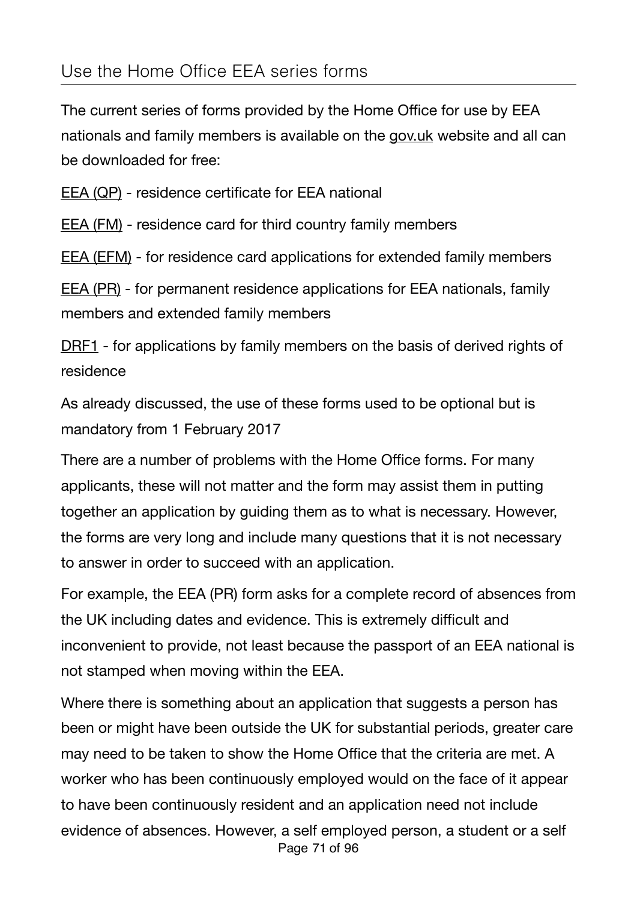## Use the Home Office EEA series forms

The current series of forms provided by the Home Office for use by EEA nationals and family members is available on the gov.uk website and all can be downloaded for free:

EEA (QP) - residence certificate for EEA national

EEA (FM) - residence card for third country family members

EEA (EFM) - for residence card applications for extended family members

EEA (PR) - for permanent residence applications for EEA nationals, family members and extended family members

DRF1 - for applications by family members on the basis of derived rights of residence

As already discussed, the use of these forms used to be optional but is mandatory from 1 February 2017

There are a number of problems with the Home Office forms. For many applicants, these will not matter and the form may assist them in putting together an application by guiding them as to what is necessary. However, the forms are very long and include many questions that it is not necessary to answer in order to succeed with an application.

For example, the EEA (PR) form asks for a complete record of absences from the UK including dates and evidence. This is extremely difficult and inconvenient to provide, not least because the passport of an EEA national is not stamped when moving within the EEA.

Where there is something about an application that suggests a person has been or might have been outside the UK for substantial periods, greater care may need to be taken to show the Home Office that the criteria are met. A worker who has been continuously employed would on the face of it appear to have been continuously resident and an application need not include evidence of absences. However, a self employed person, a student or a self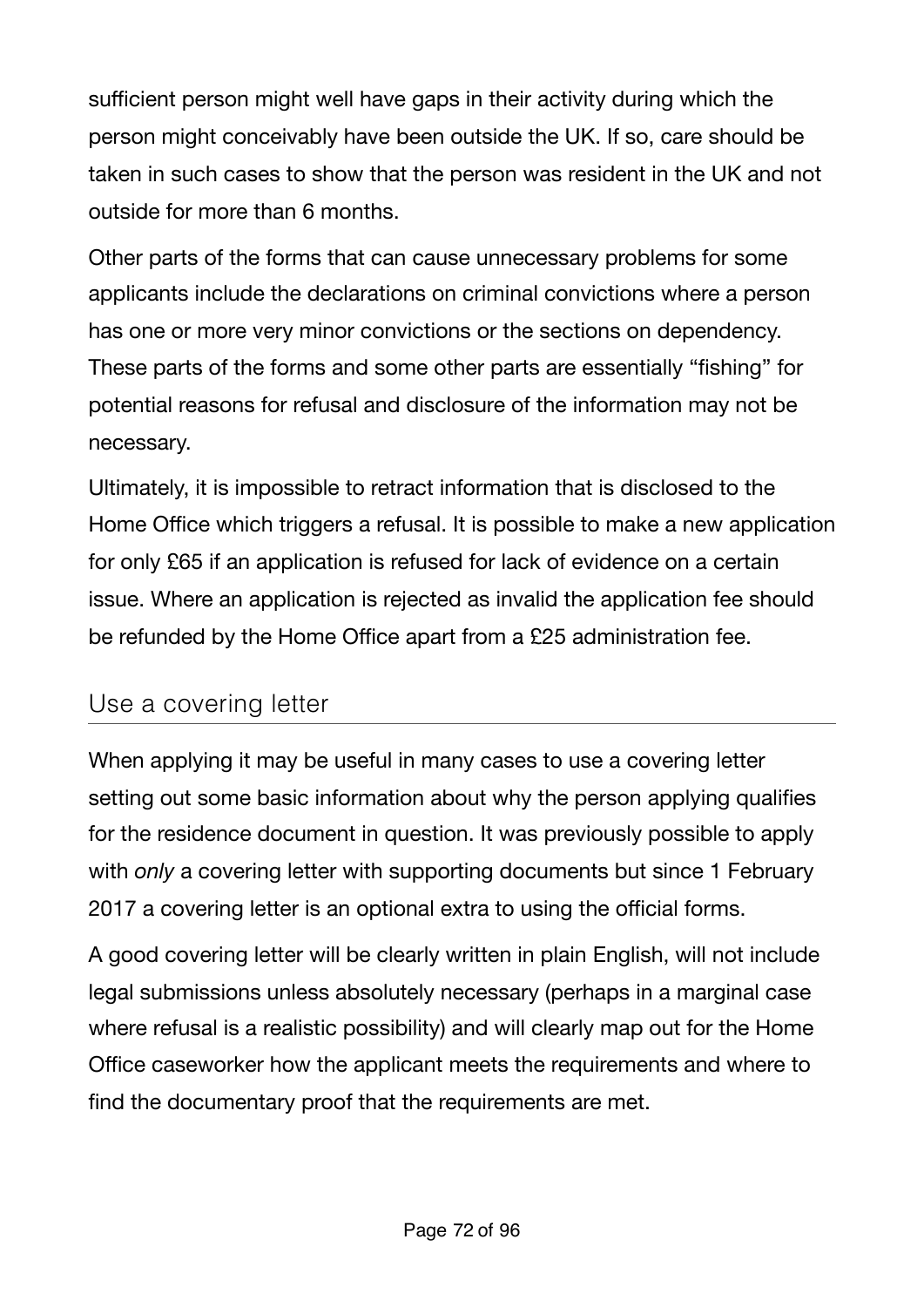sufficient person might well have gaps in their activity during which the person might conceivably have been outside the UK. If so, care should be taken in such cases to show that the person was resident in the UK and not outside for more than 6 months.

Other parts of the forms that can cause unnecessary problems for some applicants include the declarations on criminal convictions where a person has one or more very minor convictions or the sections on dependency. These parts of the forms and some other parts are essentially "fishing" for potential reasons for refusal and disclosure of the information may not be necessary.

Ultimately, it is impossible to retract information that is disclosed to the Home Office which triggers a refusal. It is possible to make a new application for only £65 if an application is refused for lack of evidence on a certain issue. Where an application is rejected as invalid the application fee should be refunded by the Home Office apart from a £25 administration fee.

## Use a covering letter

When applying it may be useful in many cases to use a covering letter setting out some basic information about why the person applying qualifies for the residence document in question. It was previously possible to apply with *only* a covering letter with supporting documents but since 1 February 2017 a covering letter is an optional extra to using the official forms.

A good covering letter will be clearly written in plain English, will not include legal submissions unless absolutely necessary (perhaps in a marginal case where refusal is a realistic possibility) and will clearly map out for the Home Office caseworker how the applicant meets the requirements and where to find the documentary proof that the requirements are met.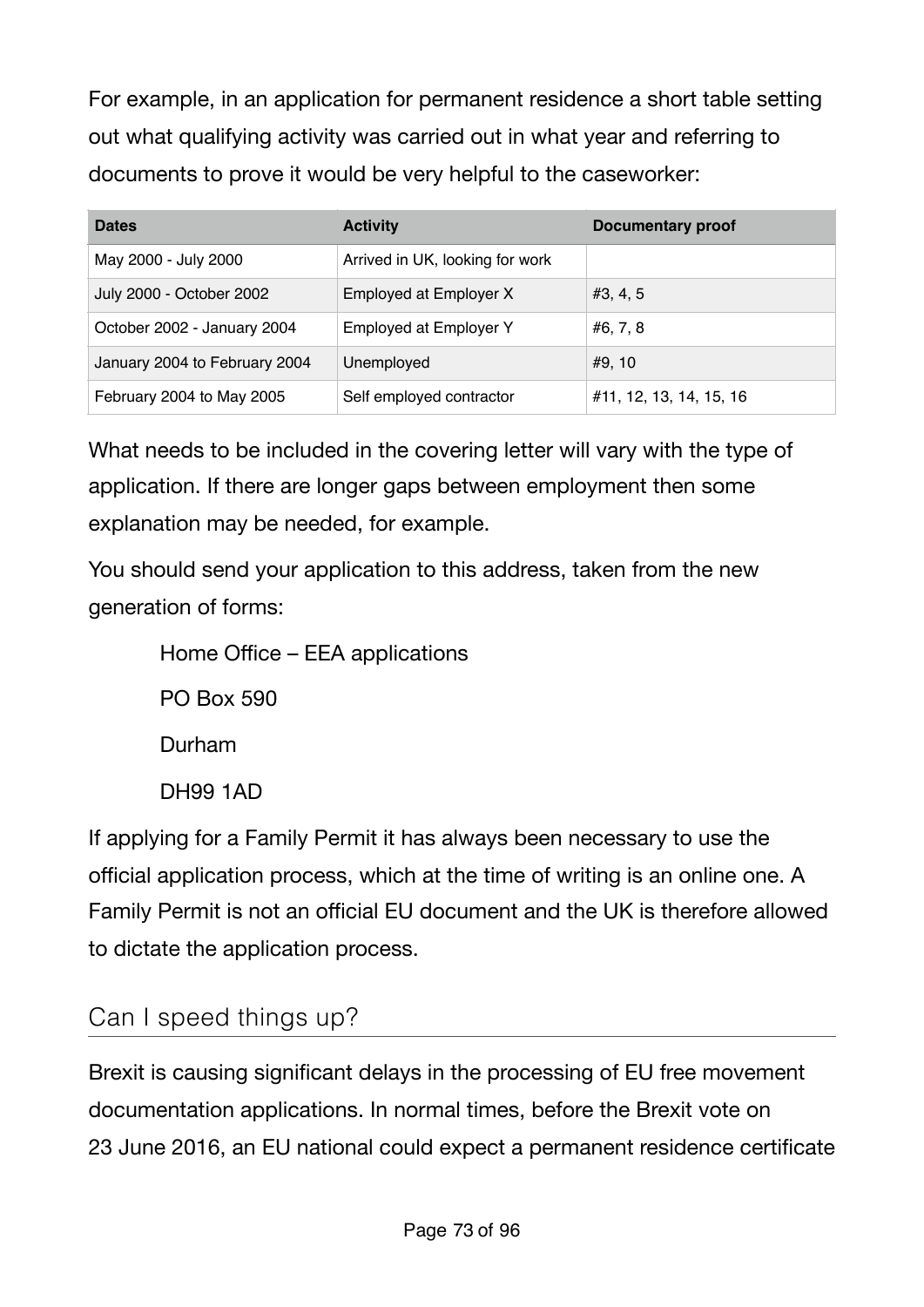For example, in an application for permanent residence a short table setting out what qualifying activity was carried out in what year and referring to documents to prove it would be very helpful to the caseworker:

| Dates | Activity | Documentary proof |
| --- | --- | --- |
| May 2000 - July 2000 | Arrived in UK, looking for work | |
| July 2000 - October 2002 | Employed at Employer X | #3, 4, 5 |
| October 2002 - January 2004 | Employed at Employer Y | #6, 7, 8 |
| January 2004 to February 2004 | Unemployed | #9, 10 |
| February 2004 to May 2005 | Self employed contractor | #11, 12, 13, 14, 15, 16 |

What needs to be included in the covering letter will vary with the type of application. If there are longer gaps between employment then some explanation may be needed, for example.

You should send your application to this address, taken from the new generation of forms:

> Home Office – EEA applications
>
> PO Box 590
>
> Durham
>
> DH99 1AD

If applying for a Family Permit it has always been necessary to use the official application process, which at the time of writing is an online one. A Family Permit is not an official EU document and the UK is therefore allowed to dictate the application process.

## Can I speed things up?

Brexit is causing significant delays in the processing of EU free movement documentation applications. In normal times, before the Brexit vote on 23 June 2016, an EU national could expect a permanent residence certificate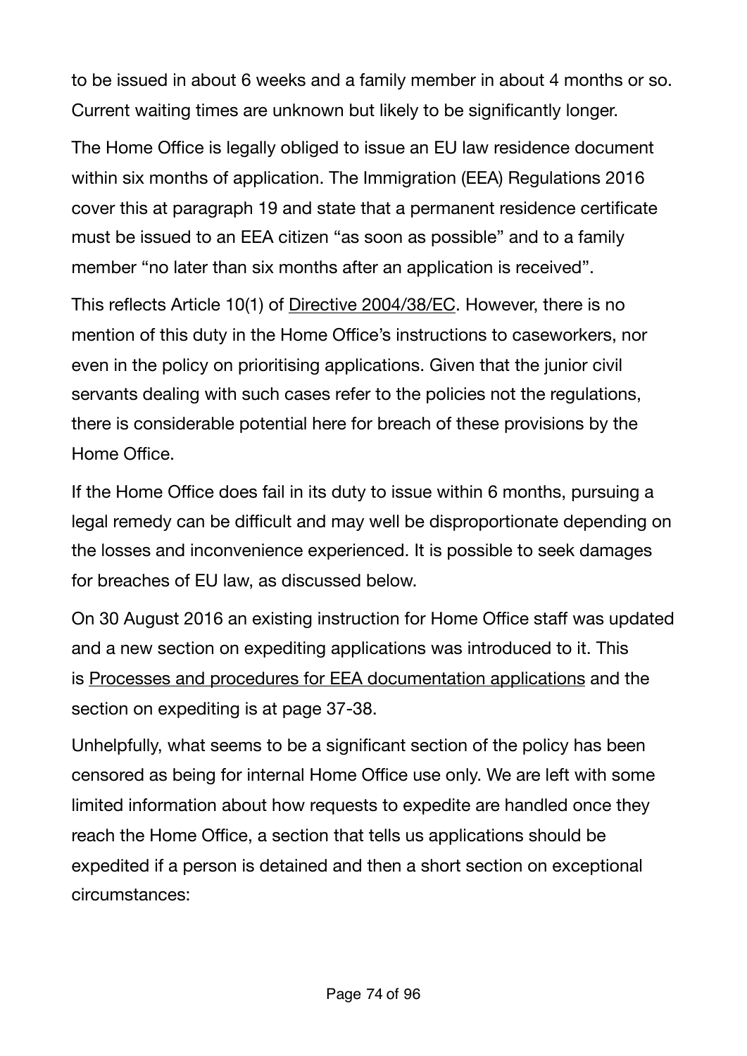to be issued in about 6 weeks and a family member in about 4 months or so. Current waiting times are unknown but likely to be significantly longer.

The Home Office is legally obliged to issue an EU law residence document within six months of application. The Immigration (EEA) Regulations 2016 cover this at paragraph 19 and state that a permanent residence certificate must be issued to an EEA citizen "as soon as possible" and to a family member "no later than six months after an application is received".

This reflects Article 10(1) of Directive 2004/38/EC. However, there is no mention of this duty in the Home Office's instructions to caseworkers, nor even in the policy on prioritising applications. Given that the junior civil servants dealing with such cases refer to the policies not the regulations, there is considerable potential here for breach of these provisions by the Home Office.

If the Home Office does fail in its duty to issue within 6 months, pursuing a legal remedy can be difficult and may well be disproportionate depending on the losses and inconvenience experienced. It is possible to seek damages for breaches of EU law, as discussed below.

On 30 August 2016 an existing instruction for Home Office staff was updated and a new section on expediting applications was introduced to it. This is Processes and procedures for EEA documentation applications and the section on expediting is at page 37-38.

Unhelpfully, what seems to be a significant section of the policy has been censored as being for internal Home Office use only. We are left with some limited information about how requests to expedite are handled once they reach the Home Office, a section that tells us applications should be expedited if a person is detained and then a short section on exceptional circumstances: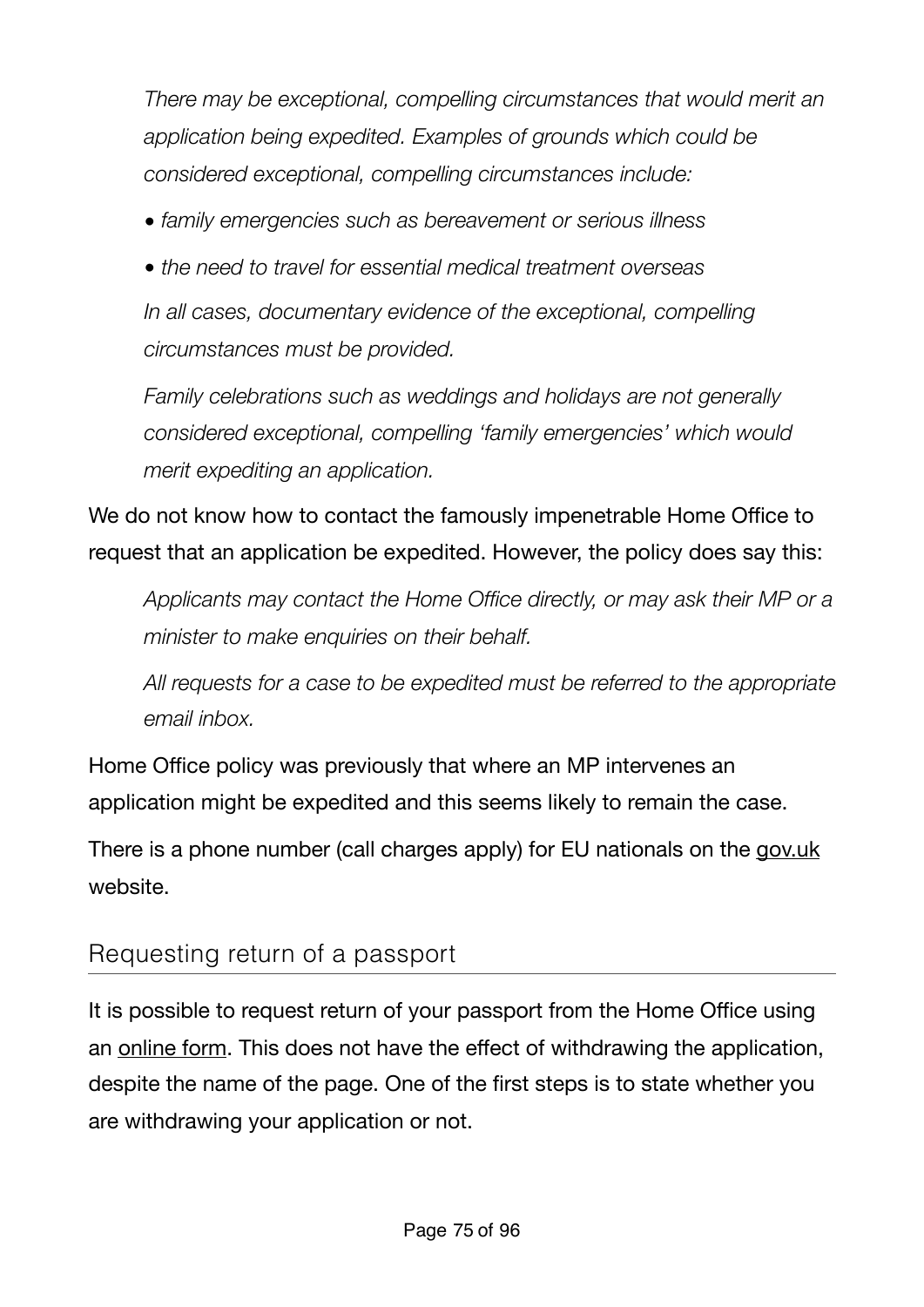> *There may be exceptional, compelling circumstances that would merit an application being expedited. Examples of grounds which could be considered exceptional, compelling circumstances include:*
>
> - *family emergencies such as bereavement or serious illness*
> - *the need to travel for essential medical treatment overseas*
>
> *In all cases, documentary evidence of the exceptional, compelling circumstances must be provided.*
>
> *Family celebrations such as weddings and holidays are not generally considered exceptional, compelling 'family emergencies' which would merit expediting an application.*

We do not know how to contact the famously impenetrable Home Office to request that an application be expedited. However, the policy does say this:

> *Applicants may contact the Home Office directly, or may ask their MP or a minister to make enquiries on their behalf.*
>
> *All requests for a case to be expedited must be referred to the appropriate email inbox.*

Home Office policy was previously that where an MP intervenes an application might be expedited and this seems likely to remain the case.

There is a phone number (call charges apply) for EU nationals on the gov.uk website.

## Requesting return of a passport

It is possible to request return of your passport from the Home Office using an online form. This does not have the effect of withdrawing the application, despite the name of the page. One of the first steps is to state whether you are withdrawing your application or not.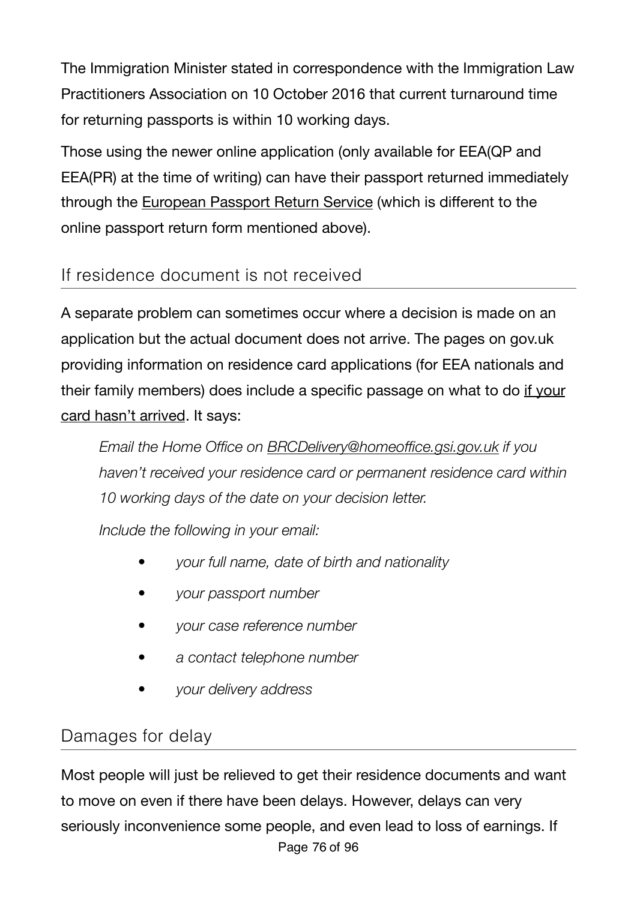The Immigration Minister stated in correspondence with the Immigration Law Practitioners Association on 10 October 2016 that current turnaround time for returning passports is within 10 working days.

Those using the newer online application (only available for EEA(QP and EEA(PR) at the time of writing) can have their passport returned immediately through the European Passport Return Service (which is different to the online passport return form mentioned above).

## If residence document is not received

A separate problem can sometimes occur where a decision is made on an application but the actual document does not arrive. The pages on gov.uk providing information on residence card applications (for EEA nationals and their family members) does include a specific passage on what to do if your card hasn't arrived. It says:

> *Email the Home Office on BRCDelivery@homeoffice.gsi.gov.uk if you haven't received your residence card or permanent residence card within 10 working days of the date on your decision letter.*
>
> *Include the following in your email:*
>
> - *your full name, date of birth and nationality*
> - *your passport number*
> - *your case reference number*
> - *a contact telephone number*
> - *your delivery address*

## Damages for delay

Most people will just be relieved to get their residence documents and want to move on even if there have been delays. However, delays can very seriously inconvenience some people, and even lead to loss of earnings. If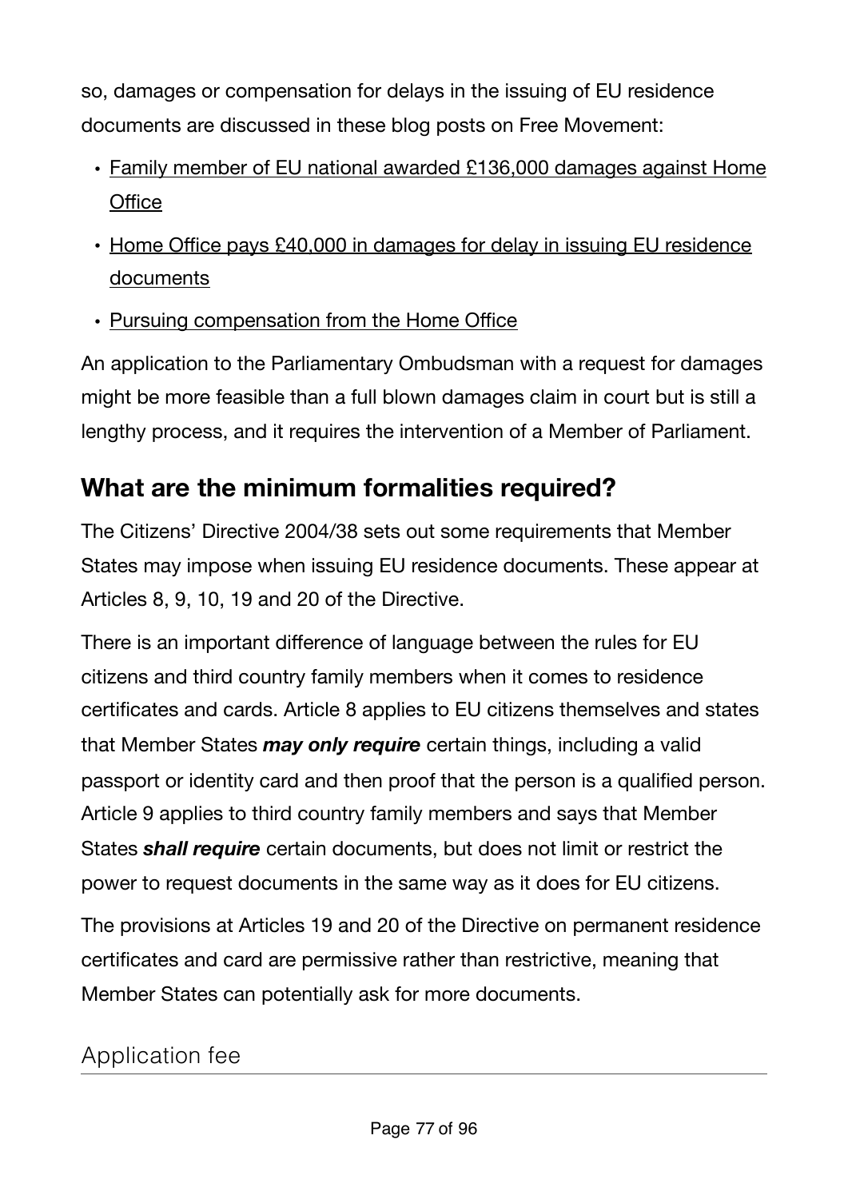so, damages or compensation for delays in the issuing of EU residence documents are discussed in these blog posts on Free Movement:

- Family member of EU national awarded £136,000 damages against Home Office
- Home Office pays £40,000 in damages for delay in issuing EU residence documents
- Pursuing compensation from the Home Office

An application to the Parliamentary Ombudsman with a request for damages might be more feasible than a full blown damages claim in court but is still a lengthy process, and it requires the intervention of a Member of Parliament.

## What are the minimum formalities required?

The Citizens' Directive 2004/38 sets out some requirements that Member States may impose when issuing EU residence documents. These appear at Articles 8, 9, 10, 19 and 20 of the Directive.

There is an important difference of language between the rules for EU citizens and third country family members when it comes to residence certificates and cards. Article 8 applies to EU citizens themselves and states that Member States ***may only require*** certain things, including a valid passport or identity card and then proof that the person is a qualified person. Article 9 applies to third country family members and says that Member States ***shall require*** certain documents, but does not limit or restrict the power to request documents in the same way as it does for EU citizens.

The provisions at Articles 19 and 20 of the Directive on permanent residence certificates and card are permissive rather than restrictive, meaning that Member States can potentially ask for more documents.

### Application fee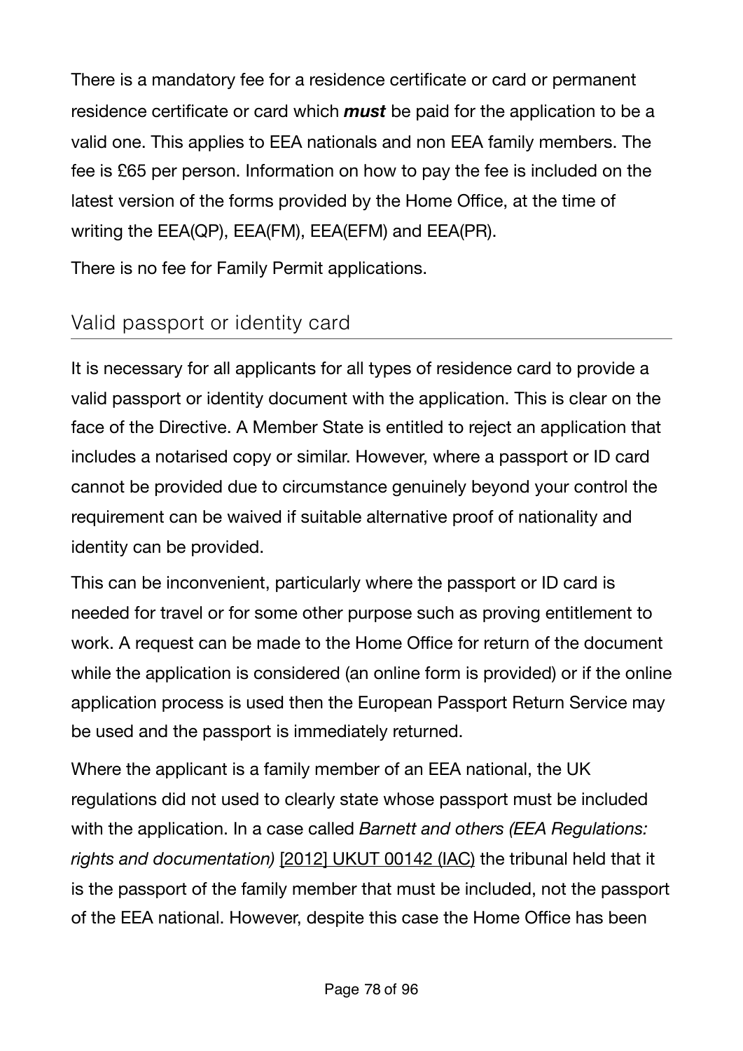There is a mandatory fee for a residence certificate or card or permanent residence certificate or card which ***must*** be paid for the application to be a valid one. This applies to EEA nationals and non EEA family members. The fee is £65 per person. Information on how to pay the fee is included on the latest version of the forms provided by the Home Office, at the time of writing the EEA(QP), EEA(FM), EEA(EFM) and EEA(PR).

There is no fee for Family Permit applications.

## Valid passport or identity card

It is necessary for all applicants for all types of residence card to provide a valid passport or identity document with the application. This is clear on the face of the Directive. A Member State is entitled to reject an application that includes a notarised copy or similar. However, where a passport or ID card cannot be provided due to circumstance genuinely beyond your control the requirement can be waived if suitable alternative proof of nationality and identity can be provided.

This can be inconvenient, particularly where the passport or ID card is needed for travel or for some other purpose such as proving entitlement to work. A request can be made to the Home Office for return of the document while the application is considered (an online form is provided) or if the online application process is used then the European Passport Return Service may be used and the passport is immediately returned.

Where the applicant is a family member of an EEA national, the UK regulations did not used to clearly state whose passport must be included with the application. In a case called *Barnett and others (EEA Regulations: rights and documentation)* [2012] UKUT 00142 (IAC) the tribunal held that it is the passport of the family member that must be included, not the passport of the EEA national. However, despite this case the Home Office has been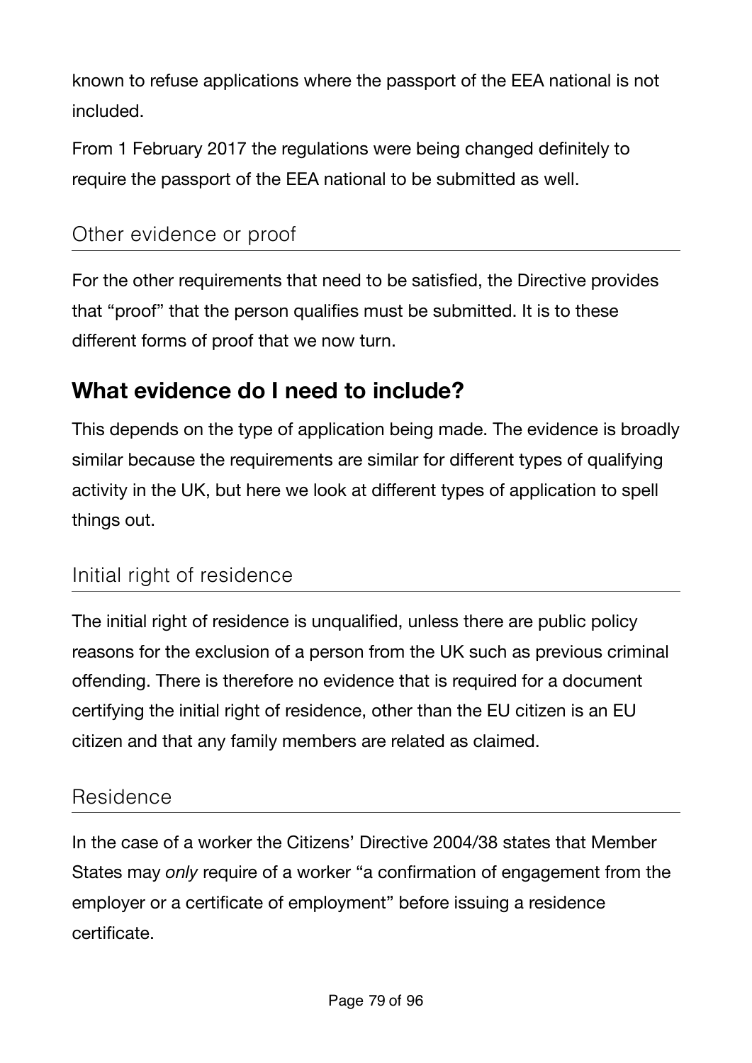known to refuse applications where the passport of the EEA national is not included.

From 1 February 2017 the regulations were being changed definitely to require the passport of the EEA national to be submitted as well.

### Other evidence or proof

For the other requirements that need to be satisfied, the Directive provides that “proof” that the person qualifies must be submitted. It is to these different forms of proof that we now turn.

## What evidence do I need to include?

This depends on the type of application being made. The evidence is broadly similar because the requirements are similar for different types of qualifying activity in the UK, but here we look at different types of application to spell things out.

### Initial right of residence

The initial right of residence is unqualified, unless there are public policy reasons for the exclusion of a person from the UK such as previous criminal offending. There is therefore no evidence that is required for a document certifying the initial right of residence, other than the EU citizen is an EU citizen and that any family members are related as claimed.

### Residence

In the case of a worker the Citizens’ Directive 2004/38 states that Member States may *only* require of a worker “a confirmation of engagement from the employer or a certificate of employment” before issuing a residence certificate.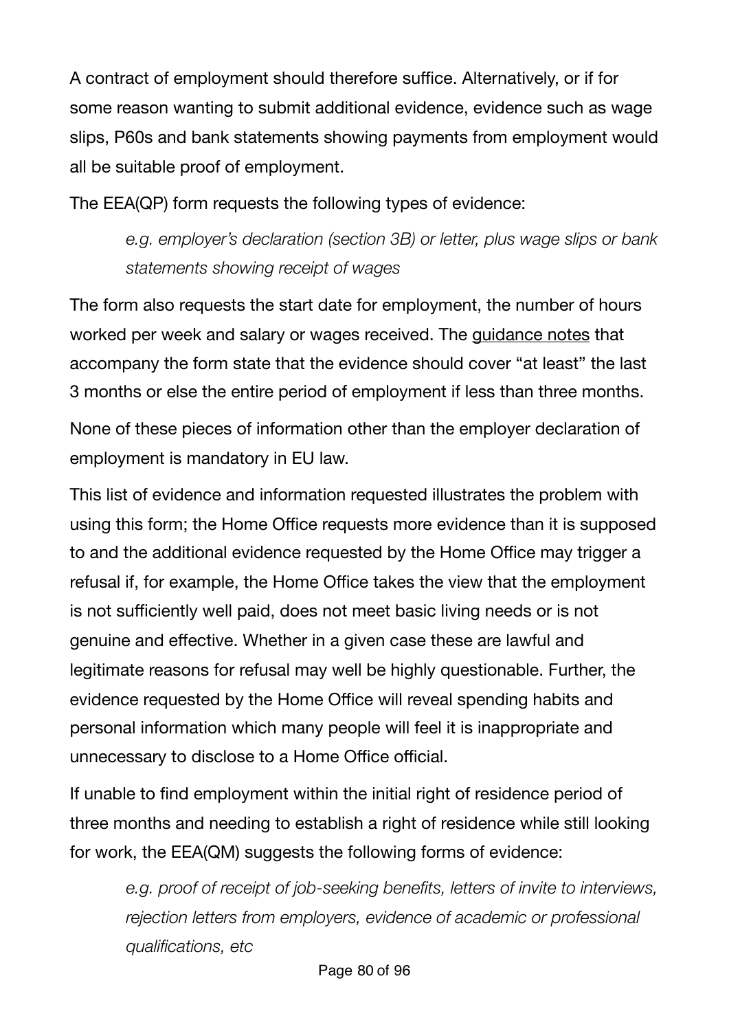A contract of employment should therefore suffice. Alternatively, or if for some reason wanting to submit additional evidence, evidence such as wage slips, P60s and bank statements showing payments from employment would all be suitable proof of employment.

The EEA(QP) form requests the following types of evidence:

> *e.g. employer's declaration (section 3B) or letter, plus wage slips or bank statements showing receipt of wages*

The form also requests the start date for employment, the number of hours worked per week and salary or wages received. The guidance notes that accompany the form state that the evidence should cover "at least" the last 3 months or else the entire period of employment if less than three months.

None of these pieces of information other than the employer declaration of employment is mandatory in EU law.

This list of evidence and information requested illustrates the problem with using this form; the Home Office requests more evidence than it is supposed to and the additional evidence requested by the Home Office may trigger a refusal if, for example, the Home Office takes the view that the employment is not sufficiently well paid, does not meet basic living needs or is not genuine and effective. Whether in a given case these are lawful and legitimate reasons for refusal may well be highly questionable. Further, the evidence requested by the Home Office will reveal spending habits and personal information which many people will feel it is inappropriate and unnecessary to disclose to a Home Office official.

If unable to find employment within the initial right of residence period of three months and needing to establish a right of residence while still looking for work, the EEA(QM) suggests the following forms of evidence:

> *e.g. proof of receipt of job-seeking benefits, letters of invite to interviews, rejection letters from employers, evidence of academic or professional qualifications, etc*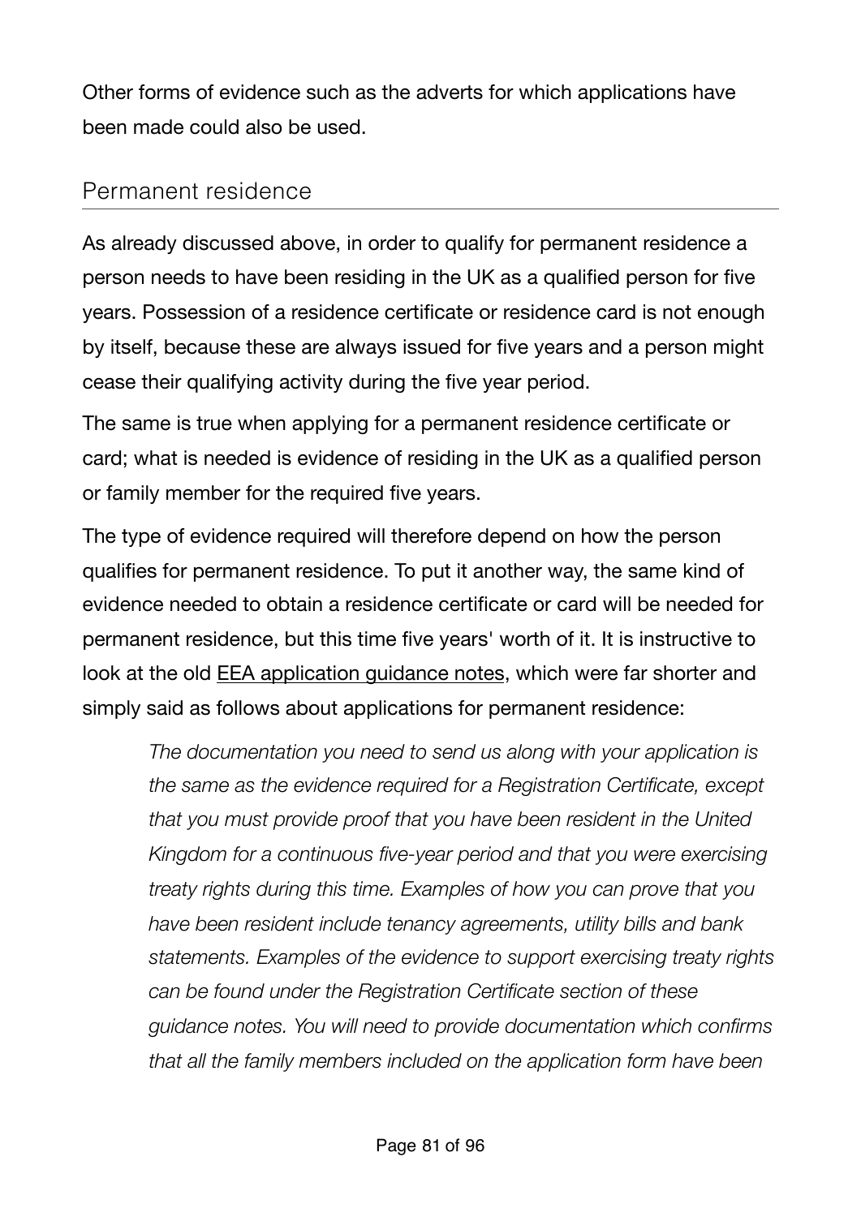Other forms of evidence such as the adverts for which applications have been made could also be used.

## Permanent residence

As already discussed above, in order to qualify for permanent residence a person needs to have been residing in the UK as a qualified person for five years. Possession of a residence certificate or residence card is not enough by itself, because these are always issued for five years and a person might cease their qualifying activity during the five year period.

The same is true when applying for a permanent residence certificate or card; what is needed is evidence of residing in the UK as a qualified person or family member for the required five years.

The type of evidence required will therefore depend on how the person qualifies for permanent residence. To put it another way, the same kind of evidence needed to obtain a residence certificate or card will be needed for permanent residence, but this time five years' worth of it. It is instructive to look at the old EEA application guidance notes, which were far shorter and simply said as follows about applications for permanent residence:

> *The documentation you need to send us along with your application is the same as the evidence required for a Registration Certificate, except that you must provide proof that you have been resident in the United Kingdom for a continuous five-year period and that you were exercising treaty rights during this time. Examples of how you can prove that you have been resident include tenancy agreements, utility bills and bank statements. Examples of the evidence to support exercising treaty rights can be found under the Registration Certificate section of these guidance notes. You will need to provide documentation which confirms that all the family members included on the application form have been*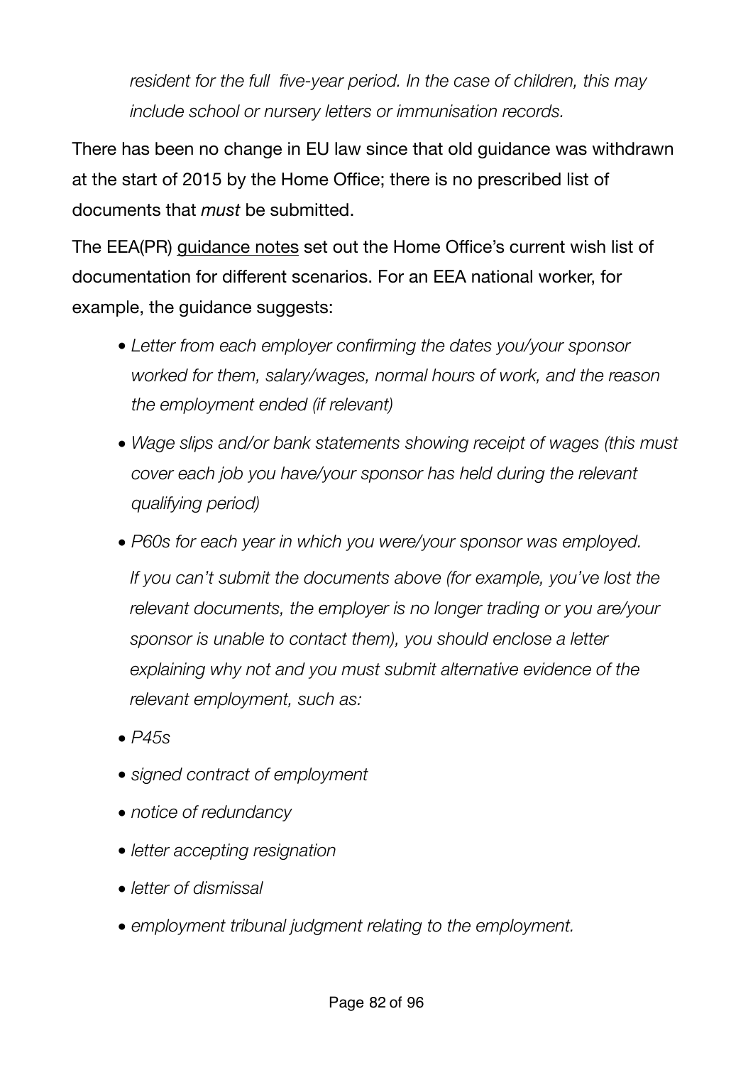*resident for the full five-year period. In the case of children, this may include school or nursery letters or immunisation records.*

There has been no change in EU law since that old guidance was withdrawn at the start of 2015 by the Home Office; there is no prescribed list of documents that *must* be submitted.

The EEA(PR) guidance notes set out the Home Office's current wish list of documentation for different scenarios. For an EEA national worker, for example, the guidance suggests:

- *Letter from each employer confirming the dates you/your sponsor worked for them, salary/wages, normal hours of work, and the reason the employment ended (if relevant)*
- *Wage slips and/or bank statements showing receipt of wages (this must cover each job you have/your sponsor has held during the relevant qualifying period)*
- *P60s for each year in which you were/your sponsor was employed.*

  *If you can't submit the documents above (for example, you've lost the relevant documents, the employer is no longer trading or you are/your sponsor is unable to contact them), you should enclose a letter explaining why not and you must submit alternative evidence of the relevant employment, such as:*

- *P45s*
- *signed contract of employment*
- *notice of redundancy*
- *letter accepting resignation*
- *letter of dismissal*
- *employment tribunal judgment relating to the employment.*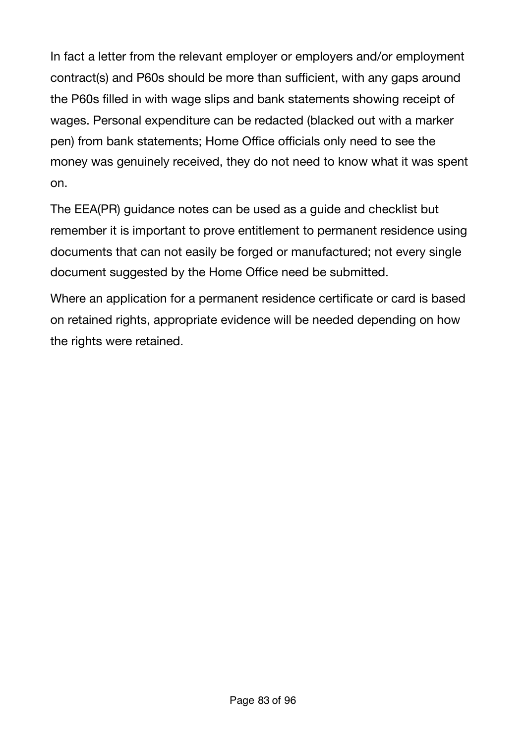In fact a letter from the relevant employer or employers and/or employment contract(s) and P60s should be more than sufficient, with any gaps around the P60s filled in with wage slips and bank statements showing receipt of wages. Personal expenditure can be redacted (blacked out with a marker pen) from bank statements; Home Office officials only need to see the money was genuinely received, they do not need to know what it was spent on.

The EEA(PR) guidance notes can be used as a guide and checklist but remember it is important to prove entitlement to permanent residence using documents that can not easily be forged or manufactured; not every single document suggested by the Home Office need be submitted.

Where an application for a permanent residence certificate or card is based on retained rights, appropriate evidence will be needed depending on how the rights were retained.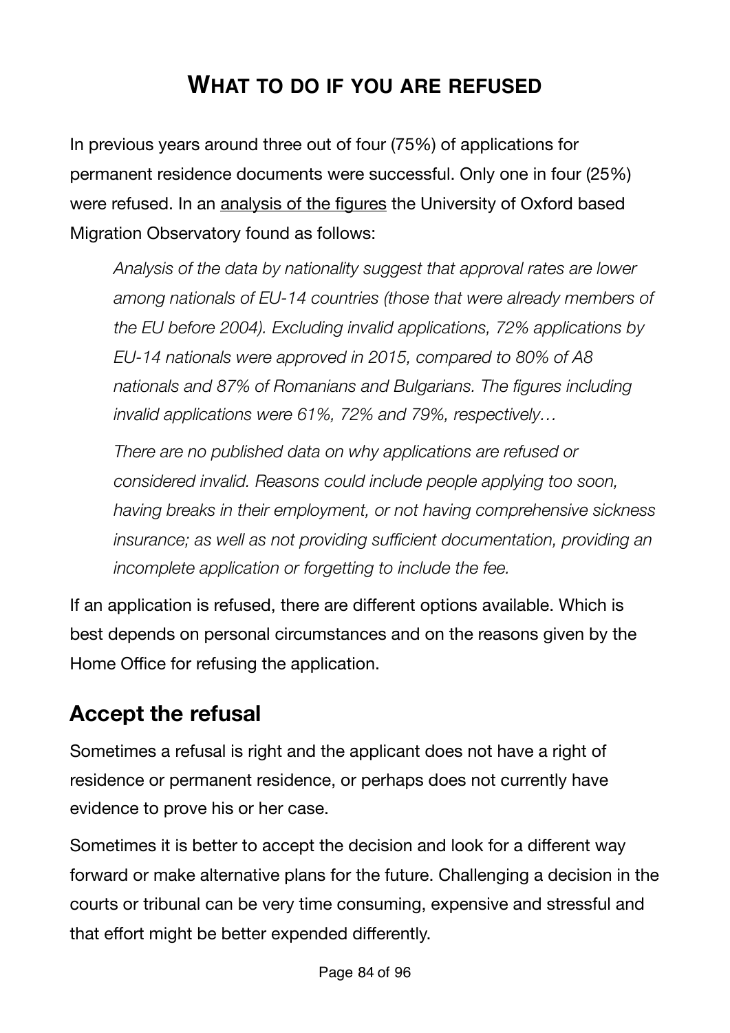# WHAT TO DO IF YOU ARE REFUSED

In previous years around three out of four (75%) of applications for permanent residence documents were successful. Only one in four (25%) were refused. In an analysis of the figures the University of Oxford based Migration Observatory found as follows:

> *Analysis of the data by nationality suggest that approval rates are lower among nationals of EU-14 countries (those that were already members of the EU before 2004). Excluding invalid applications, 72% applications by EU-14 nationals were approved in 2015, compared to 80% of A8 nationals and 87% of Romanians and Bulgarians. The figures including invalid applications were 61%, 72% and 79%, respectively…*
>
> *There are no published data on why applications are refused or considered invalid. Reasons could include people applying too soon, having breaks in their employment, or not having comprehensive sickness insurance; as well as not providing sufficient documentation, providing an incomplete application or forgetting to include the fee.*

If an application is refused, there are different options available. Which is best depends on personal circumstances and on the reasons given by the Home Office for refusing the application.

## Accept the refusal

Sometimes a refusal is right and the applicant does not have a right of residence or permanent residence, or perhaps does not currently have evidence to prove his or her case.

Sometimes it is better to accept the decision and look for a different way forward or make alternative plans for the future. Challenging a decision in the courts or tribunal can be very time consuming, expensive and stressful and that effort might be better expended differently.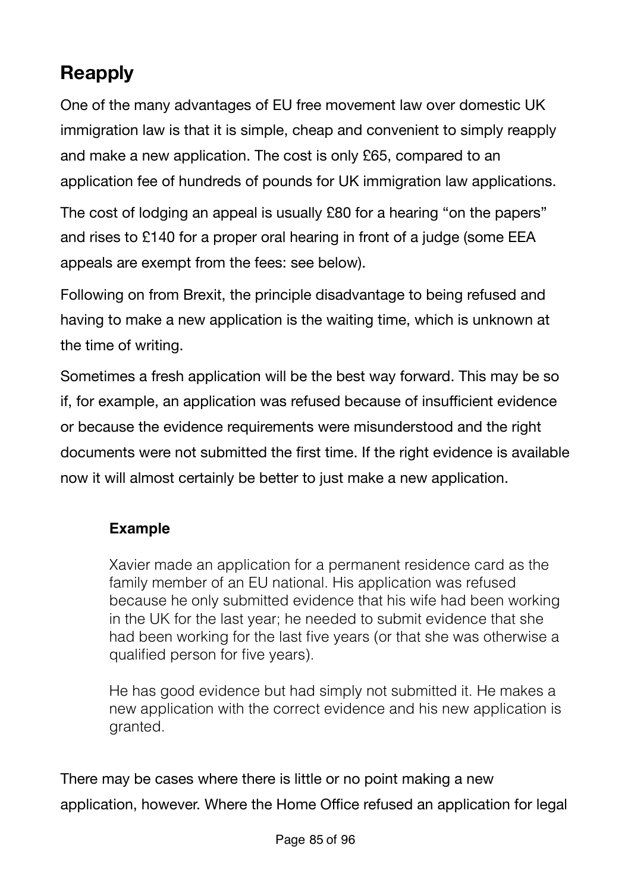## Reapply

One of the many advantages of EU free movement law over domestic UK immigration law is that it is simple, cheap and convenient to simply reapply and make a new application. The cost is only £65, compared to an application fee of hundreds of pounds for UK immigration law applications.

The cost of lodging an appeal is usually £80 for a hearing "on the papers" and rises to £140 for a proper oral hearing in front of a judge (some EEA appeals are exempt from the fees: see below).

Following on from Brexit, the principle disadvantage to being refused and having to make a new application is the waiting time, which is unknown at the time of writing.

Sometimes a fresh application will be the best way forward. This may be so if, for example, an application was refused because of insufficient evidence or because the evidence requirements were misunderstood and the right documents were not submitted the first time. If the right evidence is available now it will almost certainly be better to just make a new application.

> **Example**
>
> Xavier made an application for a permanent residence card as the family member of an EU national. His application was refused because he only submitted evidence that his wife had been working in the UK for the last year; he needed to submit evidence that she had been working for the last five years (or that she was otherwise a qualified person for five years).
>
> He has good evidence but had simply not submitted it. He makes a new application with the correct evidence and his new application is granted.

There may be cases where there is little or no point making a new application, however. Where the Home Office refused an application for legal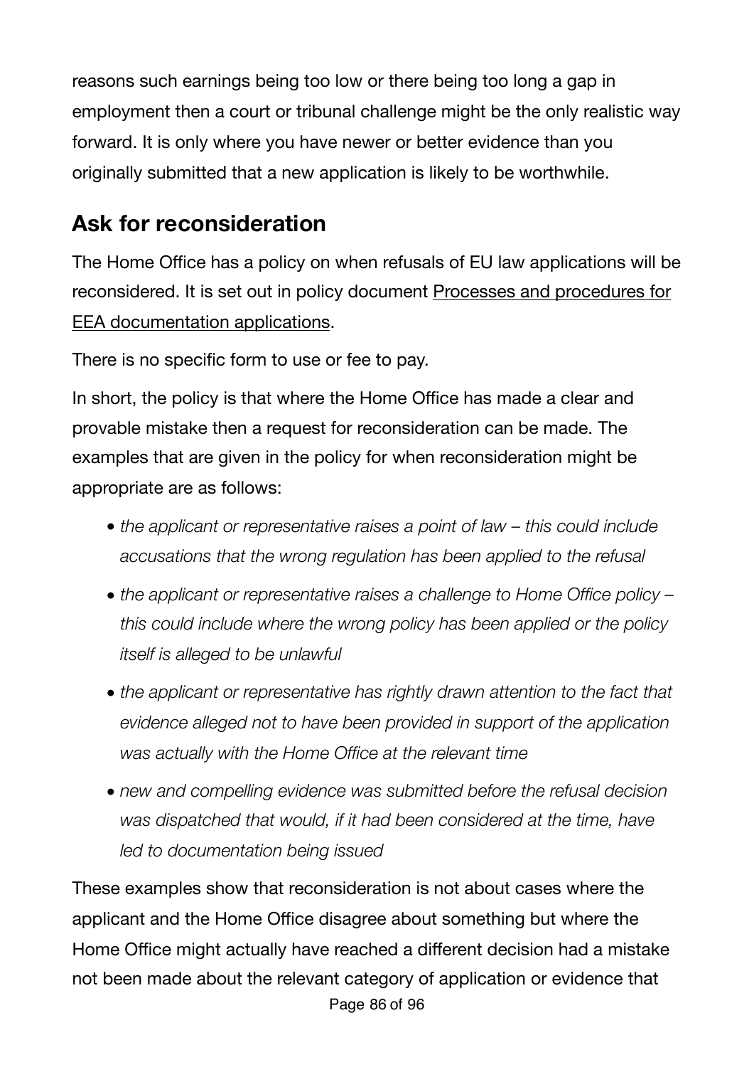reasons such earnings being too low or there being too long a gap in employment then a court or tribunal challenge might be the only realistic way forward. It is only where you have newer or better evidence than you originally submitted that a new application is likely to be worthwhile.

## Ask for reconsideration

The Home Office has a policy on when refusals of EU law applications will be reconsidered. It is set out in policy document Processes and procedures for EEA documentation applications.

There is no specific form to use or fee to pay.

In short, the policy is that where the Home Office has made a clear and provable mistake then a request for reconsideration can be made. The examples that are given in the policy for when reconsideration might be appropriate are as follows:

- *the applicant or representative raises a point of law – this could include accusations that the wrong regulation has been applied to the refusal*
- *the applicant or representative raises a challenge to Home Office policy – this could include where the wrong policy has been applied or the policy itself is alleged to be unlawful*
- *the applicant or representative has rightly drawn attention to the fact that evidence alleged not to have been provided in support of the application was actually with the Home Office at the relevant time*
- *new and compelling evidence was submitted before the refusal decision was dispatched that would, if it had been considered at the time, have led to documentation being issued*

These examples show that reconsideration is not about cases where the applicant and the Home Office disagree about something but where the Home Office might actually have reached a different decision had a mistake not been made about the relevant category of application or evidence that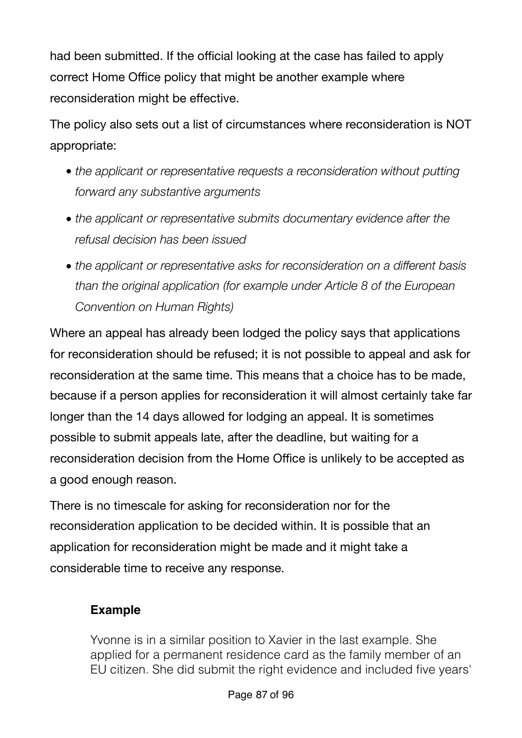had been submitted. If the official looking at the case has failed to apply correct Home Office policy that might be another example where reconsideration might be effective.

The policy also sets out a list of circumstances where reconsideration is NOT appropriate:

- *the applicant or representative requests a reconsideration without putting forward any substantive arguments*
- *the applicant or representative submits documentary evidence after the refusal decision has been issued*
- *the applicant or representative asks for reconsideration on a different basis than the original application (for example under Article 8 of the European Convention on Human Rights)*

Where an appeal has already been lodged the policy says that applications for reconsideration should be refused; it is not possible to appeal and ask for reconsideration at the same time. This means that a choice has to be made, because if a person applies for reconsideration it will almost certainly take far longer than the 14 days allowed for lodging an appeal. It is sometimes possible to submit appeals late, after the deadline, but waiting for a reconsideration decision from the Home Office is unlikely to be accepted as a good enough reason.

There is no timescale for asking for reconsideration nor for the reconsideration application to be decided within. It is possible that an application for reconsideration might be made and it might take a considerable time to receive any response.

**Example**

Yvonne is in a similar position to Xavier in the last example. She applied for a permanent residence card as the family member of an EU citizen. She did submit the right evidence and included five years'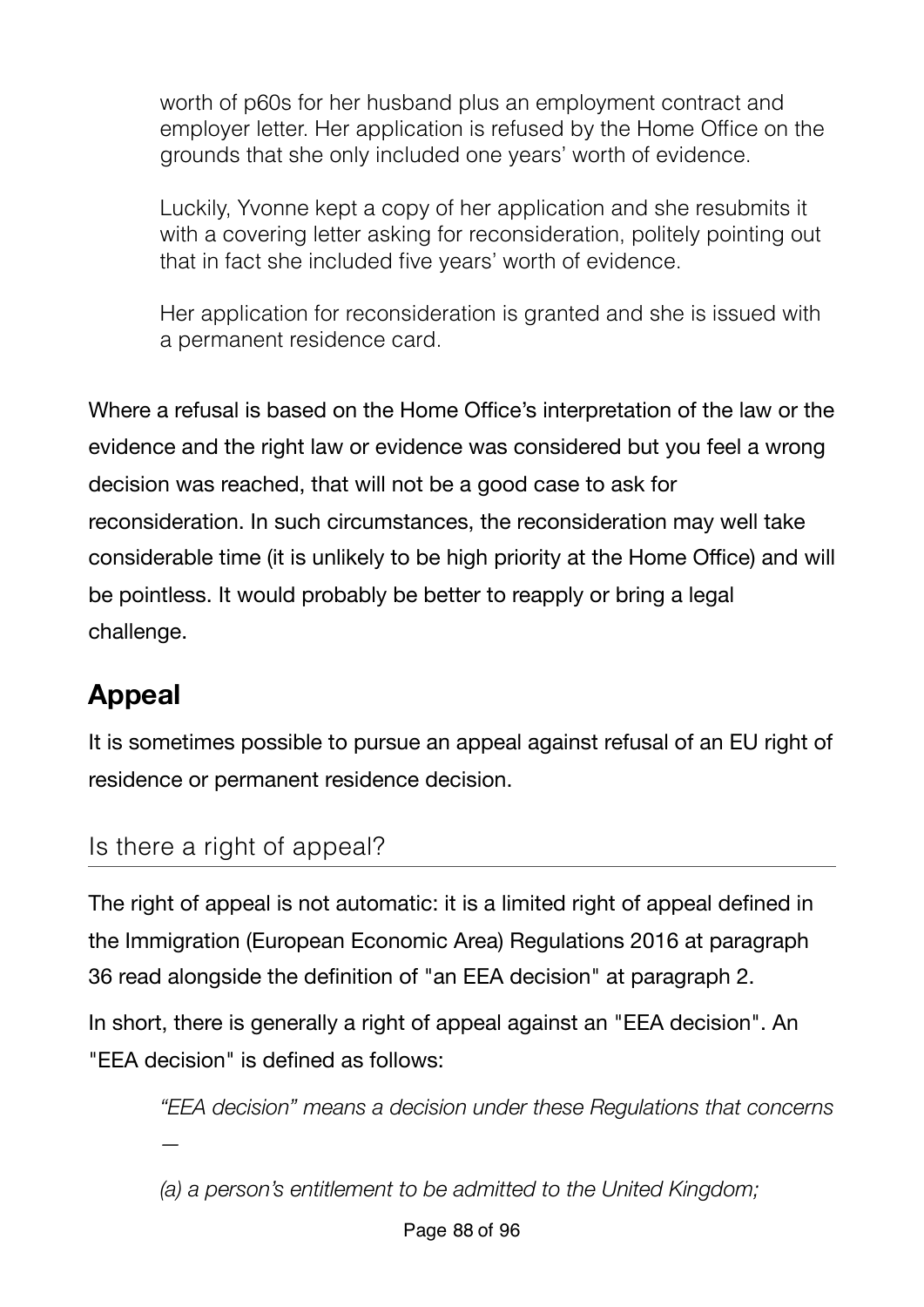> worth of p60s for her husband plus an employment contract and employer letter. Her application is refused by the Home Office on the grounds that she only included one years' worth of evidence.
>
> Luckily, Yvonne kept a copy of her application and she resubmits it with a covering letter asking for reconsideration, politely pointing out that in fact she included five years' worth of evidence.
>
> Her application for reconsideration is granted and she is issued with a permanent residence card.

Where a refusal is based on the Home Office's interpretation of the law or the evidence and the right law or evidence was considered but you feel a wrong decision was reached, that will not be a good case to ask for reconsideration. In such circumstances, the reconsideration may well take considerable time (it is unlikely to be high priority at the Home Office) and will be pointless. It would probably be better to reapply or bring a legal challenge.

## Appeal

It is sometimes possible to pursue an appeal against refusal of an EU right of residence or permanent residence decision.

### Is there a right of appeal?

The right of appeal is not automatic: it is a limited right of appeal defined in the Immigration (European Economic Area) Regulations 2016 at paragraph 36 read alongside the definition of "an EEA decision" at paragraph 2.

In short, there is generally a right of appeal against an "EEA decision". An "EEA decision" is defined as follows:

> *"EEA decision" means a decision under these Regulations that concerns —*
>
> *(a) a person's entitlement to be admitted to the United Kingdom;*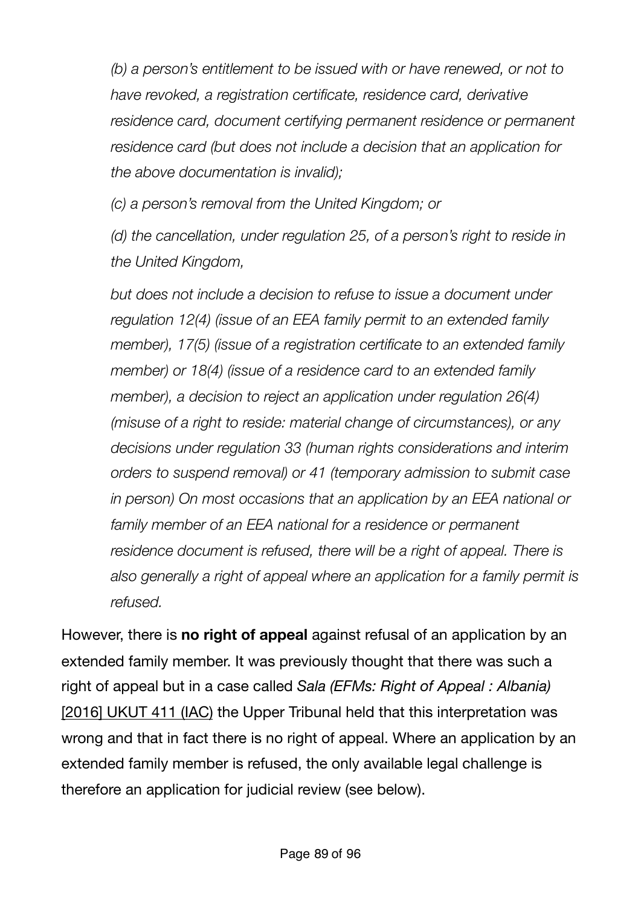*(b) a person's entitlement to be issued with or have renewed, or not to have revoked, a registration certificate, residence card, derivative residence card, document certifying permanent residence or permanent residence card (but does not include a decision that an application for the above documentation is invalid);*

*(c) a person's removal from the United Kingdom; or*

*(d) the cancellation, under regulation 25, of a person's right to reside in the United Kingdom,*

*but does not include a decision to refuse to issue a document under regulation 12(4) (issue of an EEA family permit to an extended family member), 17(5) (issue of a registration certificate to an extended family member) or 18(4) (issue of a residence card to an extended family member), a decision to reject an application under regulation 26(4) (misuse of a right to reside: material change of circumstances), or any decisions under regulation 33 (human rights considerations and interim orders to suspend removal) or 41 (temporary admission to submit case in person) On most occasions that an application by an EEA national or family member of an EEA national for a residence or permanent residence document is refused, there will be a right of appeal. There is also generally a right of appeal where an application for a family permit is refused.*

However, there is **no right of appeal** against refusal of an application by an extended family member. It was previously thought that there was such a right of appeal but in a case called *Sala (EFMs: Right of Appeal : Albania)* [2016] UKUT 411 (IAC) the Upper Tribunal held that this interpretation was wrong and that in fact there is no right of appeal. Where an application by an extended family member is refused, the only available legal challenge is therefore an application for judicial review (see below).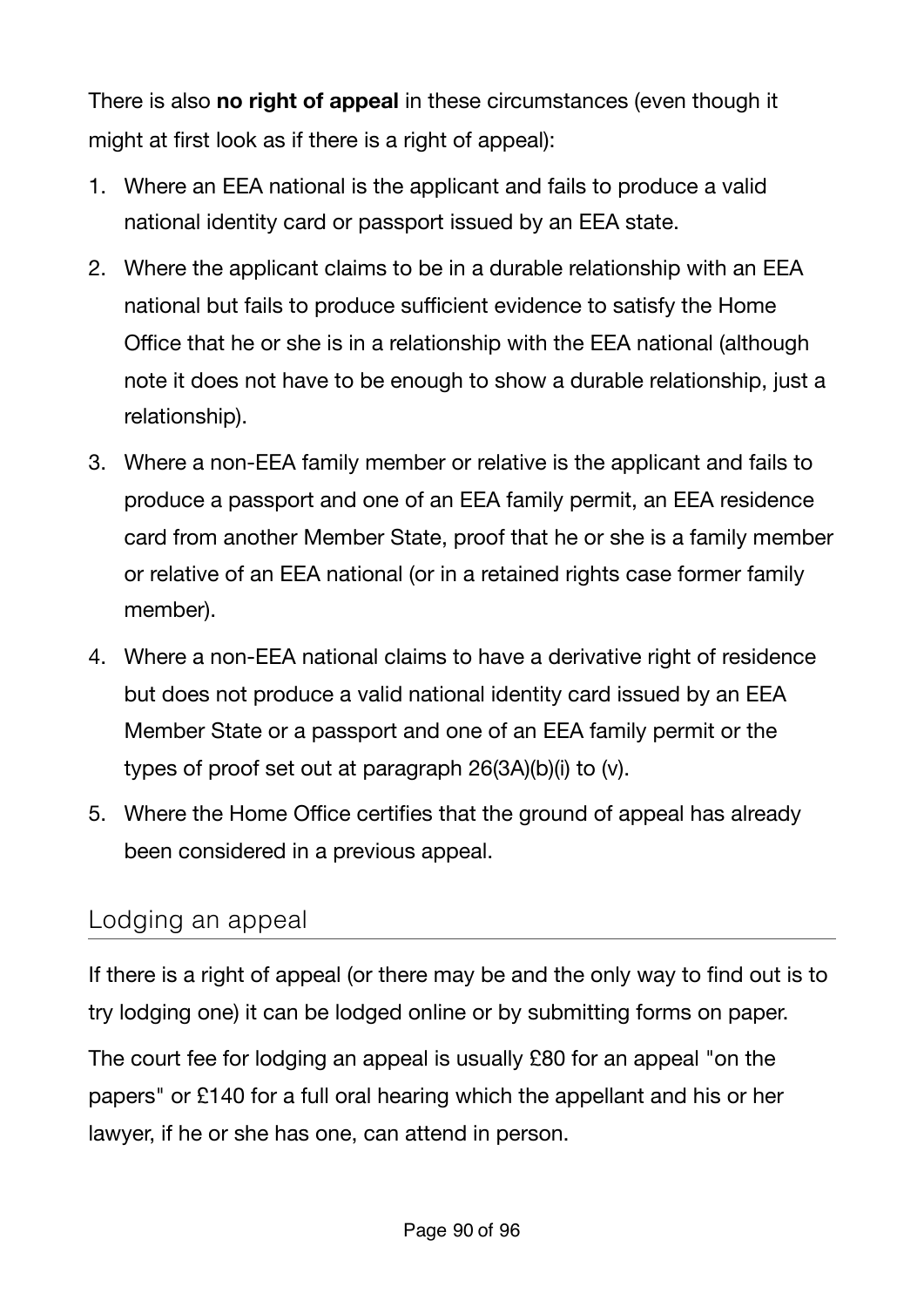There is also **no right of appeal** in these circumstances (even though it might at first look as if there is a right of appeal):

1. Where an EEA national is the applicant and fails to produce a valid national identity card or passport issued by an EEA state.
2. Where the applicant claims to be in a durable relationship with an EEA national but fails to produce sufficient evidence to satisfy the Home Office that he or she is in a relationship with the EEA national (although note it does not have to be enough to show a durable relationship, just a relationship).
3. Where a non-EEA family member or relative is the applicant and fails to produce a passport and one of an EEA family permit, an EEA residence card from another Member State, proof that he or she is a family member or relative of an EEA national (or in a retained rights case former family member).
4. Where a non-EEA national claims to have a derivative right of residence but does not produce a valid national identity card issued by an EEA Member State or a passport and one of an EEA family permit or the types of proof set out at paragraph 26(3A)(b)(i) to (v).
5. Where the Home Office certifies that the ground of appeal has already been considered in a previous appeal.

## Lodging an appeal

If there is a right of appeal (or there may be and the only way to find out is to try lodging one) it can be lodged online or by submitting forms on paper.

The court fee for lodging an appeal is usually £80 for an appeal "on the papers" or £140 for a full oral hearing which the appellant and his or her lawyer, if he or she has one, can attend in person.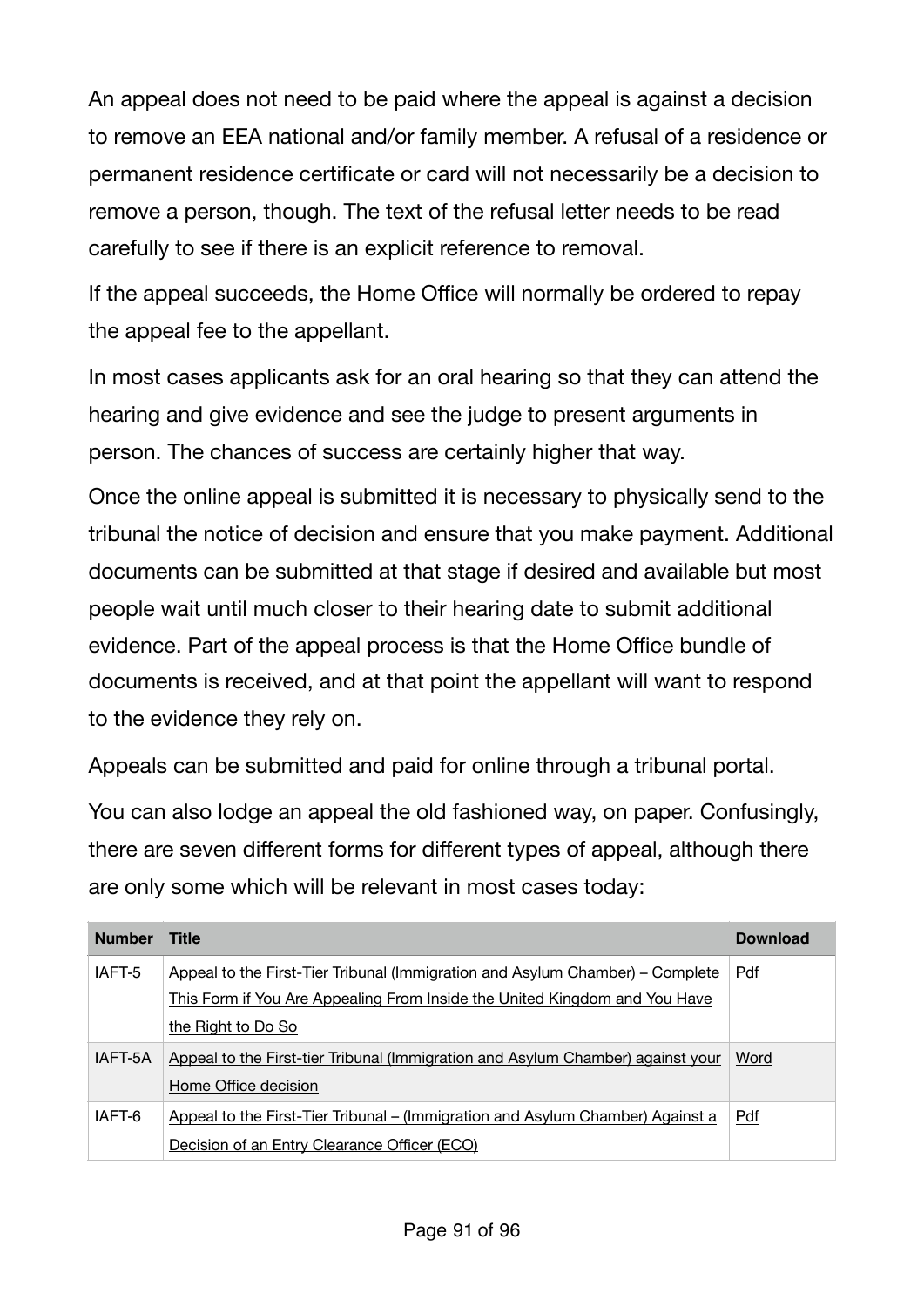An appeal does not need to be paid where the appeal is against a decision to remove an EEA national and/or family member. A refusal of a residence or permanent residence certificate or card will not necessarily be a decision to remove a person, though. The text of the refusal letter needs to be read carefully to see if there is an explicit reference to removal.

If the appeal succeeds, the Home Office will normally be ordered to repay the appeal fee to the appellant.

In most cases applicants ask for an oral hearing so that they can attend the hearing and give evidence and see the judge to present arguments in person. The chances of success are certainly higher that way.

Once the online appeal is submitted it is necessary to physically send to the tribunal the notice of decision and ensure that you make payment. Additional documents can be submitted at that stage if desired and available but most people wait until much closer to their hearing date to submit additional evidence. Part of the appeal process is that the Home Office bundle of documents is received, and at that point the appellant will want to respond to the evidence they rely on.

Appeals can be submitted and paid for online through a tribunal portal.

You can also lodge an appeal the old fashioned way, on paper. Confusingly, there are seven different forms for different types of appeal, although there are only some which will be relevant in most cases today:

| Number | Title | Download |
|---|---|---|
| IAFT-5 | Appeal to the First-Tier Tribunal (Immigration and Asylum Chamber) – Complete This Form if You Are Appealing From Inside the United Kingdom and You Have the Right to Do So | Pdf |
| IAFT-5A | Appeal to the First-tier Tribunal (Immigration and Asylum Chamber) against your Home Office decision | Word |
| IAFT-6 | Appeal to the First-Tier Tribunal – (Immigration and Asylum Chamber) Against a Decision of an Entry Clearance Officer (ECO) | Pdf |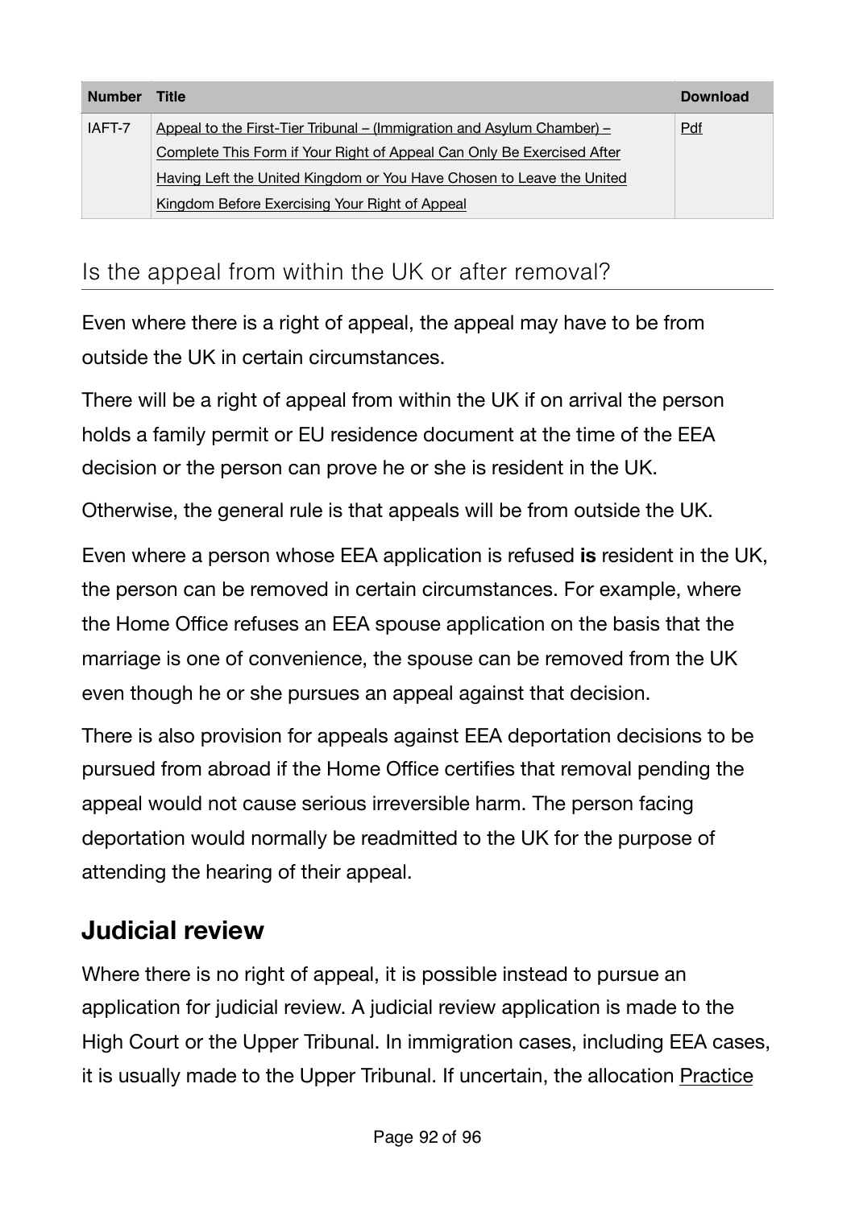| Number | Title | Download |
|---|---|---|
| IAFT-7 | Appeal to the First-Tier Tribunal – (Immigration and Asylum Chamber) – Complete This Form if Your Right of Appeal Can Only Be Exercised After Having Left the United Kingdom or You Have Chosen to Leave the United Kingdom Before Exercising Your Right of Appeal | Pdf |

### Is the appeal from within the UK or after removal?

Even where there is a right of appeal, the appeal may have to be from outside the UK in certain circumstances.

There will be a right of appeal from within the UK if on arrival the person holds a family permit or EU residence document at the time of the EEA decision or the person can prove he or she is resident in the UK.

Otherwise, the general rule is that appeals will be from outside the UK.

Even where a person whose EEA application is refused **is** resident in the UK, the person can be removed in certain circumstances. For example, where the Home Office refuses an EEA spouse application on the basis that the marriage is one of convenience, the spouse can be removed from the UK even though he or she pursues an appeal against that decision.

There is also provision for appeals against EEA deportation decisions to be pursued from abroad if the Home Office certifies that removal pending the appeal would not cause serious irreversible harm. The person facing deportation would normally be readmitted to the UK for the purpose of attending the hearing of their appeal.

## Judicial review

Where there is no right of appeal, it is possible instead to pursue an application for judicial review. A judicial review application is made to the High Court or the Upper Tribunal. In immigration cases, including EEA cases, it is usually made to the Upper Tribunal. If uncertain, the allocation Practice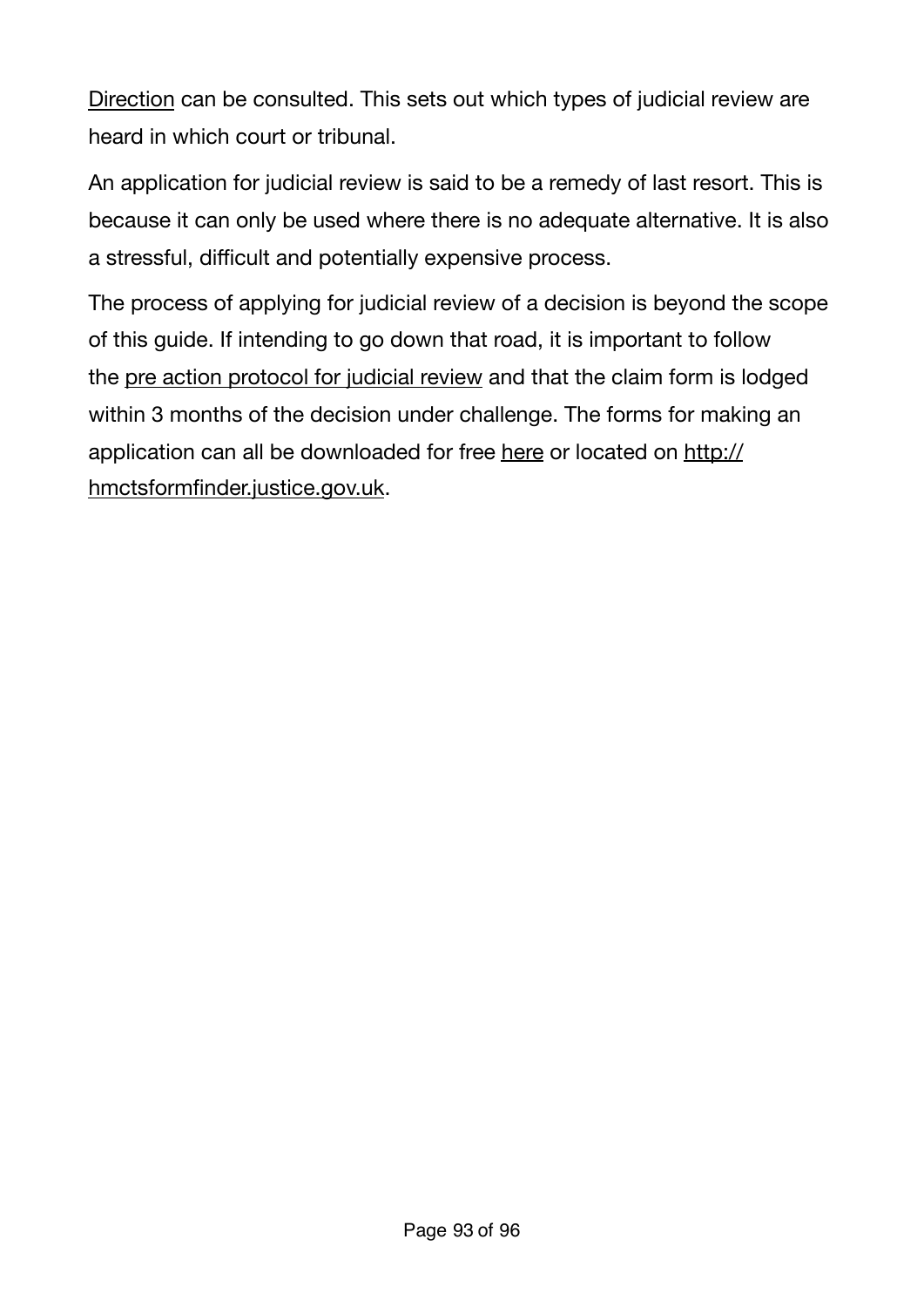Direction can be consulted. This sets out which types of judicial review are heard in which court or tribunal.

An application for judicial review is said to be a remedy of last resort. This is because it can only be used where there is no adequate alternative. It is also a stressful, difficult and potentially expensive process.

The process of applying for judicial review of a decision is beyond the scope of this guide. If intending to go down that road, it is important to follow the pre action protocol for judicial review and that the claim form is lodged within 3 months of the decision under challenge. The forms for making an application can all be downloaded for free here or located on http://hmctsformfinder.justice.gov.uk.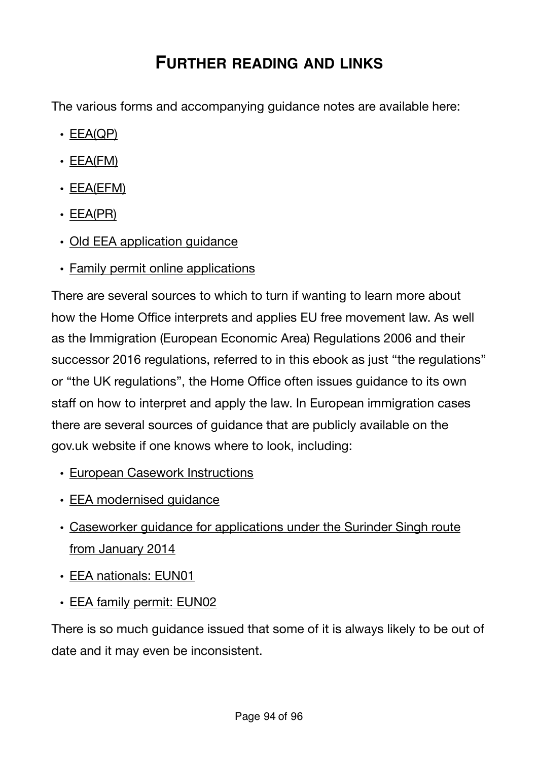# Further reading and links

The various forms and accompanying guidance notes are available here:

- EEA(QP)
- EEA(FM)
- EEA(EFM)
- EEA(PR)
- Old EEA application guidance
- Family permit online applications

There are several sources to which to turn if wanting to learn more about how the Home Office interprets and applies EU free movement law. As well as the Immigration (European Economic Area) Regulations 2006 and their successor 2016 regulations, referred to in this ebook as just "the regulations" or "the UK regulations", the Home Office often issues guidance to its own staff on how to interpret and apply the law. In European immigration cases there are several sources of guidance that are publicly available on the gov.uk website if one knows where to look, including:

- European Casework Instructions
- EEA modernised guidance
- Caseworker guidance for applications under the Surinder Singh route from January 2014
- EEA nationals: EUN01
- EEA family permit: EUN02

There is so much guidance issued that some of it is always likely to be out of date and it may even be inconsistent.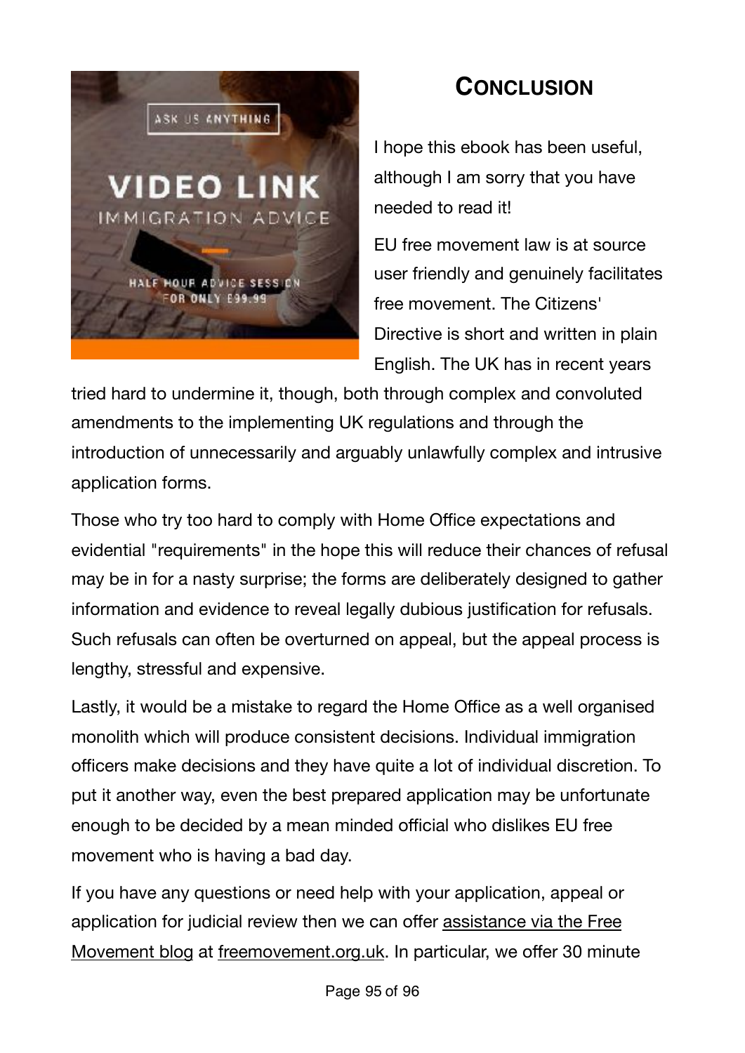## Conclusion

I hope this ebook has been useful, although I am sorry that you have needed to read it!

EU free movement law is at source user friendly and genuinely facilitates free movement. The Citizens' Directive is short and written in plain English. The UK has in recent years tried hard to undermine it, though, both through complex and convoluted amendments to the implementing UK regulations and through the introduction of unnecessarily and arguably unlawfully complex and intrusive application forms.

Those who try too hard to comply with Home Office expectations and evidential "requirements" in the hope this will reduce their chances of refusal may be in for a nasty surprise; the forms are deliberately designed to gather information and evidence to reveal legally dubious justification for refusals. Such refusals can often be overturned on appeal, but the appeal process is lengthy, stressful and expensive.

Lastly, it would be a mistake to regard the Home Office as a well organised monolith which will produce consistent decisions. Individual immigration officers make decisions and they have quite a lot of individual discretion. To put it another way, even the best prepared application may be unfortunate enough to be decided by a mean minded official who dislikes EU free movement who is having a bad day.

If you have any questions or need help with your application, appeal or application for judicial review then we can offer assistance via the Free Movement blog at freemovement.org.uk. In particular, we offer 30 minute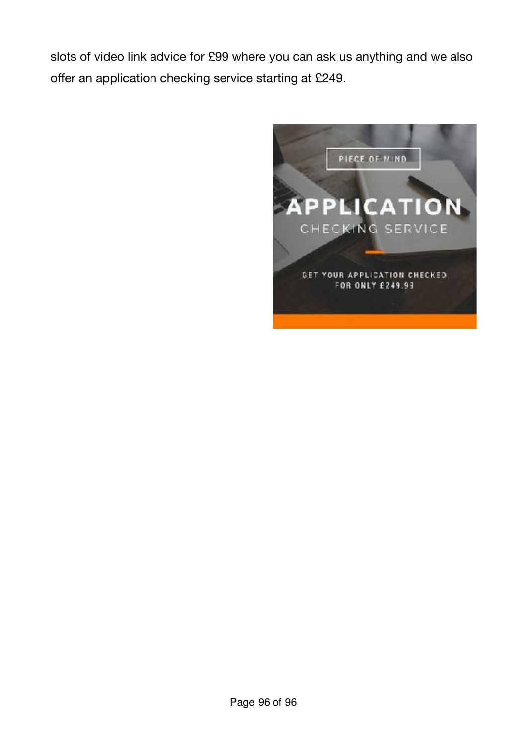slots of video link advice for £99 where you can ask us anything and we also offer an application checking service starting at £249.

PIECE OF MIND

APPLICATION

CHECKING SERVICE

GET YOUR APPLICATION CHECKED FOR ONLY £249.99